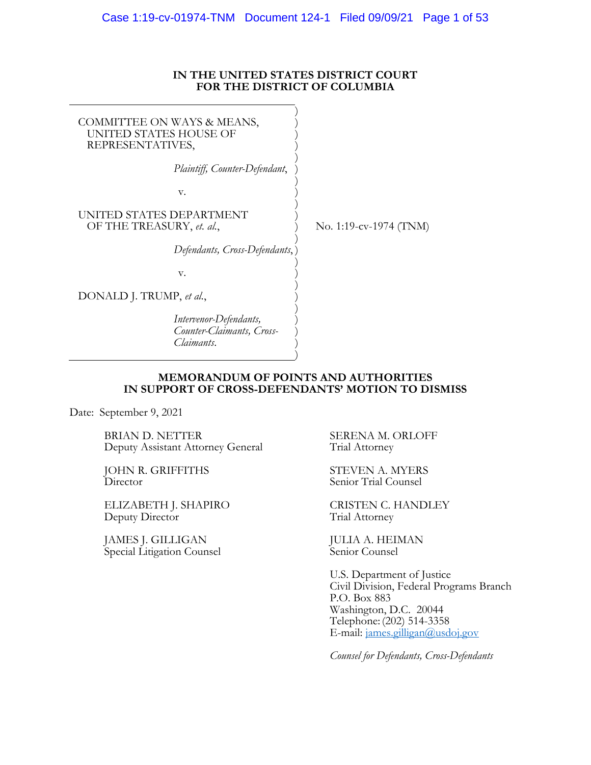# IN THE UNITED STATES DISTRICT COURT FOR THE DISTRICT OF COLUMBIA

COMMITTEE ON WAYS & MEANS, UNITED STATES HOUSE OF REPRESENTATIVES,

*Plaintiff, Counter-Defendant*,

v.

UNITED STATES DEPARTMENT OF THE TREASURY, *et. al.*,

*Defendants, Cross-Defendants*,

v.

DONALD J. TRUMP, *et al.*,

*Intervenor-Defendants, Counter-Claimants, Cross-Claimants*.

No. 1:19-cv-1974 (TNM)

## MEMORANDUM OF POINTS AND AUTHORITIES IN SUPPORT OF CROSS-DEFENDANTS' MOTION TO DISMISS

Date: September 9, 2021

BRIAN D. NETTER
Deputy Assistant Attorney General

JOHN R. GRIFFITHS
Director

ELIZABETH J. SHAPIRO
Deputy Director

JAMES J. GILLIGAN
Special Litigation Counsel

SERENA M. ORLOFF
Trial Attorney

STEVEN A. MYERS
Senior Trial Counsel

CRISTEN C. HANDLEY
Trial Attorney

JULIA A. HEIMAN
Senior Counsel

U.S. Department of Justice
Civil Division, Federal Programs Branch
P.O. Box 883
Washington, D.C. 20044
Telephone: (202) 514-3358
E-mail: james.gilligan@usdoj.gov

*Counsel for Defendants, Cross-Defendants*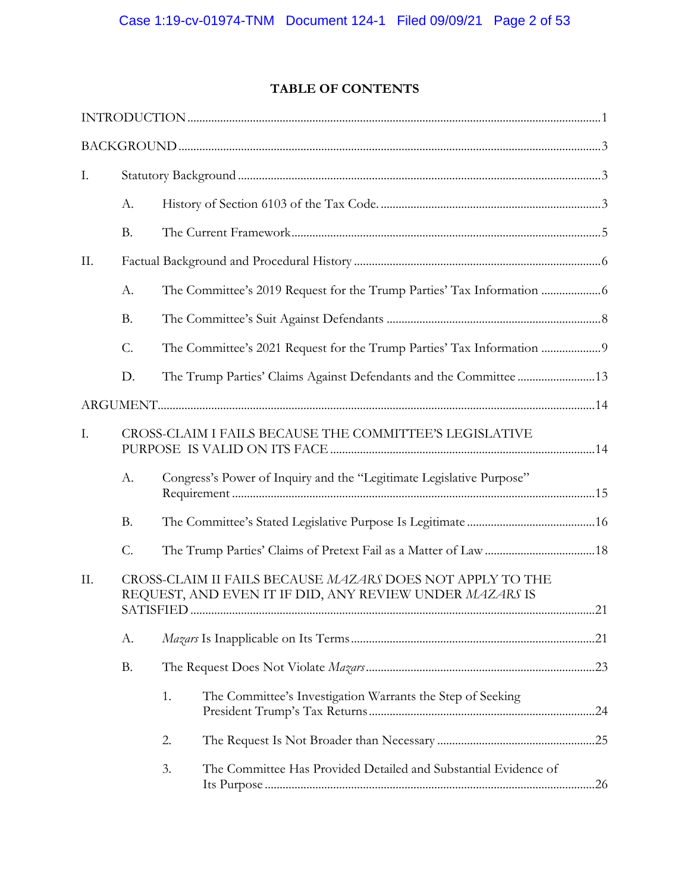# TABLE OF CONTENTS

INTRODUCTION ........................................................................................................................ 1

BACKGROUND ......................................................................................................................... 3

I. Statutory Background ........................................................................................................ 3

  A. History of Section 6103 of the Tax Code. ........................................................................ 3

  B. The Current Framework .................................................................................................. 5

II. Factual Background and Procedural History .................................................................... 6

  A. The Committee's 2019 Request for the Trump Parties' Tax Information ....................... 6

  B. The Committee's Suit Against Defendants ...................................................................... 8

  C. The Committee's 2021 Request for the Trump Parties' Tax Information ....................... 9

  D. The Trump Parties' Claims Against Defendants and the Committee ............................ 13

ARGUMENT ............................................................................................................................. 14

I. CROSS-CLAIM I FAILS BECAUSE THE COMMITTEE'S LEGISLATIVE PURPOSE IS VALID ON ITS FACE ........................................................................................................... 14

  A. Congress's Power of Inquiry and the "Legitimate Legislative Purpose" Requirement ..... 15

  B. The Committee's Stated Legislative Purpose Is Legitimate .......................................... 16

  C. The Trump Parties' Claims of Pretext Fail as a Matter of Law ...................................... 18

II. CROSS-CLAIM II FAILS BECAUSE *MAZARS* DOES NOT APPLY TO THE REQUEST, AND EVEN IT IF DID, ANY REVIEW UNDER *MAZARS* IS SATISFIED ........................................................................................................................ 21

  A. *Mazars* Is Inapplicable on Its Terms ............................................................................ 21

  B. The Request Does Not Violate *Mazars* ......................................................................... 23

    1. The Committee's Investigation Warrants the Step of Seeking President Trump's Tax Returns ............................................................................................................ 24

    2. The Request Is Not Broader than Necessary ........................................................... 25

    3. The Committee Has Provided Detailed and Substantial Evidence of Its Purpose ......................................................................................................................... 26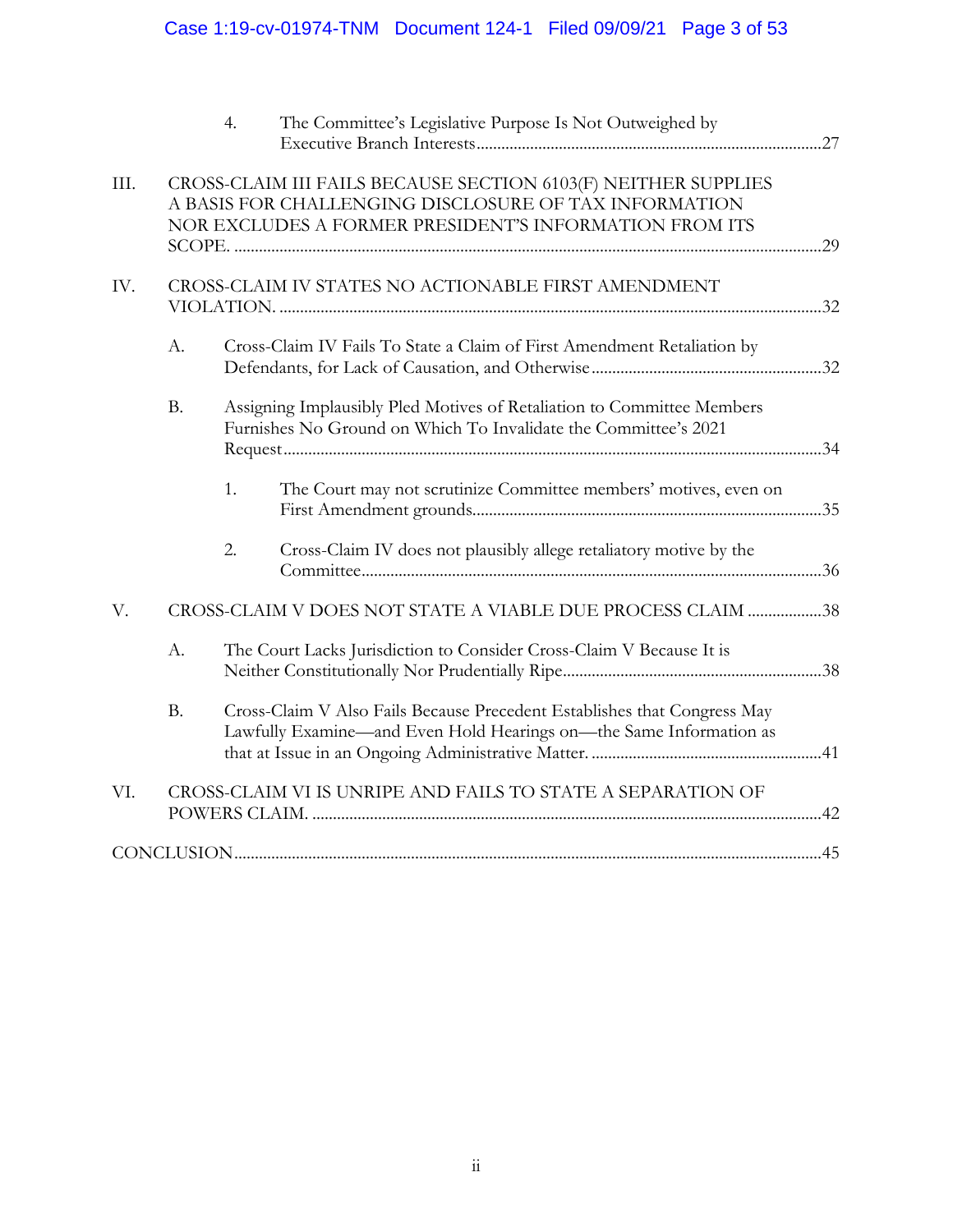4. The Committee's Legislative Purpose Is Not Outweighed by Executive Branch Interests ....27

III. CROSS-CLAIM III FAILS BECAUSE SECTION 6103(F) NEITHER SUPPLIES A BASIS FOR CHALLENGING DISCLOSURE OF TAX INFORMATION NOR EXCLUDES A FORMER PRESIDENT'S INFORMATION FROM ITS SCOPE. ....29

IV. CROSS-CLAIM IV STATES NO ACTIONABLE FIRST AMENDMENT VIOLATION. ....32

A. Cross-Claim IV Fails To State a Claim of First Amendment Retaliation by Defendants, for Lack of Causation, and Otherwise ....32

B. Assigning Implausibly Pled Motives of Retaliation to Committee Members Furnishes No Ground on Which To Invalidate the Committee's 2021 Request ....34

1. The Court may not scrutinize Committee members' motives, even on First Amendment grounds ....35

2. Cross-Claim IV does not plausibly allege retaliatory motive by the Committee ....36

V. CROSS-CLAIM V DOES NOT STATE A VIABLE DUE PROCESS CLAIM ....38

A. The Court Lacks Jurisdiction to Consider Cross-Claim V Because It is Neither Constitutionally Nor Prudentially Ripe ....38

B. Cross-Claim V Also Fails Because Precedent Establishes that Congress May Lawfully Examine—and Even Hold Hearings on—the Same Information as that at Issue in an Ongoing Administrative Matter. ....41

VI. CROSS-CLAIM VI IS UNRIPE AND FAILS TO STATE A SEPARATION OF POWERS CLAIM. ....42

CONCLUSION ....45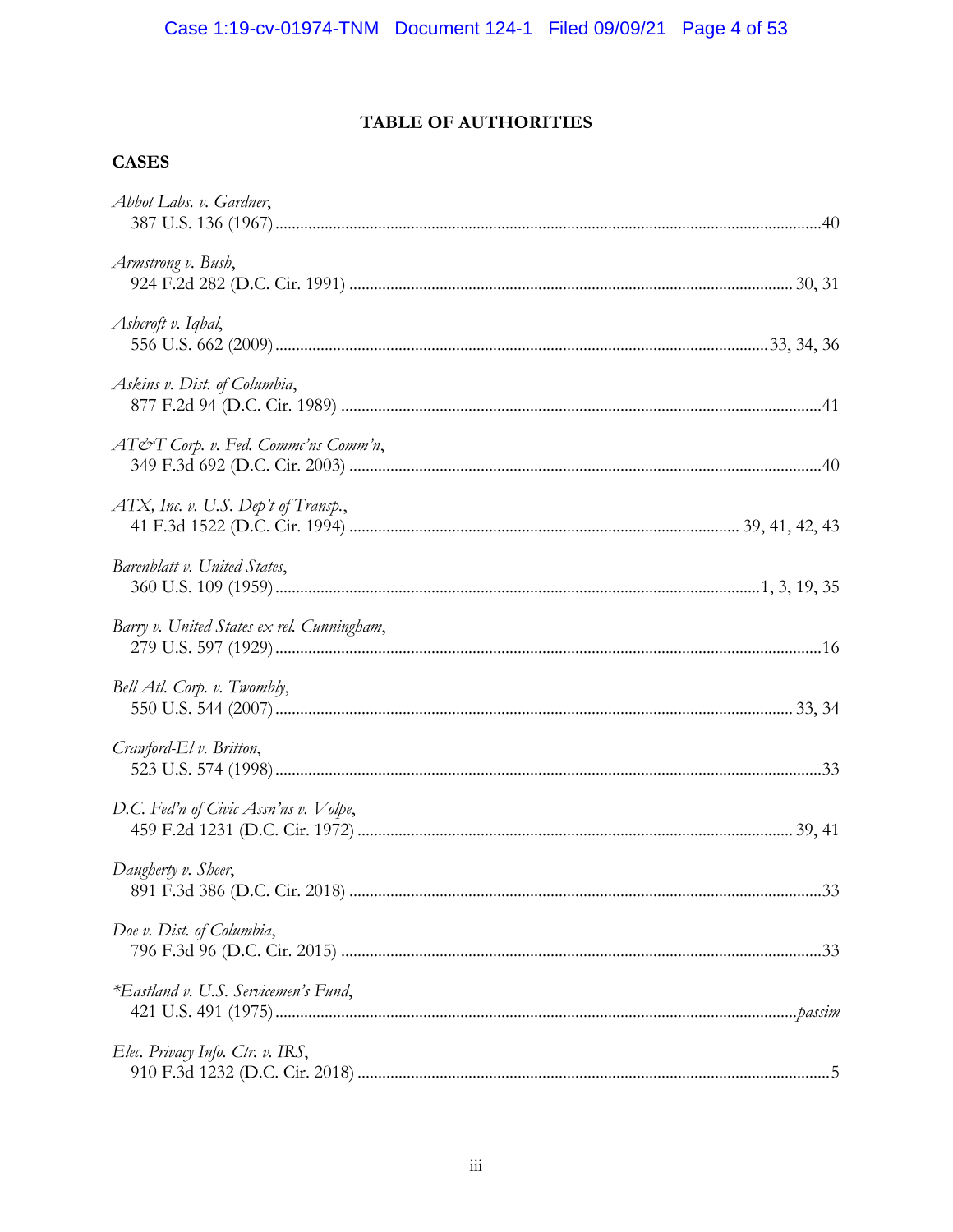# TABLE OF AUTHORITIES

## CASES

*Abbot Labs. v. Gardner*,
387 U.S. 136 (1967) ........................................................................................................40

*Armstrong v. Bush*,
924 F.2d 282 (D.C. Cir. 1991) ........................................................................................ 30, 31

*Ashcroft v. Iqbal*,
556 U.S. 662 (2009) ........................................................................................................33, 34, 36

*Askins v. Dist. of Columbia*,
877 F.2d 94 (D.C. Cir. 1989) ..........................................................................................41

*AT&T Corp. v. Fed. Commc'ns Comm'n*,
349 F.3d 692 (D.C. Cir. 2003) ........................................................................................40

*ATX, Inc. v. U.S. Dep't of Transp.*,
41 F.3d 1522 (D.C. Cir. 1994) ........................................................................................ 39, 41, 42, 43

*Barenblatt v. United States*,
360 U.S. 109 (1959) ........................................................................................................1, 3, 19, 35

*Barry v. United States ex rel. Cunningham*,
279 U.S. 597 (1929) ........................................................................................................16

*Bell Atl. Corp. v. Twombly*,
550 U.S. 544 (2007) ........................................................................................................ 33, 34

*Crawford-El v. Britton*,
523 U.S. 574 (1998) ........................................................................................................33

*D.C. Fed'n of Civic Assn'ns v. Volpe*,
459 F.2d 1231 (D.C. Cir. 1972) ...................................................................................... 39, 41

*Daugherty v. Sheer*,
891 F.3d 386 (D.C. Cir. 2018) ........................................................................................33

*Doe v. Dist. of Columbia*,
796 F.3d 96 (D.C. Cir. 2015) ..........................................................................................33

*\*Eastland v. U.S. Servicemen's Fund*,
421 U.S. 491 (1975) ........................................................................................................*passim*

*Elec. Privacy Info. Ctr. v. IRS*,
910 F.3d 1232 (D.C. Cir. 2018) ......................................................................................5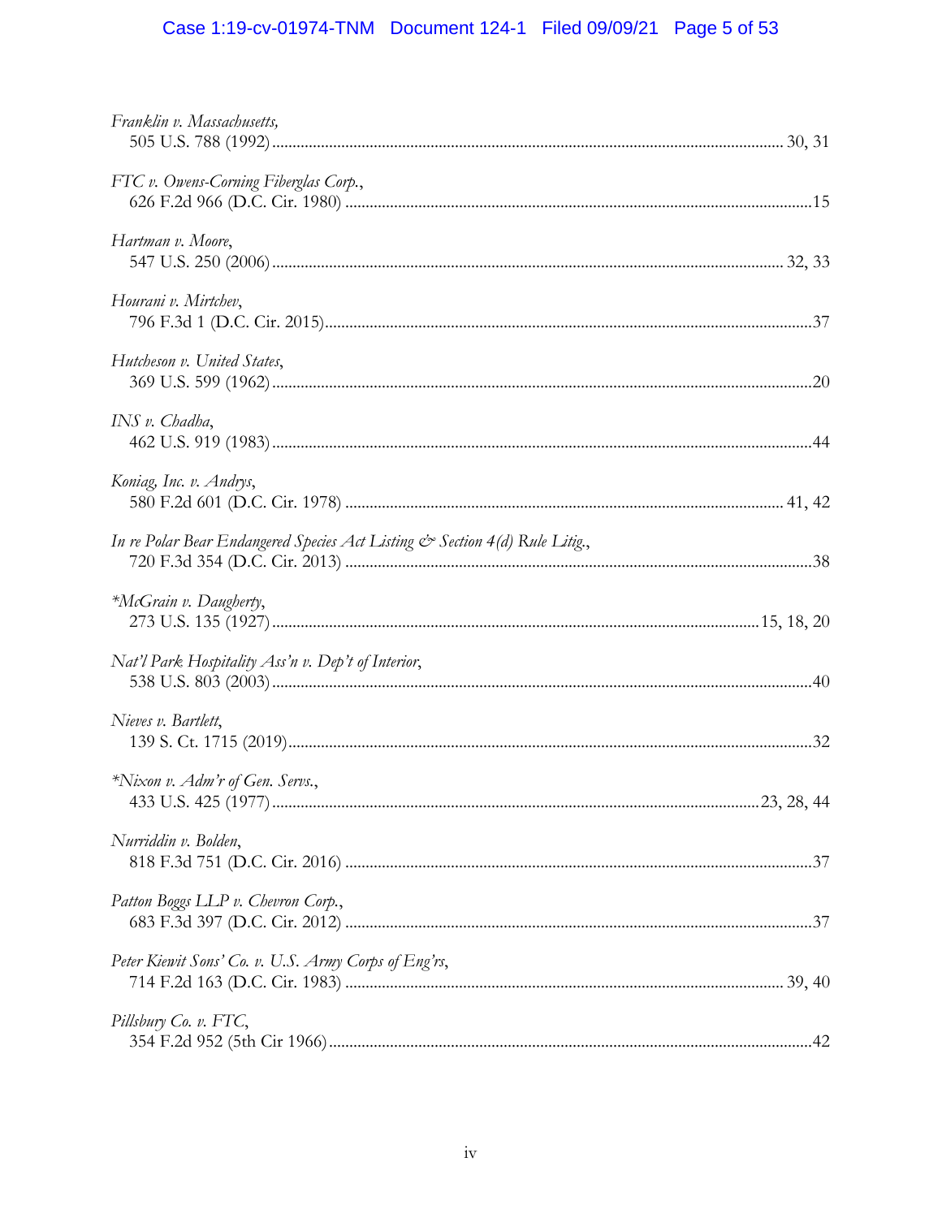*Franklin v. Massachusetts*,
505 U.S. 788 (1992) .......... 30, 31

*FTC v. Owens-Corning Fiberglas Corp.*,
626 F.2d 966 (D.C. Cir. 1980) .......... 15

*Hartman v. Moore*,
547 U.S. 250 (2006) .......... 32, 33

*Hourani v. Mirtchev*,
796 F.3d 1 (D.C. Cir. 2015) .......... 37

*Hutcheson v. United States*,
369 U.S. 599 (1962) .......... 20

*INS v. Chadha*,
462 U.S. 919 (1983) .......... 44

*Koniag, Inc. v. Andrys*,
580 F.2d 601 (D.C. Cir. 1978) .......... 41, 42

*In re Polar Bear Endangered Species Act Listing & Section 4(d) Rule Litig.*,
720 F.3d 354 (D.C. Cir. 2013) .......... 38

**McGrain v. Daugherty*,
273 U.S. 135 (1927) .......... 15, 18, 20

*Nat'l Park Hospitality Ass'n v. Dep't of Interior*,
538 U.S. 803 (2003) .......... 40

*Nieves v. Bartlett*,
139 S. Ct. 1715 (2019) .......... 32

**Nixon v. Adm'r of Gen. Servs.*,
433 U.S. 425 (1977) .......... 23, 28, 44

*Nurriddin v. Bolden*,
818 F.3d 751 (D.C. Cir. 2016) .......... 37

*Patton Boggs LLP v. Chevron Corp.*,
683 F.3d 397 (D.C. Cir. 2012) .......... 37

*Peter Kiewit Sons' Co. v. U.S. Army Corps of Eng'rs*,
714 F.2d 163 (D.C. Cir. 1983) .......... 39, 40

*Pillsbury Co. v. FTC*,
354 F.2d 952 (5th Cir 1966) .......... 42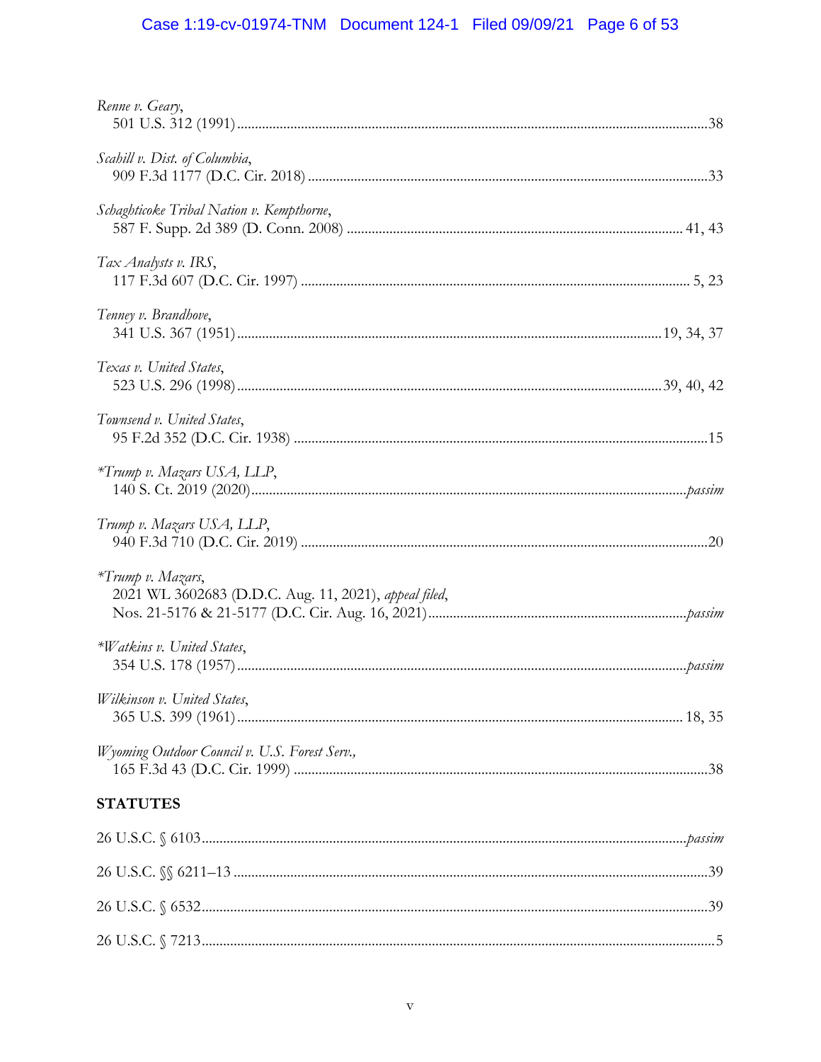*Renne v. Geary*,
501 U.S. 312 (1991) .....38

*Scahill v. Dist. of Columbia*,
909 F.3d 1177 (D.C. Cir. 2018) .....33

*Schaghticoke Tribal Nation v. Kempthorne*,
587 F. Supp. 2d 389 (D. Conn. 2008) ..... 41, 43

*Tax Analysts v. IRS*,
117 F.3d 607 (D.C. Cir. 1997) ..... 5, 23

*Tenney v. Brandhove*,
341 U.S. 367 (1951) .....19, 34, 37

*Texas v. United States*,
523 U.S. 296 (1998) .....39, 40, 42

*Townsend v. United States*,
95 F.2d 352 (D.C. Cir. 1938) .....15

*\*Trump v. Mazars USA, LLP*,
140 S. Ct. 2019 (2020) ..... *passim*

*Trump v. Mazars USA, LLP*,
940 F.3d 710 (D.C. Cir. 2019) .....20

*\*Trump v. Mazars*,
2021 WL 3602683 (D.D.C. Aug. 11, 2021), *appeal filed*,
Nos. 21-5176 & 21-5177 (D.C. Cir. Aug. 16, 2021) ..... *passim*

*\*Watkins v. United States*,
354 U.S. 178 (1957) ..... *passim*

*Wilkinson v. United States*,
365 U.S. 399 (1961) ..... 18, 35

*Wyoming Outdoor Council v. U.S. Forest Serv.*,
165 F.3d 43 (D.C. Cir. 1999) .....38

## STATUTES

26 U.S.C. § 6103 ..... *passim*

26 U.S.C. §§ 6211–13 .....39

26 U.S.C. § 6532 .....39

26 U.S.C. § 7213 .....5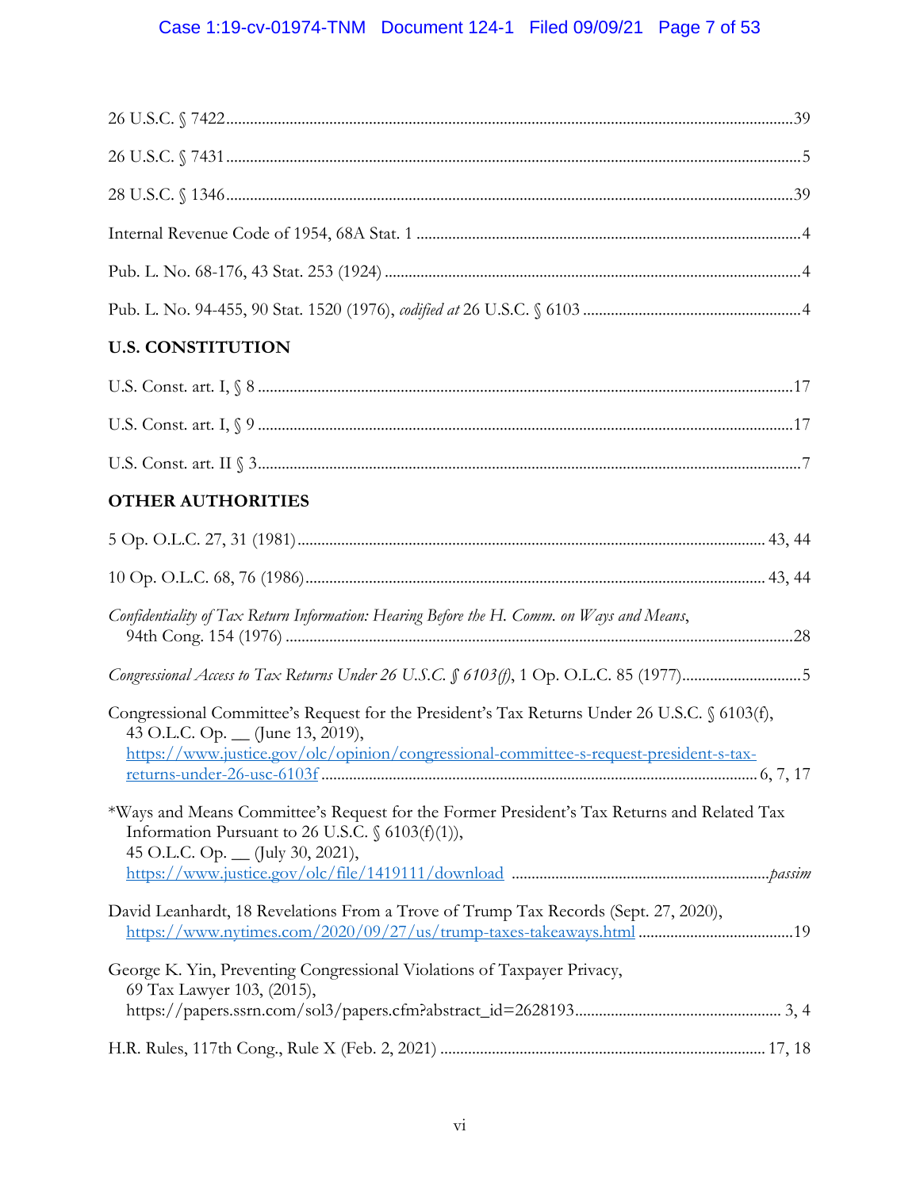26 U.S.C. § 7422 .......... 39

26 U.S.C. § 7431 .......... 5

28 U.S.C. § 1346 .......... 39

Internal Revenue Code of 1954, 68A Stat. 1 .......... 4

Pub. L. No. 68-176, 43 Stat. 253 (1924) .......... 4

Pub. L. No. 94-455, 90 Stat. 1520 (1976), *codified at* 26 U.S.C. § 6103 .......... 4

## U.S. CONSTITUTION

U.S. Const. art. I, § 8 .......... 17

U.S. Const. art. I, § 9 .......... 17

U.S. Const. art. II § 3 .......... 7

## OTHER AUTHORITIES

5 Op. O.L.C. 27, 31 (1981) .......... 43, 44

10 Op. O.L.C. 68, 76 (1986) .......... 43, 44

*Confidentiality of Tax Return Information: Hearing Before the H. Comm. on Ways and Means*, 94th Cong. 154 (1976) .......... 28

*Congressional Access to Tax Returns Under 26 U.S.C. § 6103(f)*, 1 Op. O.L.C. 85 (1977) .......... 5

Congressional Committee's Request for the President's Tax Returns Under 26 U.S.C. § 6103(f), 43 O.L.C. Op. __ (June 13, 2019), https://www.justice.gov/olc/opinion/congressional-committee-s-request-president-s-tax-returns-under-26-usc-6103f .......... 6, 7, 17

*Ways and Means Committee's Request for the Former President's Tax Returns and Related Tax Information Pursuant to 26 U.S.C. § 6103(f)(1)), 45 O.L.C. Op. __ (July 30, 2021), https://www.justice.gov/olc/file/1419111/download .......... *passim*

David Leanhardt, 18 Revelations From a Trove of Trump Tax Records (Sept. 27, 2020), https://www.nytimes.com/2020/09/27/us/trump-taxes-takeaways.html .......... 19

George K. Yin, Preventing Congressional Violations of Taxpayer Privacy, 69 Tax Lawyer 103, (2015), https://papers.ssrn.com/sol3/papers.cfm?abstract_id=2628193 .......... 3, 4

H.R. Rules, 117th Cong., Rule X (Feb. 2, 2021) .......... 17, 18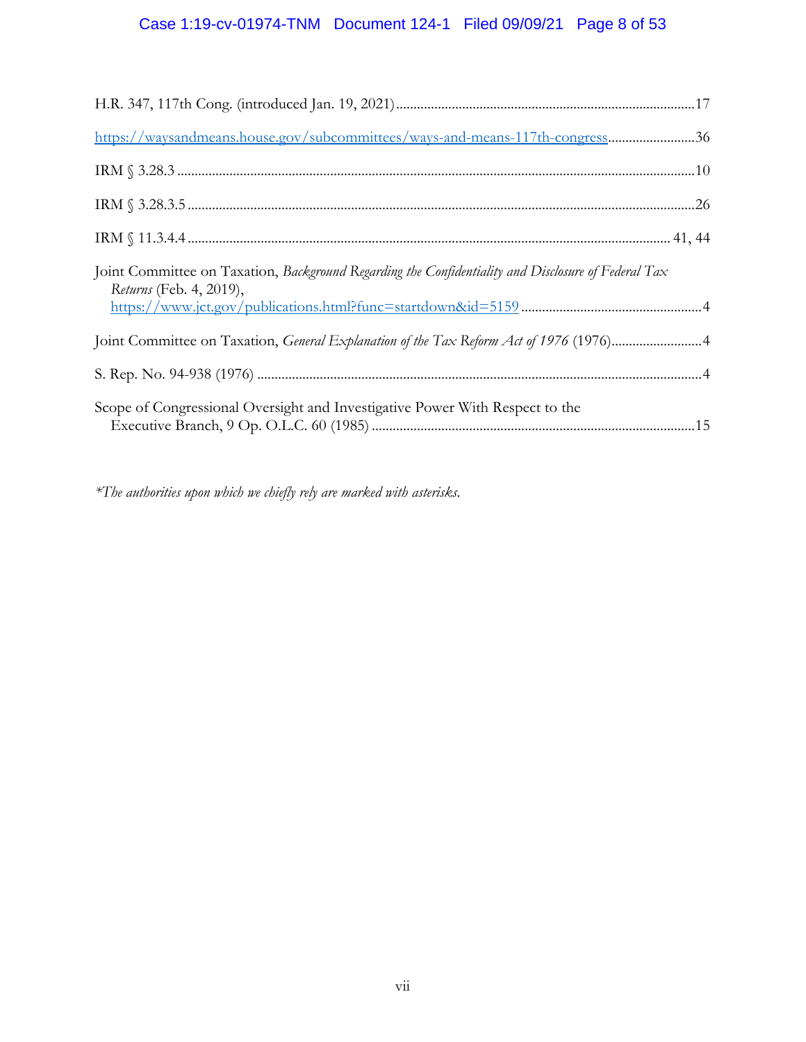H.R. 347, 117th Cong. (introduced Jan. 19, 2021) ....................................................................................17

https://waysandmeans.house.gov/subcommittees/ways-and-means-117th-congress..........................36

IRM § 3.28.3 ..................................................................................................................................10

IRM § 3.28.3.5 ...............................................................................................................................26

IRM § 11.3.4.4 ......................................................................................................................... 41, 44

Joint Committee on Taxation, *Background Regarding the Confidentiality and Disclosure of Federal Tax Returns* (Feb. 4, 2019), https://www.jct.gov/publications.html?func=startdown&id=5159 ....................................................4

Joint Committee on Taxation, *General Explanation of the Tax Reform Act of 1976* (1976)..........................4

S. Rep. No. 94-938 (1976) ...............................................................................................................4

Scope of Congressional Oversight and Investigative Power With Respect to the Executive Branch, 9 Op. O.L.C. 60 (1985) ...........................................................................................15

*\*The authorities upon which we chiefly rely are marked with asterisks.*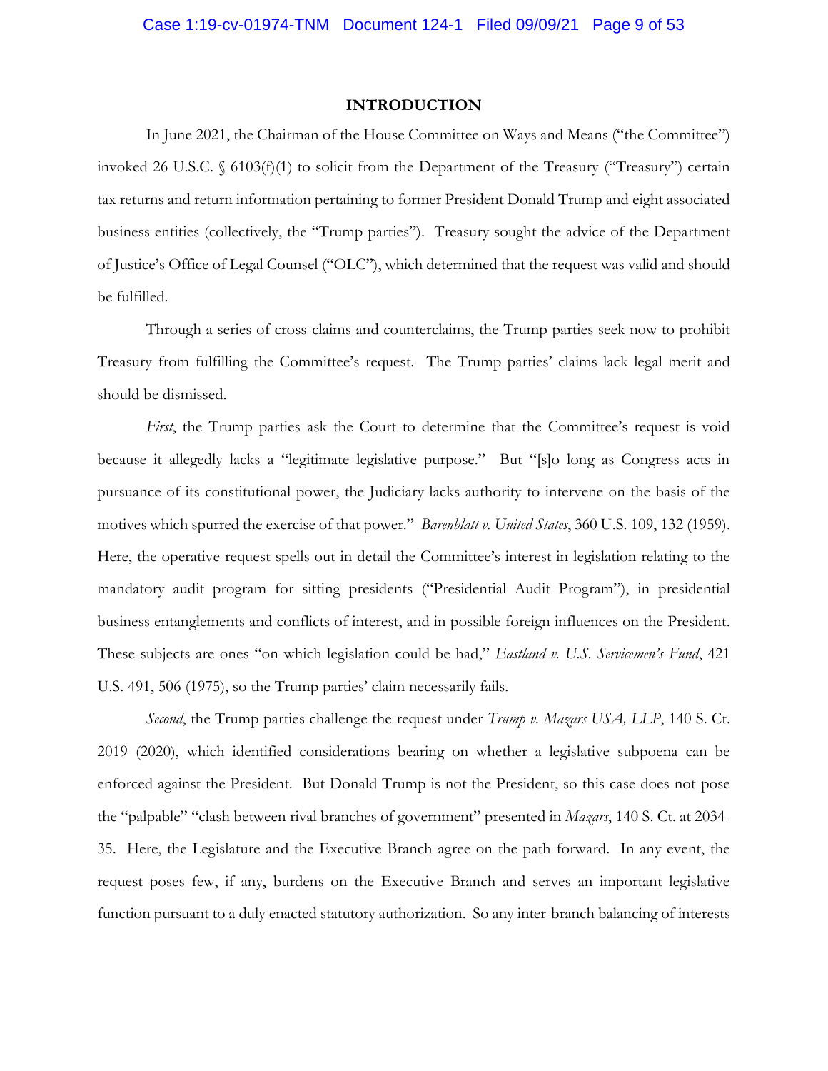## INTRODUCTION

In June 2021, the Chairman of the House Committee on Ways and Means ("the Committee") invoked 26 U.S.C. § 6103(f)(1) to solicit from the Department of the Treasury ("Treasury") certain tax returns and return information pertaining to former President Donald Trump and eight associated business entities (collectively, the "Trump parties"). Treasury sought the advice of the Department of Justice's Office of Legal Counsel ("OLC"), which determined that the request was valid and should be fulfilled.

Through a series of cross-claims and counterclaims, the Trump parties seek now to prohibit Treasury from fulfilling the Committee's request. The Trump parties' claims lack legal merit and should be dismissed.

*First*, the Trump parties ask the Court to determine that the Committee's request is void because it allegedly lacks a "legitimate legislative purpose." But "[s]o long as Congress acts in pursuance of its constitutional power, the Judiciary lacks authority to intervene on the basis of the motives which spurred the exercise of that power." *Barenblatt v. United States*, 360 U.S. 109, 132 (1959). Here, the operative request spells out in detail the Committee's interest in legislation relating to the mandatory audit program for sitting presidents ("Presidential Audit Program"), in presidential business entanglements and conflicts of interest, and in possible foreign influences on the President. These subjects are ones "on which legislation could be had," *Eastland v. U.S. Servicemen's Fund*, 421 U.S. 491, 506 (1975), so the Trump parties' claim necessarily fails.

*Second*, the Trump parties challenge the request under *Trump v. Mazars USA, LLP*, 140 S. Ct. 2019 (2020), which identified considerations bearing on whether a legislative subpoena can be enforced against the President. But Donald Trump is not the President, so this case does not pose the "palpable" "clash between rival branches of government" presented in *Mazars*, 140 S. Ct. at 2034-35. Here, the Legislature and the Executive Branch agree on the path forward. In any event, the request poses few, if any, burdens on the Executive Branch and serves an important legislative function pursuant to a duly enacted statutory authorization. So any inter-branch balancing of interests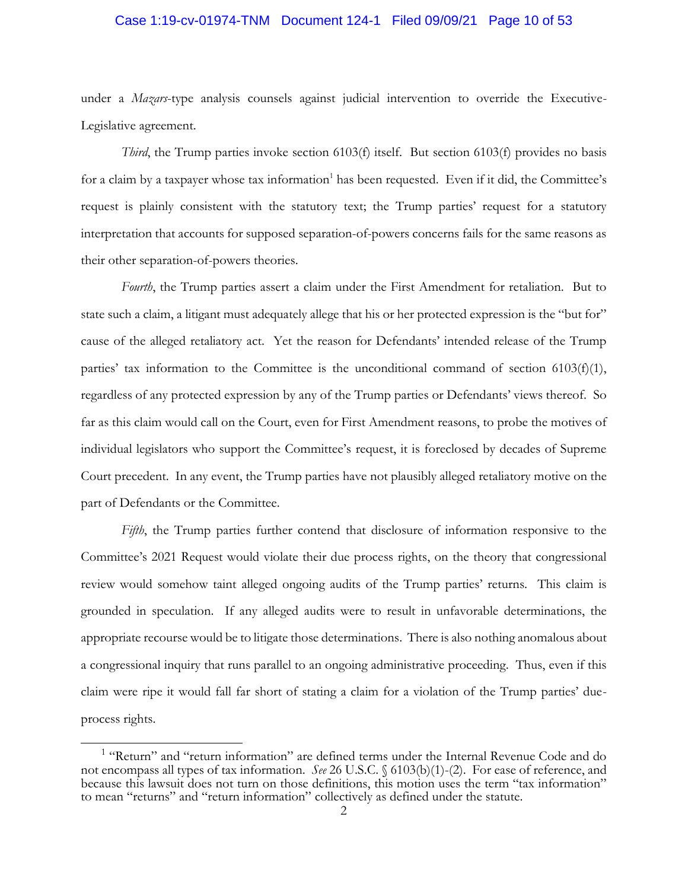under a *Mazars*-type analysis counsels against judicial intervention to override the Executive-Legislative agreement.

*Third*, the Trump parties invoke section 6103(f) itself. But section 6103(f) provides no basis for a claim by a taxpayer whose tax information[1] has been requested. Even if it did, the Committee's request is plainly consistent with the statutory text; the Trump parties' request for a statutory interpretation that accounts for supposed separation-of-powers concerns fails for the same reasons as their other separation-of-powers theories.

*Fourth*, the Trump parties assert a claim under the First Amendment for retaliation. But to state such a claim, a litigant must adequately allege that his or her protected expression is the "but for" cause of the alleged retaliatory act. Yet the reason for Defendants' intended release of the Trump parties' tax information to the Committee is the unconditional command of section 6103(f)(1), regardless of any protected expression by any of the Trump parties or Defendants' views thereof. So far as this claim would call on the Court, even for First Amendment reasons, to probe the motives of individual legislators who support the Committee's request, it is foreclosed by decades of Supreme Court precedent. In any event, the Trump parties have not plausibly alleged retaliatory motive on the part of Defendants or the Committee.

*Fifth*, the Trump parties further contend that disclosure of information responsive to the Committee's 2021 Request would violate their due process rights, on the theory that congressional review would somehow taint alleged ongoing audits of the Trump parties' returns. This claim is grounded in speculation. If any alleged audits were to result in unfavorable determinations, the appropriate recourse would be to litigate those determinations. There is also nothing anomalous about a congressional inquiry that runs parallel to an ongoing administrative proceeding. Thus, even if this claim were ripe it would fall far short of stating a claim for a violation of the Trump parties' due-process rights.

---

[1] "Return" and "return information" are defined terms under the Internal Revenue Code and do not encompass all types of tax information. *See* 26 U.S.C. § 6103(b)(1)-(2). For ease of reference, and because this lawsuit does not turn on those definitions, this motion uses the term "tax information" to mean "returns" and "return information" collectively as defined under the statute.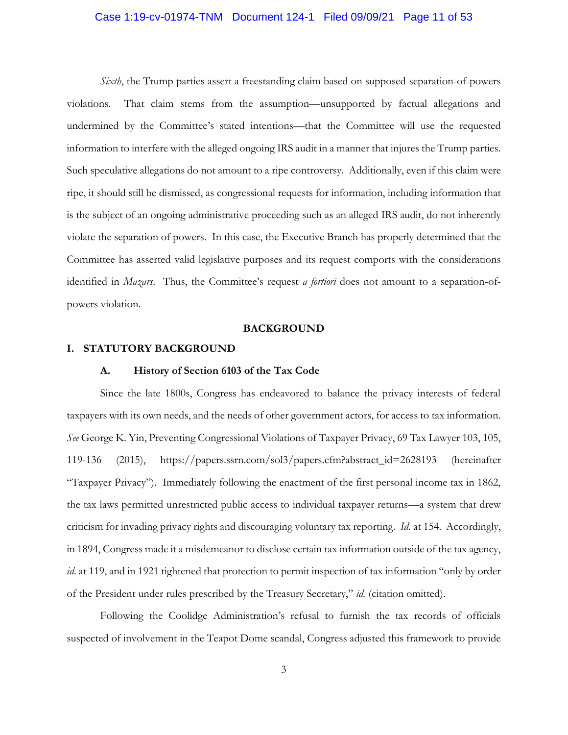*Sixth*, the Trump parties assert a freestanding claim based on supposed separation-of-powers violations. That claim stems from the assumption—unsupported by factual allegations and undermined by the Committee's stated intentions—that the Committee will use the requested information to interfere with the alleged ongoing IRS audit in a manner that injures the Trump parties. Such speculative allegations do not amount to a ripe controversy. Additionally, even if this claim were ripe, it should still be dismissed, as congressional requests for information, including information that is the subject of an ongoing administrative proceeding such as an alleged IRS audit, do not inherently violate the separation of powers. In this case, the Executive Branch has properly determined that the Committee has asserted valid legislative purposes and its request comports with the considerations identified in *Mazars*. Thus, the Committee's request *a fortiori* does not amount to a separation-of-powers violation.

## BACKGROUND

## I. STATUTORY BACKGROUND

### A. History of Section 6103 of the Tax Code

Since the late 1800s, Congress has endeavored to balance the privacy interests of federal taxpayers with its own needs, and the needs of other government actors, for access to tax information. *See* George K. Yin, Preventing Congressional Violations of Taxpayer Privacy, 69 Tax Lawyer 103, 105, 119-136 (2015), https://papers.ssrn.com/sol3/papers.cfm?abstract_id=2628193 (hereinafter "Taxpayer Privacy"). Immediately following the enactment of the first personal income tax in 1862, the tax laws permitted unrestricted public access to individual taxpayer returns—a system that drew criticism for invading privacy rights and discouraging voluntary tax reporting. *Id.* at 154. Accordingly, in 1894, Congress made it a misdemeanor to disclose certain tax information outside of the tax agency, *id.* at 119, and in 1921 tightened that protection to permit inspection of tax information "only by order of the President under rules prescribed by the Treasury Secretary," *id.* (citation omitted).

Following the Coolidge Administration's refusal to furnish the tax records of officials suspected of involvement in the Teapot Dome scandal, Congress adjusted this framework to provide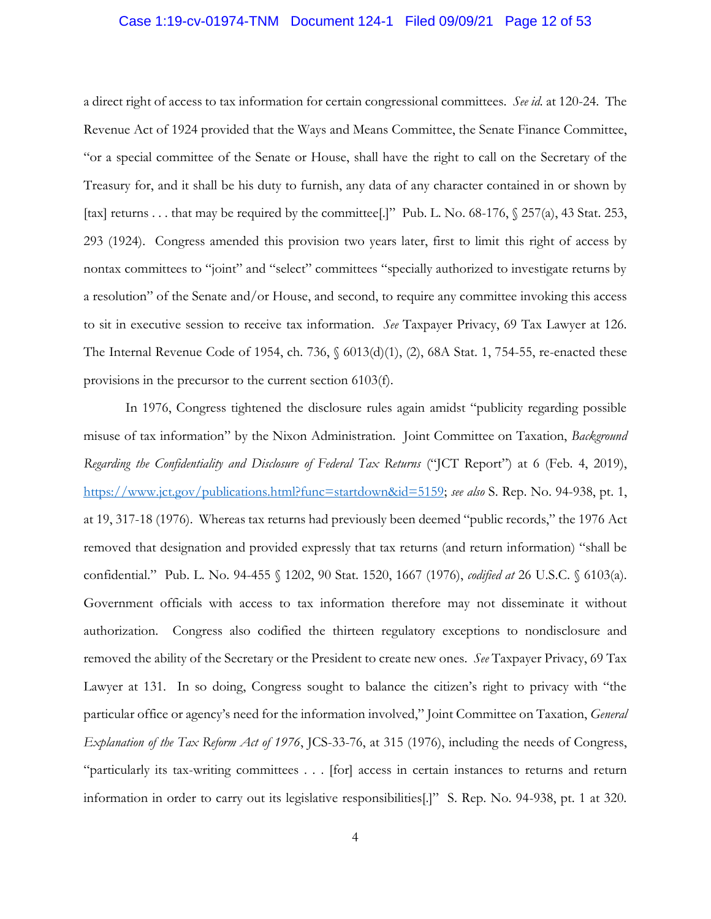a direct right of access to tax information for certain congressional committees. *See id.* at 120-24. The Revenue Act of 1924 provided that the Ways and Means Committee, the Senate Finance Committee, "or a special committee of the Senate or House, shall have the right to call on the Secretary of the Treasury for, and it shall be his duty to furnish, any data of any character contained in or shown by [tax] returns . . . that may be required by the committee[.]" Pub. L. No. 68-176, § 257(a), 43 Stat. 253, 293 (1924). Congress amended this provision two years later, first to limit this right of access by nontax committees to "joint" and "select" committees "specially authorized to investigate returns by a resolution" of the Senate and/or House, and second, to require any committee invoking this access to sit in executive session to receive tax information. *See* Taxpayer Privacy, 69 Tax Lawyer at 126. The Internal Revenue Code of 1954, ch. 736, § 6013(d)(1), (2), 68A Stat. 1, 754-55, re-enacted these provisions in the precursor to the current section 6103(f).

In 1976, Congress tightened the disclosure rules again amidst "publicity regarding possible misuse of tax information" by the Nixon Administration. Joint Committee on Taxation, *Background Regarding the Confidentiality and Disclosure of Federal Tax Returns* ("JCT Report") at 6 (Feb. 4, 2019), https://www.jct.gov/publications.html?func=startdown&id=5159; *see also* S. Rep. No. 94-938, pt. 1, at 19, 317-18 (1976). Whereas tax returns had previously been deemed "public records," the 1976 Act removed that designation and provided expressly that tax returns (and return information) "shall be confidential." Pub. L. No. 94-455 § 1202, 90 Stat. 1520, 1667 (1976), *codified at* 26 U.S.C. § 6103(a). Government officials with access to tax information therefore may not disseminate it without authorization. Congress also codified the thirteen regulatory exceptions to nondisclosure and removed the ability of the Secretary or the President to create new ones. *See* Taxpayer Privacy, 69 Tax Lawyer at 131. In so doing, Congress sought to balance the citizen's right to privacy with "the particular office or agency's need for the information involved," Joint Committee on Taxation, *General Explanation of the Tax Reform Act of 1976*, JCS-33-76, at 315 (1976), including the needs of Congress, "particularly its tax-writing committees . . . [for] access in certain instances to returns and return information in order to carry out its legislative responsibilities[.]" S. Rep. No. 94-938, pt. 1 at 320.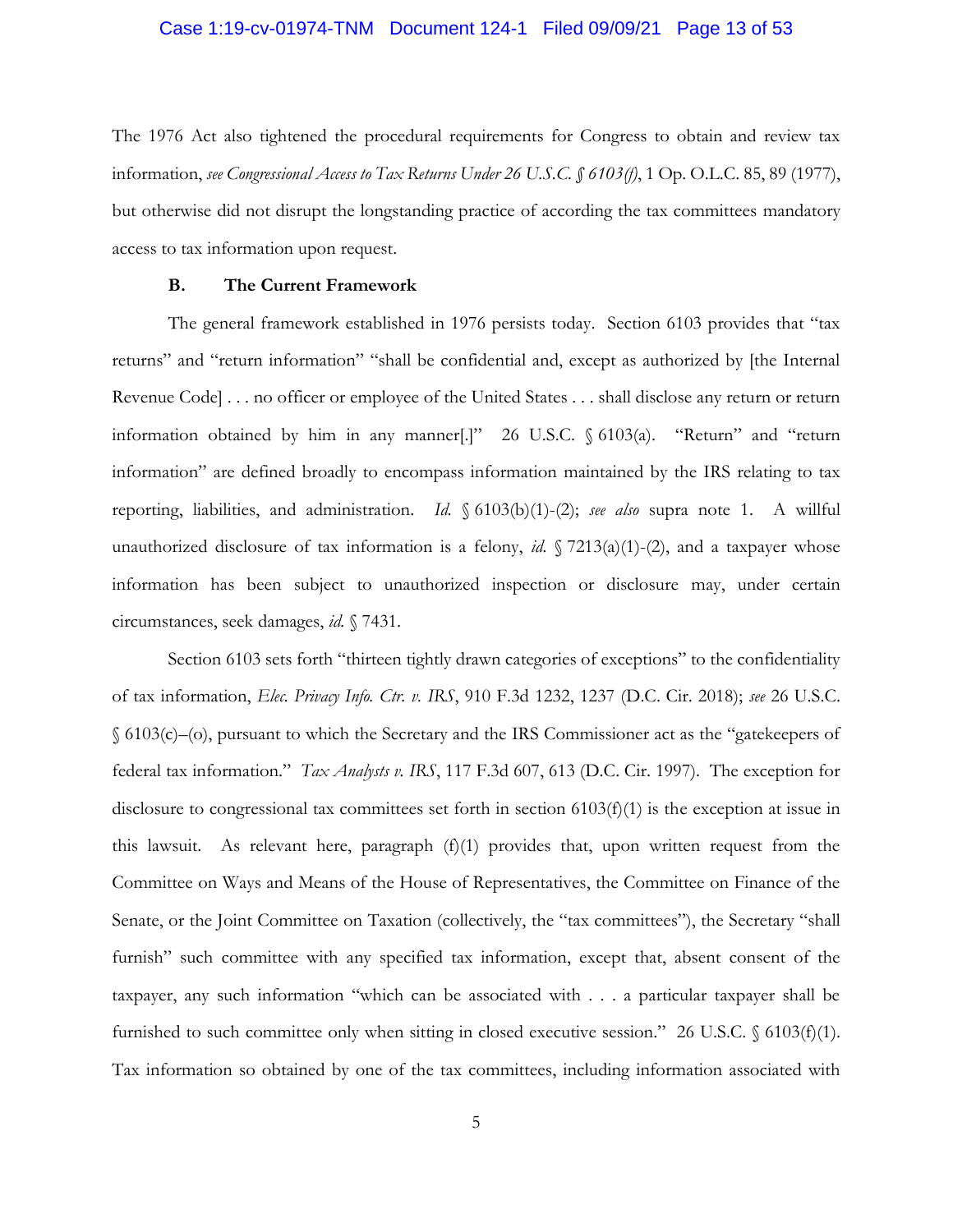The 1976 Act also tightened the procedural requirements for Congress to obtain and review tax information, *see Congressional Access to Tax Returns Under 26 U.S.C. § 6103(f)*, 1 Op. O.L.C. 85, 89 (1977), but otherwise did not disrupt the longstanding practice of according the tax committees mandatory access to tax information upon request.

### B. The Current Framework

The general framework established in 1976 persists today. Section 6103 provides that "tax returns" and "return information" "shall be confidential and, except as authorized by [the Internal Revenue Code] . . . no officer or employee of the United States . . . shall disclose any return or return information obtained by him in any manner[.]" 26 U.S.C. § 6103(a). "Return" and "return information" are defined broadly to encompass information maintained by the IRS relating to tax reporting, liabilities, and administration. *Id.* § 6103(b)(1)-(2); *see also* supra note 1. A willful unauthorized disclosure of tax information is a felony, *id.* § 7213(a)(1)-(2), and a taxpayer whose information has been subject to unauthorized inspection or disclosure may, under certain circumstances, seek damages, *id.* § 7431.

Section 6103 sets forth "thirteen tightly drawn categories of exceptions" to the confidentiality of tax information, *Elec. Privacy Info. Ctr. v. IRS*, 910 F.3d 1232, 1237 (D.C. Cir. 2018); *see* 26 U.S.C. § 6103(c)–(o), pursuant to which the Secretary and the IRS Commissioner act as the "gatekeepers of federal tax information." *Tax Analysts v. IRS*, 117 F.3d 607, 613 (D.C. Cir. 1997). The exception for disclosure to congressional tax committees set forth in section 6103(f)(1) is the exception at issue in this lawsuit. As relevant here, paragraph (f)(1) provides that, upon written request from the Committee on Ways and Means of the House of Representatives, the Committee on Finance of the Senate, or the Joint Committee on Taxation (collectively, the "tax committees"), the Secretary "shall furnish" such committee with any specified tax information, except that, absent consent of the taxpayer, any such information "which can be associated with . . . a particular taxpayer shall be furnished to such committee only when sitting in closed executive session." 26 U.S.C. § 6103(f)(1). Tax information so obtained by one of the tax committees, including information associated with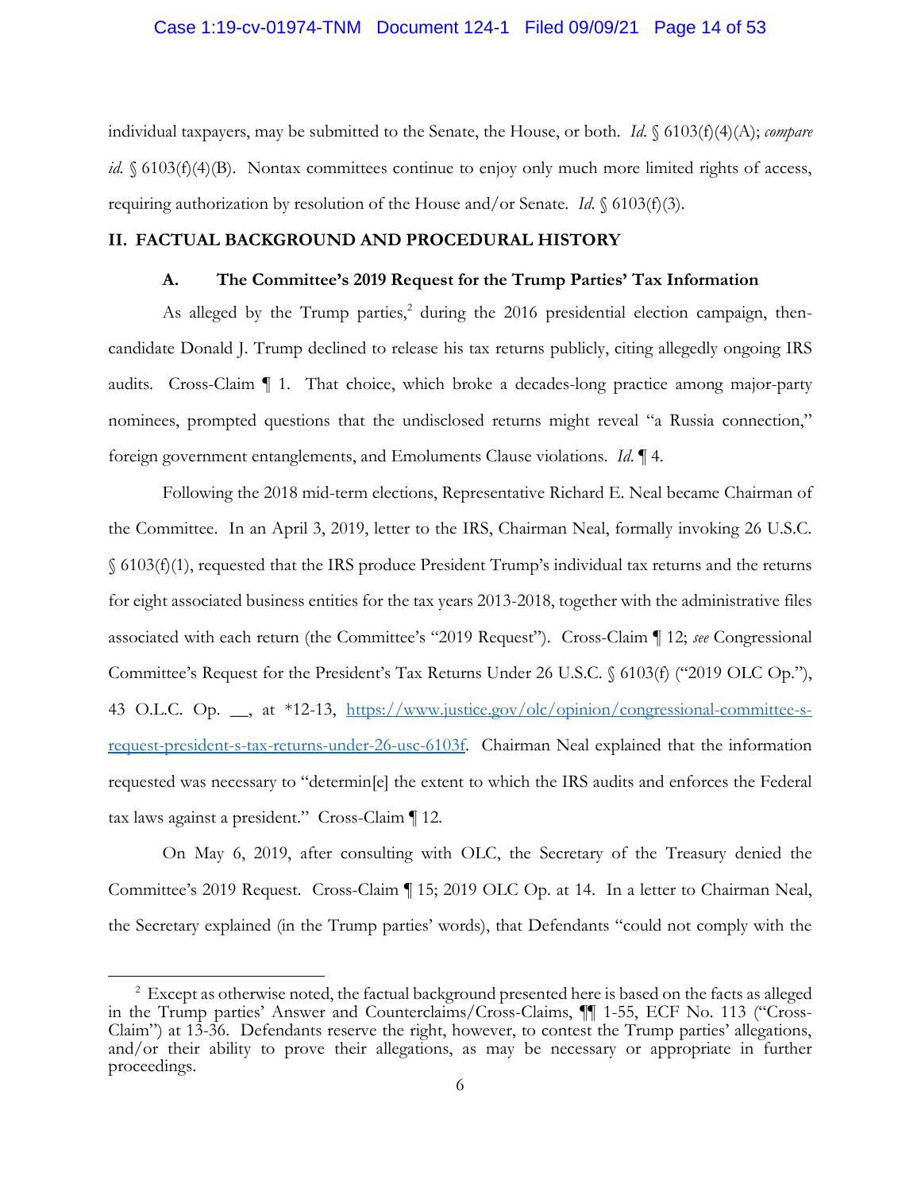individual taxpayers, may be submitted to the Senate, the House, or both. *Id.* § 6103(f)(4)(A); *compare id.* § 6103(f)(4)(B). Nontax committees continue to enjoy only much more limited rights of access, requiring authorization by resolution of the House and/or Senate. *Id.* § 6103(f)(3).

## II. FACTUAL BACKGROUND AND PROCEDURAL HISTORY

### A. The Committee's 2019 Request for the Trump Parties' Tax Information

As alleged by the Trump parties,[2] during the 2016 presidential election campaign, then-candidate Donald J. Trump declined to release his tax returns publicly, citing allegedly ongoing IRS audits. Cross-Claim ¶ 1. That choice, which broke a decades-long practice among major-party nominees, prompted questions that the undisclosed returns might reveal "a Russia connection," foreign government entanglements, and Emoluments Clause violations. *Id.* ¶ 4.

Following the 2018 mid-term elections, Representative Richard E. Neal became Chairman of the Committee. In an April 3, 2019, letter to the IRS, Chairman Neal, formally invoking 26 U.S.C. § 6103(f)(1), requested that the IRS produce President Trump's individual tax returns and the returns for eight associated business entities for the tax years 2013-2018, together with the administrative files associated with each return (the Committee's "2019 Request"). Cross-Claim ¶ 12; *see* Congressional Committee's Request for the President's Tax Returns Under 26 U.S.C. § 6103(f) ("2019 OLC Op."), 43 O.L.C. Op. __, at *12-13, https://www.justice.gov/olc/opinion/congressional-committee-s-request-president-s-tax-returns-under-26-usc-6103f. Chairman Neal explained that the information requested was necessary to "determin[e] the extent to which the IRS audits and enforces the Federal tax laws against a president." Cross-Claim ¶ 12.

On May 6, 2019, after consulting with OLC, the Secretary of the Treasury denied the Committee's 2019 Request. Cross-Claim ¶ 15; 2019 OLC Op. at 14. In a letter to Chairman Neal, the Secretary explained (in the Trump parties' words), that Defendants "could not comply with the

---

[2] Except as otherwise noted, the factual background presented here is based on the facts as alleged in the Trump parties' Answer and Counterclaims/Cross-Claims, ¶¶ 1-55, ECF No. 113 ("Cross-Claim") at 13-36. Defendants reserve the right, however, to contest the Trump parties' allegations, and/or their ability to prove their allegations, as may be necessary or appropriate in further proceedings.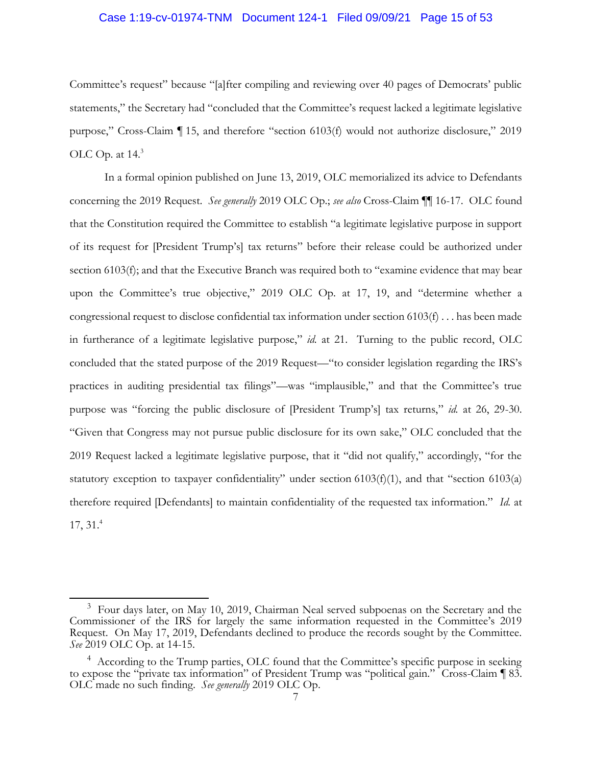Committee's request" because "[a]fter compiling and reviewing over 40 pages of Democrats' public statements," the Secretary had "concluded that the Committee's request lacked a legitimate legislative purpose," Cross-Claim ¶ 15, and therefore "section 6103(f) would not authorize disclosure," 2019 OLC Op. at 14.[3]

In a formal opinion published on June 13, 2019, OLC memorialized its advice to Defendants concerning the 2019 Request. *See generally* 2019 OLC Op.; *see also* Cross-Claim ¶¶ 16-17. OLC found that the Constitution required the Committee to establish "a legitimate legislative purpose in support of its request for [President Trump's] tax returns" before their release could be authorized under section 6103(f); and that the Executive Branch was required both to "examine evidence that may bear upon the Committee's true objective," 2019 OLC Op. at 17, 19, and "determine whether a congressional request to disclose confidential tax information under section 6103(f) . . . has been made in furtherance of a legitimate legislative purpose," *id.* at 21. Turning to the public record, OLC concluded that the stated purpose of the 2019 Request—"to consider legislation regarding the IRS's practices in auditing presidential tax filings"—was "implausible," and that the Committee's true purpose was "forcing the public disclosure of [President Trump's] tax returns," *id.* at 26, 29-30. "Given that Congress may not pursue public disclosure for its own sake," OLC concluded that the 2019 Request lacked a legitimate legislative purpose, that it "did not qualify," accordingly, "for the statutory exception to taxpayer confidentiality" under section 6103(f)(1), and that "section 6103(a) therefore required [Defendants] to maintain confidentiality of the requested tax information." *Id.* at 17, 31.[4]

---

[3] Four days later, on May 10, 2019, Chairman Neal served subpoenas on the Secretary and the Commissioner of the IRS for largely the same information requested in the Committee's 2019 Request. On May 17, 2019, Defendants declined to produce the records sought by the Committee. *See* 2019 OLC Op. at 14-15.

[4] According to the Trump parties, OLC found that the Committee's specific purpose in seeking to expose the "private tax information" of President Trump was "political gain." Cross-Claim ¶ 83. OLC made no such finding. *See generally* 2019 OLC Op.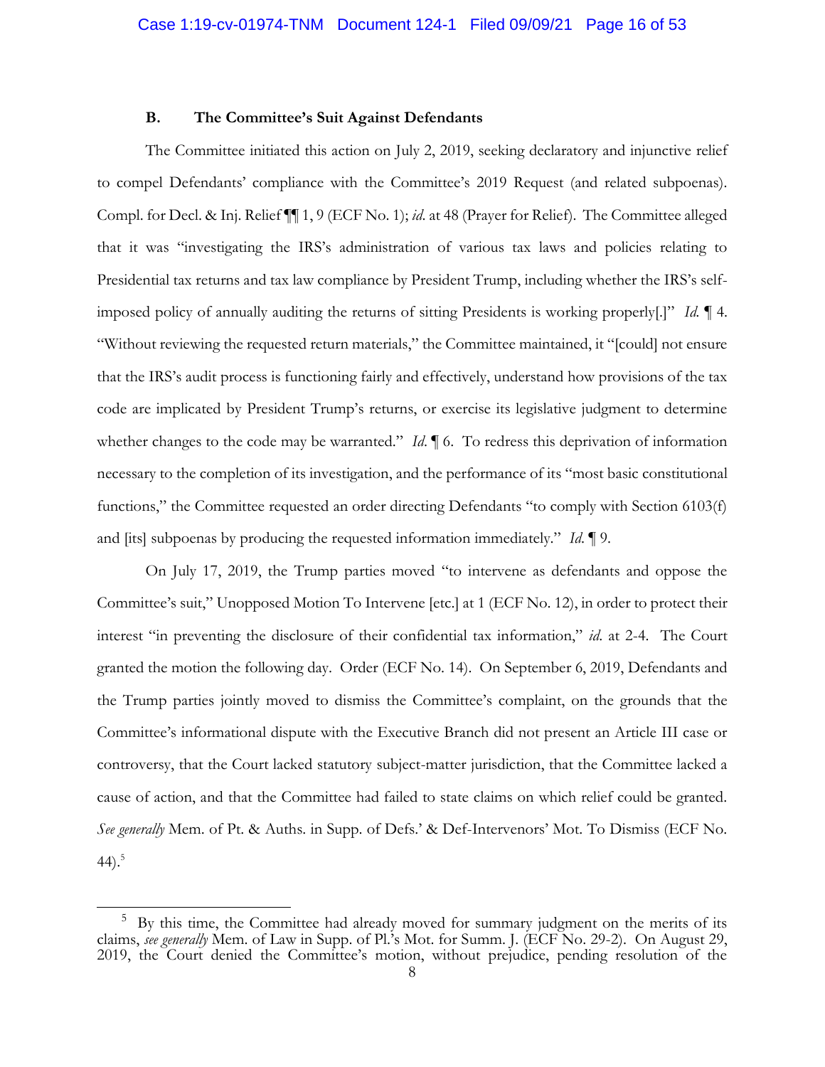### B. The Committee's Suit Against Defendants

The Committee initiated this action on July 2, 2019, seeking declaratory and injunctive relief to compel Defendants' compliance with the Committee's 2019 Request (and related subpoenas). Compl. for Decl. & Inj. Relief ¶¶ 1, 9 (ECF No. 1); *id.* at 48 (Prayer for Relief). The Committee alleged that it was "investigating the IRS's administration of various tax laws and policies relating to Presidential tax returns and tax law compliance by President Trump, including whether the IRS's self-imposed policy of annually auditing the returns of sitting Presidents is working properly[.]" *Id.* ¶ 4. "Without reviewing the requested return materials," the Committee maintained, it "[could] not ensure that the IRS's audit process is functioning fairly and effectively, understand how provisions of the tax code are implicated by President Trump's returns, or exercise its legislative judgment to determine whether changes to the code may be warranted." *Id.* ¶ 6. To redress this deprivation of information necessary to the completion of its investigation, and the performance of its "most basic constitutional functions," the Committee requested an order directing Defendants "to comply with Section 6103(f) and [its] subpoenas by producing the requested information immediately." *Id.* ¶ 9.

On July 17, 2019, the Trump parties moved "to intervene as defendants and oppose the Committee's suit," Unopposed Motion To Intervene [etc.] at 1 (ECF No. 12), in order to protect their interest "in preventing the disclosure of their confidential tax information," *id.* at 2-4. The Court granted the motion the following day. Order (ECF No. 14). On September 6, 2019, Defendants and the Trump parties jointly moved to dismiss the Committee's complaint, on the grounds that the Committee's informational dispute with the Executive Branch did not present an Article III case or controversy, that the Court lacked statutory subject-matter jurisdiction, that the Committee lacked a cause of action, and that the Committee had failed to state claims on which relief could be granted. *See generally* Mem. of Pt. & Auths. in Supp. of Defs.' & Def-Intervenors' Mot. To Dismiss (ECF No. 44).[5]

[5] By this time, the Committee had already moved for summary judgment on the merits of its claims, *see generally* Mem. of Law in Supp. of Pl.'s Mot. for Summ. J. (ECF No. 29-2). On August 29, 2019, the Court denied the Committee's motion, without prejudice, pending resolution of the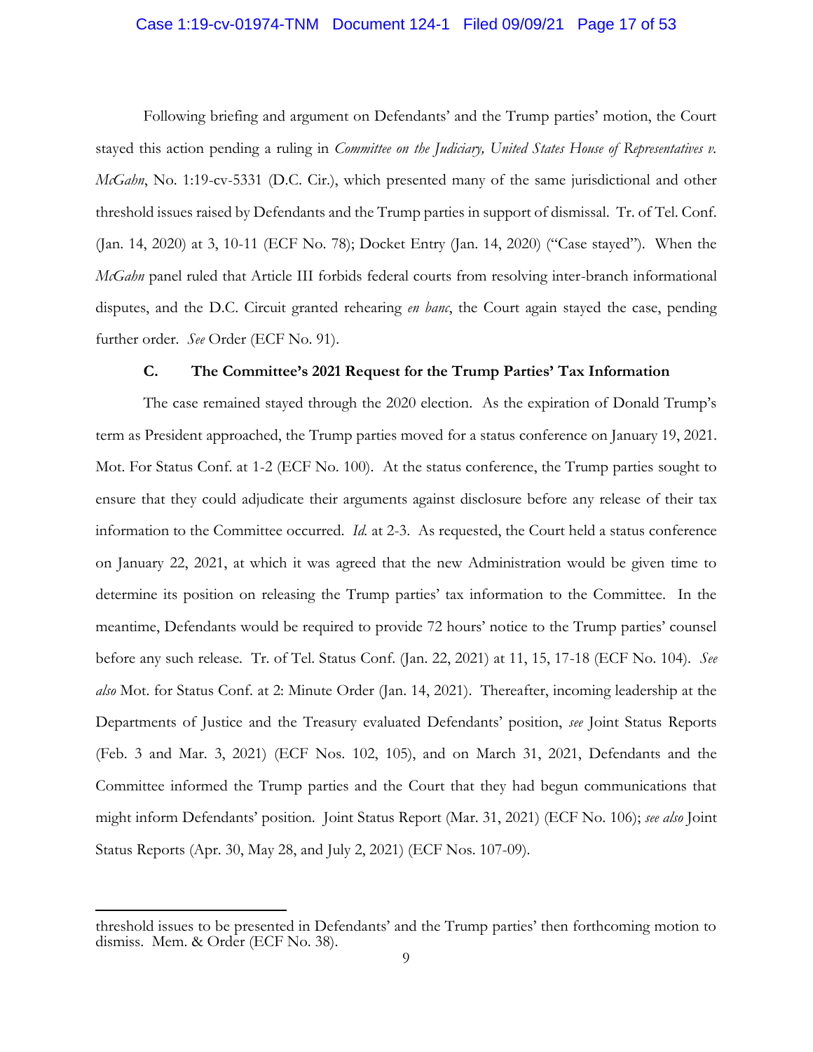Following briefing and argument on Defendants' and the Trump parties' motion, the Court stayed this action pending a ruling in *Committee on the Judiciary, United States House of Representatives v. McGahn*, No. 1:19-cv-5331 (D.C. Cir.), which presented many of the same jurisdictional and other threshold issues raised by Defendants and the Trump parties in support of dismissal. Tr. of Tel. Conf. (Jan. 14, 2020) at 3, 10-11 (ECF No. 78); Docket Entry (Jan. 14, 2020) ("Case stayed"). When the *McGahn* panel ruled that Article III forbids federal courts from resolving inter-branch informational disputes, and the D.C. Circuit granted rehearing *en banc*, the Court again stayed the case, pending further order. *See* Order (ECF No. 91).

### C. The Committee's 2021 Request for the Trump Parties' Tax Information

The case remained stayed through the 2020 election. As the expiration of Donald Trump's term as President approached, the Trump parties moved for a status conference on January 19, 2021. Mot. For Status Conf. at 1-2 (ECF No. 100). At the status conference, the Trump parties sought to ensure that they could adjudicate their arguments against disclosure before any release of their tax information to the Committee occurred. *Id.* at 2-3. As requested, the Court held a status conference on January 22, 2021, at which it was agreed that the new Administration would be given time to determine its position on releasing the Trump parties' tax information to the Committee. In the meantime, Defendants would be required to provide 72 hours' notice to the Trump parties' counsel before any such release. Tr. of Tel. Status Conf. (Jan. 22, 2021) at 11, 15, 17-18 (ECF No. 104). *See also* Mot. for Status Conf. at 2: Minute Order (Jan. 14, 2021). Thereafter, incoming leadership at the Departments of Justice and the Treasury evaluated Defendants' position, *see* Joint Status Reports (Feb. 3 and Mar. 3, 2021) (ECF Nos. 102, 105), and on March 31, 2021, Defendants and the Committee informed the Trump parties and the Court that they had begun communications that might inform Defendants' position. Joint Status Report (Mar. 31, 2021) (ECF No. 106); *see also* Joint Status Reports (Apr. 30, May 28, and July 2, 2021) (ECF Nos. 107-09).

---

threshold issues to be presented in Defendants' and the Trump parties' then forthcoming motion to dismiss. Mem. & Order (ECF No. 38).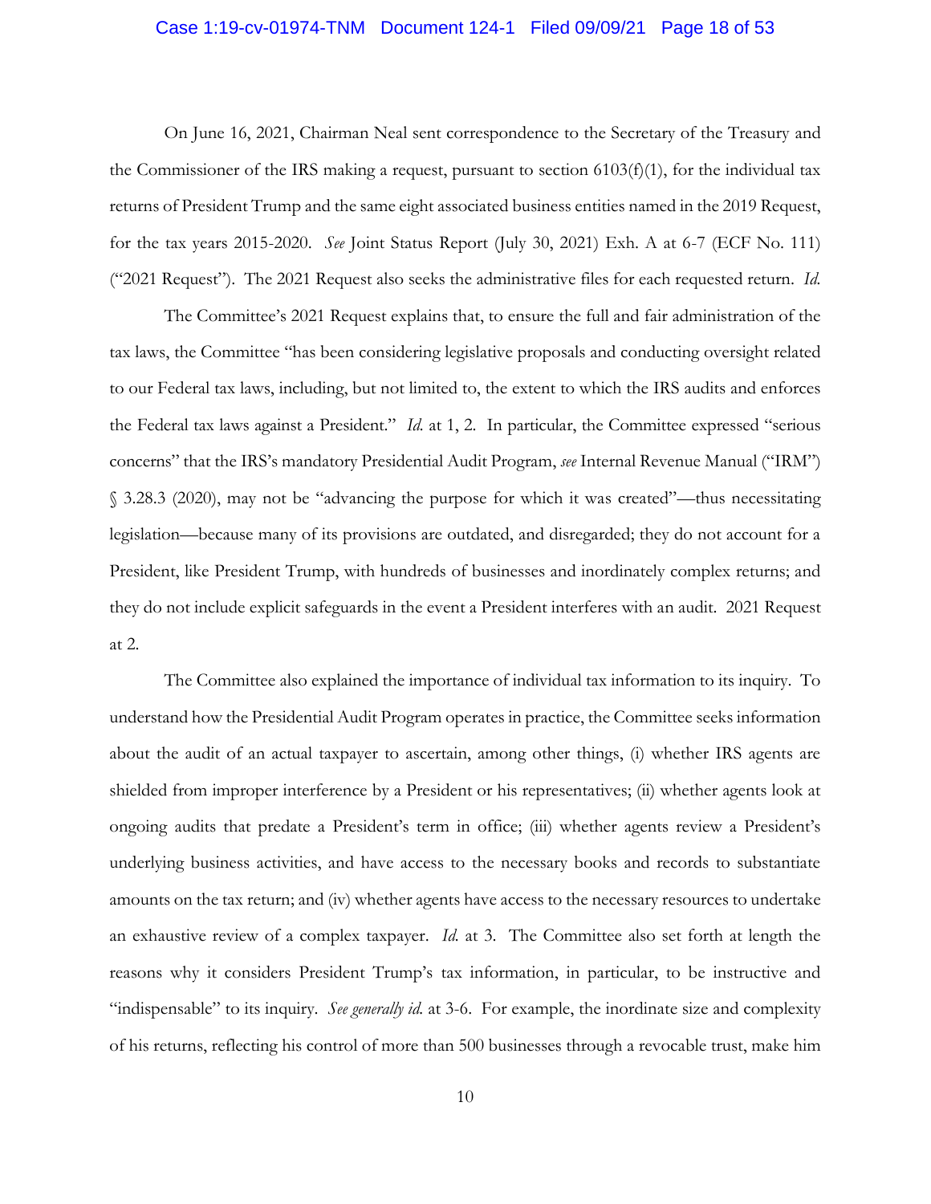On June 16, 2021, Chairman Neal sent correspondence to the Secretary of the Treasury and the Commissioner of the IRS making a request, pursuant to section 6103(f)(1), for the individual tax returns of President Trump and the same eight associated business entities named in the 2019 Request, for the tax years 2015-2020. *See* Joint Status Report (July 30, 2021) Exh. A at 6-7 (ECF No. 111) ("2021 Request"). The 2021 Request also seeks the administrative files for each requested return. *Id.*

The Committee's 2021 Request explains that, to ensure the full and fair administration of the tax laws, the Committee "has been considering legislative proposals and conducting oversight related to our Federal tax laws, including, but not limited to, the extent to which the IRS audits and enforces the Federal tax laws against a President." *Id.* at 1, 2. In particular, the Committee expressed "serious concerns" that the IRS's mandatory Presidential Audit Program, *see* Internal Revenue Manual ("IRM") § 3.28.3 (2020), may not be "advancing the purpose for which it was created"—thus necessitating legislation—because many of its provisions are outdated, and disregarded; they do not account for a President, like President Trump, with hundreds of businesses and inordinately complex returns; and they do not include explicit safeguards in the event a President interferes with an audit. 2021 Request at 2.

The Committee also explained the importance of individual tax information to its inquiry. To understand how the Presidential Audit Program operates in practice, the Committee seeks information about the audit of an actual taxpayer to ascertain, among other things, (i) whether IRS agents are shielded from improper interference by a President or his representatives; (ii) whether agents look at ongoing audits that predate a President's term in office; (iii) whether agents review a President's underlying business activities, and have access to the necessary books and records to substantiate amounts on the tax return; and (iv) whether agents have access to the necessary resources to undertake an exhaustive review of a complex taxpayer. *Id.* at 3. The Committee also set forth at length the reasons why it considers President Trump's tax information, in particular, to be instructive and "indispensable" to its inquiry. *See generally id.* at 3-6. For example, the inordinate size and complexity of his returns, reflecting his control of more than 500 businesses through a revocable trust, make him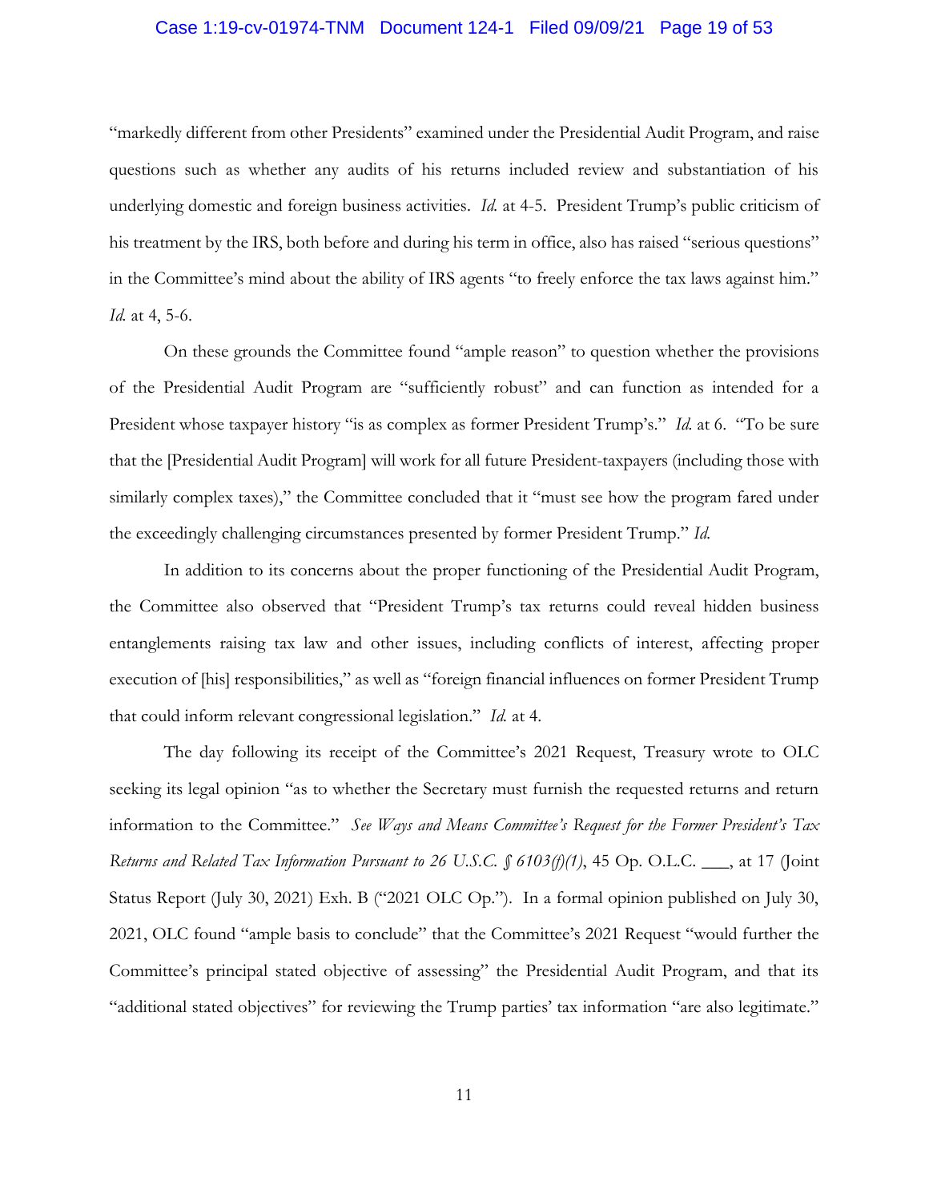"markedly different from other Presidents" examined under the Presidential Audit Program, and raise questions such as whether any audits of his returns included review and substantiation of his underlying domestic and foreign business activities. *Id.* at 4-5. President Trump's public criticism of his treatment by the IRS, both before and during his term in office, also has raised "serious questions" in the Committee's mind about the ability of IRS agents "to freely enforce the tax laws against him." *Id.* at 4, 5-6.

On these grounds the Committee found "ample reason" to question whether the provisions of the Presidential Audit Program are "sufficiently robust" and can function as intended for a President whose taxpayer history "is as complex as former President Trump's." *Id.* at 6. "To be sure that the [Presidential Audit Program] will work for all future President-taxpayers (including those with similarly complex taxes)," the Committee concluded that it "must see how the program fared under the exceedingly challenging circumstances presented by former President Trump." *Id.*

In addition to its concerns about the proper functioning of the Presidential Audit Program, the Committee also observed that "President Trump's tax returns could reveal hidden business entanglements raising tax law and other issues, including conflicts of interest, affecting proper execution of [his] responsibilities," as well as "foreign financial influences on former President Trump that could inform relevant congressional legislation." *Id.* at 4.

The day following its receipt of the Committee's 2021 Request, Treasury wrote to OLC seeking its legal opinion "as to whether the Secretary must furnish the requested returns and return information to the Committee." *See Ways and Means Committee's Request for the Former President's Tax Returns and Related Tax Information Pursuant to 26 U.S.C. § 6103(f)(1)*, 45 Op. O.L.C. ___, at 17 (Joint Status Report (July 30, 2021) Exh. B ("2021 OLC Op."). In a formal opinion published on July 30, 2021, OLC found "ample basis to conclude" that the Committee's 2021 Request "would further the Committee's principal stated objective of assessing" the Presidential Audit Program, and that its "additional stated objectives" for reviewing the Trump parties' tax information "are also legitimate."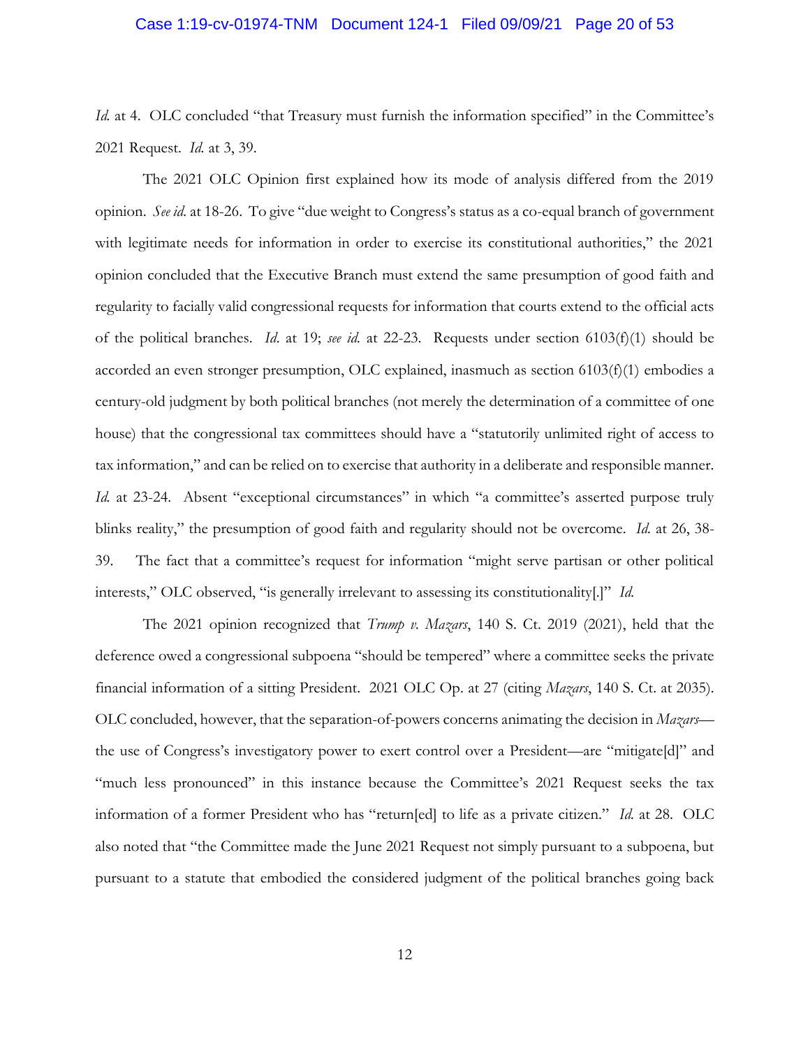*Id.* at 4. OLC concluded "that Treasury must furnish the information specified" in the Committee's 2021 Request. *Id.* at 3, 39.

The 2021 OLC Opinion first explained how its mode of analysis differed from the 2019 opinion. *See id.* at 18-26. To give "due weight to Congress's status as a co-equal branch of government with legitimate needs for information in order to exercise its constitutional authorities," the 2021 opinion concluded that the Executive Branch must extend the same presumption of good faith and regularity to facially valid congressional requests for information that courts extend to the official acts of the political branches. *Id.* at 19; *see id.* at 22-23. Requests under section 6103(f)(1) should be accorded an even stronger presumption, OLC explained, inasmuch as section 6103(f)(1) embodies a century-old judgment by both political branches (not merely the determination of a committee of one house) that the congressional tax committees should have a "statutorily unlimited right of access to tax information," and can be relied on to exercise that authority in a deliberate and responsible manner. *Id.* at 23-24. Absent "exceptional circumstances" in which "a committee's asserted purpose truly blinks reality," the presumption of good faith and regularity should not be overcome. *Id.* at 26, 38-39. The fact that a committee's request for information "might serve partisan or other political interests," OLC observed, "is generally irrelevant to assessing its constitutionality[.]" *Id.*

The 2021 opinion recognized that *Trump v. Mazars*, 140 S. Ct. 2019 (2021), held that the deference owed a congressional subpoena "should be tempered" where a committee seeks the private financial information of a sitting President. 2021 OLC Op. at 27 (citing *Mazars*, 140 S. Ct. at 2035). OLC concluded, however, that the separation-of-powers concerns animating the decision in *Mazars*—the use of Congress's investigatory power to exert control over a President—are "mitigate[d]" and "much less pronounced" in this instance because the Committee's 2021 Request seeks the tax information of a former President who has "return[ed] to life as a private citizen." *Id.* at 28. OLC also noted that "the Committee made the June 2021 Request not simply pursuant to a subpoena, but pursuant to a statute that embodied the considered judgment of the political branches going back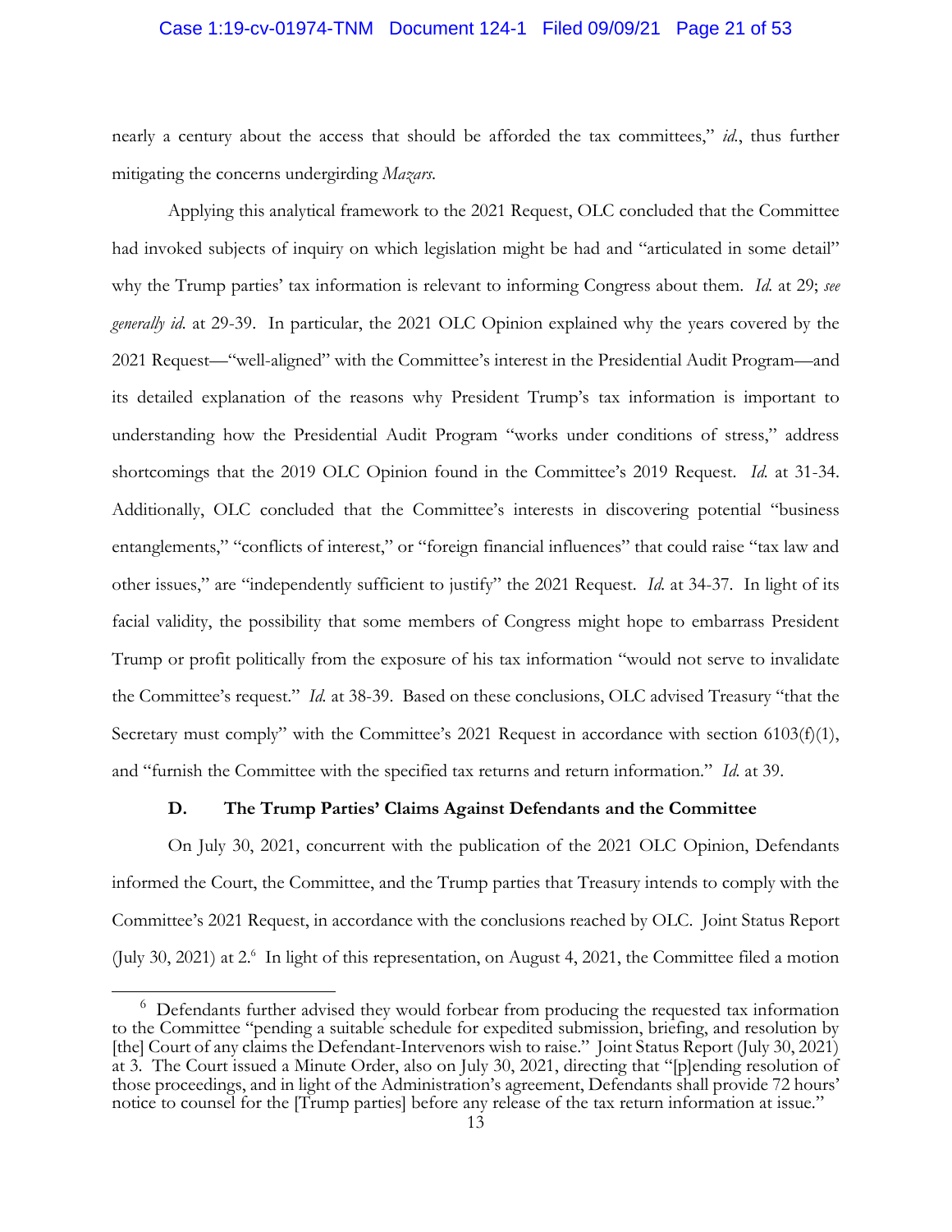nearly a century about the access that should be afforded the tax committees," *id.*, thus further mitigating the concerns undergirding *Mazars*.

Applying this analytical framework to the 2021 Request, OLC concluded that the Committee had invoked subjects of inquiry on which legislation might be had and "articulated in some detail" why the Trump parties' tax information is relevant to informing Congress about them. *Id.* at 29; *see generally id.* at 29-39. In particular, the 2021 OLC Opinion explained why the years covered by the 2021 Request—"well-aligned" with the Committee's interest in the Presidential Audit Program—and its detailed explanation of the reasons why President Trump's tax information is important to understanding how the Presidential Audit Program "works under conditions of stress," address shortcomings that the 2019 OLC Opinion found in the Committee's 2019 Request. *Id.* at 31-34. Additionally, OLC concluded that the Committee's interests in discovering potential "business entanglements," "conflicts of interest," or "foreign financial influences" that could raise "tax law and other issues," are "independently sufficient to justify" the 2021 Request. *Id.* at 34-37. In light of its facial validity, the possibility that some members of Congress might hope to embarrass President Trump or profit politically from the exposure of his tax information "would not serve to invalidate the Committee's request." *Id.* at 38-39. Based on these conclusions, OLC advised Treasury "that the Secretary must comply" with the Committee's 2021 Request in accordance with section 6103(f)(1), and "furnish the Committee with the specified tax returns and return information." *Id.* at 39.

### D. The Trump Parties' Claims Against Defendants and the Committee

On July 30, 2021, concurrent with the publication of the 2021 OLC Opinion, Defendants informed the Court, the Committee, and the Trump parties that Treasury intends to comply with the Committee's 2021 Request, in accordance with the conclusions reached by OLC. Joint Status Report (July 30, 2021) at 2.[6] In light of this representation, on August 4, 2021, the Committee filed a motion

[6] Defendants further advised they would forbear from producing the requested tax information to the Committee "pending a suitable schedule for expedited submission, briefing, and resolution by [the] Court of any claims the Defendant-Intervenors wish to raise." Joint Status Report (July 30, 2021) at 3. The Court issued a Minute Order, also on July 30, 2021, directing that "[p]ending resolution of those proceedings, and in light of the Administration's agreement, Defendants shall provide 72 hours' notice to counsel for the [Trump parties] before any release of the tax return information at issue."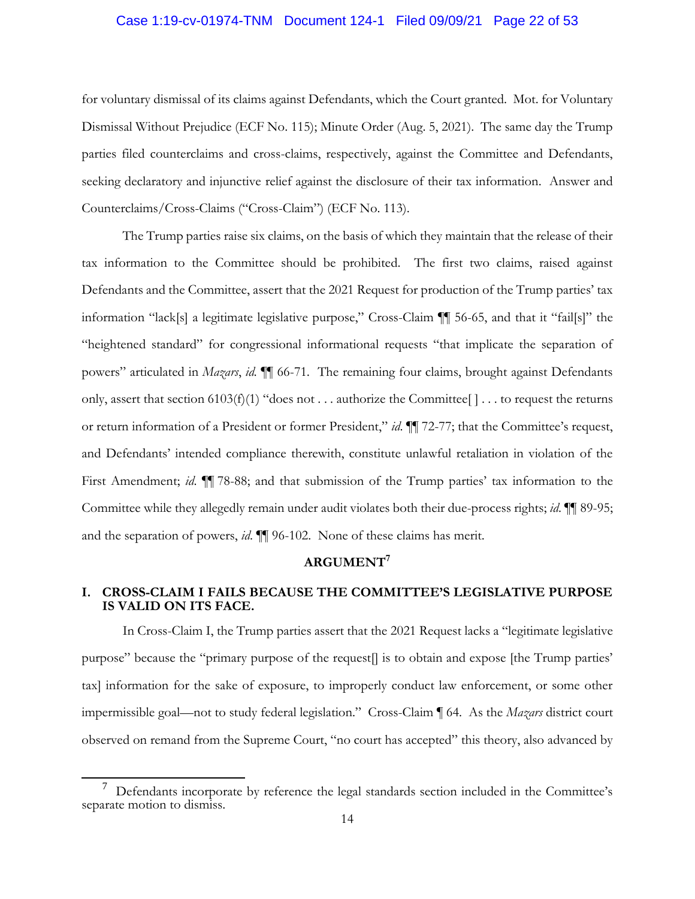for voluntary dismissal of its claims against Defendants, which the Court granted. Mot. for Voluntary Dismissal Without Prejudice (ECF No. 115); Minute Order (Aug. 5, 2021). The same day the Trump parties filed counterclaims and cross-claims, respectively, against the Committee and Defendants, seeking declaratory and injunctive relief against the disclosure of their tax information. Answer and Counterclaims/Cross-Claims ("Cross-Claim") (ECF No. 113).

The Trump parties raise six claims, on the basis of which they maintain that the release of their tax information to the Committee should be prohibited. The first two claims, raised against Defendants and the Committee, assert that the 2021 Request for production of the Trump parties' tax information "lack[s] a legitimate legislative purpose," Cross-Claim ¶¶ 56-65, and that it "fail[s]" the "heightened standard" for congressional informational requests "that implicate the separation of powers" articulated in *Mazars*, *id.* ¶¶ 66-71. The remaining four claims, brought against Defendants only, assert that section 6103(f)(1) "does not . . . authorize the Committee[ ] . . . to request the returns or return information of a President or former President," *id.* ¶¶ 72-77; that the Committee's request, and Defendants' intended compliance therewith, constitute unlawful retaliation in violation of the First Amendment; *id.* ¶¶ 78-88; and that submission of the Trump parties' tax information to the Committee while they allegedly remain under audit violates both their due-process rights; *id.* ¶¶ 89-95; and the separation of powers, *id.* ¶¶ 96-102. None of these claims has merit.

## ARGUMENT[7]

### I. CROSS-CLAIM I FAILS BECAUSE THE COMMITTEE'S LEGISLATIVE PURPOSE IS VALID ON ITS FACE.

In Cross-Claim I, the Trump parties assert that the 2021 Request lacks a "legitimate legislative purpose" because the "primary purpose of the request[] is to obtain and expose [the Trump parties' tax] information for the sake of exposure, to improperly conduct law enforcement, or some other impermissible goal—not to study federal legislation." Cross-Claim ¶ 64. As the *Mazars* district court observed on remand from the Supreme Court, "no court has accepted" this theory, also advanced by

---

[7] Defendants incorporate by reference the legal standards section included in the Committee's separate motion to dismiss.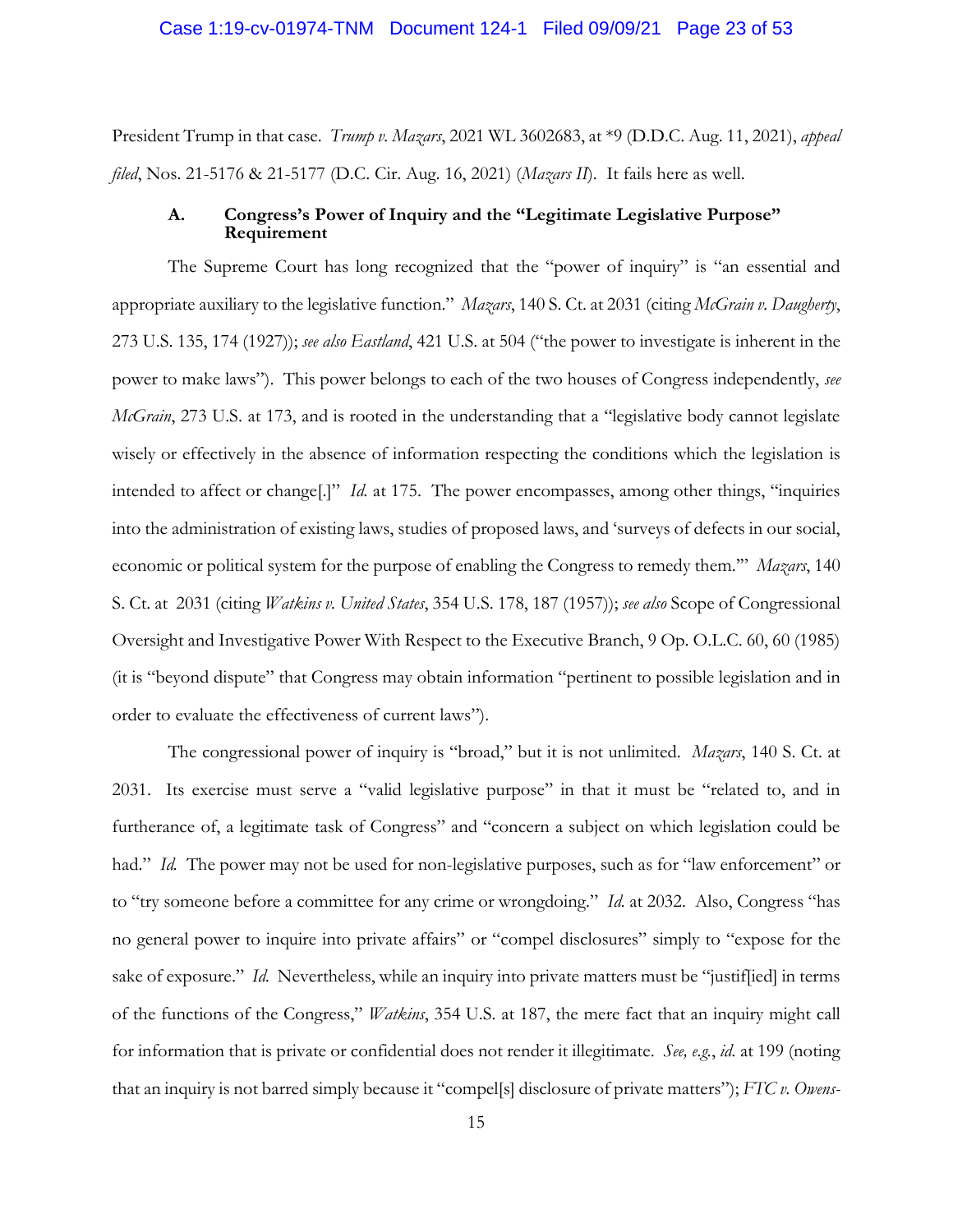President Trump in that case. *Trump v. Mazars*, 2021 WL 3602683, at *9 (D.D.C. Aug. 11, 2021), *appeal filed*, Nos. 21-5176 & 21-5177 (D.C. Cir. Aug. 16, 2021) (*Mazars II*). It fails here as well.

### A. Congress's Power of Inquiry and the "Legitimate Legislative Purpose" Requirement

The Supreme Court has long recognized that the "power of inquiry" is "an essential and appropriate auxiliary to the legislative function." *Mazars*, 140 S. Ct. at 2031 (citing *McGrain v. Daugherty*, 273 U.S. 135, 174 (1927)); *see also Eastland*, 421 U.S. at 504 ("the power to investigate is inherent in the power to make laws"). This power belongs to each of the two houses of Congress independently, *see McGrain*, 273 U.S. at 173, and is rooted in the understanding that a "legislative body cannot legislate wisely or effectively in the absence of information respecting the conditions which the legislation is intended to affect or change[.]" *Id.* at 175. The power encompasses, among other things, "inquiries into the administration of existing laws, studies of proposed laws, and 'surveys of defects in our social, economic or political system for the purpose of enabling the Congress to remedy them.'" *Mazars*, 140 S. Ct. at 2031 (citing *Watkins v. United States*, 354 U.S. 178, 187 (1957)); *see also* Scope of Congressional Oversight and Investigative Power With Respect to the Executive Branch, 9 Op. O.L.C. 60, 60 (1985) (it is "beyond dispute" that Congress may obtain information "pertinent to possible legislation and in order to evaluate the effectiveness of current laws").

The congressional power of inquiry is "broad," but it is not unlimited. *Mazars*, 140 S. Ct. at 2031. Its exercise must serve a "valid legislative purpose" in that it must be "related to, and in furtherance of, a legitimate task of Congress" and "concern a subject on which legislation could be had." *Id.* The power may not be used for non-legislative purposes, such as for "law enforcement" or to "try someone before a committee for any crime or wrongdoing." *Id.* at 2032. Also, Congress "has no general power to inquire into private affairs" or "compel disclosures" simply to "expose for the sake of exposure." *Id.* Nevertheless, while an inquiry into private matters must be "justif[ied] in terms of the functions of the Congress," *Watkins*, 354 U.S. at 187, the mere fact that an inquiry might call for information that is private or confidential does not render it illegitimate. *See, e.g.*, *id.* at 199 (noting that an inquiry is not barred simply because it "compel[s] disclosure of private matters"); *FTC v. Owens-*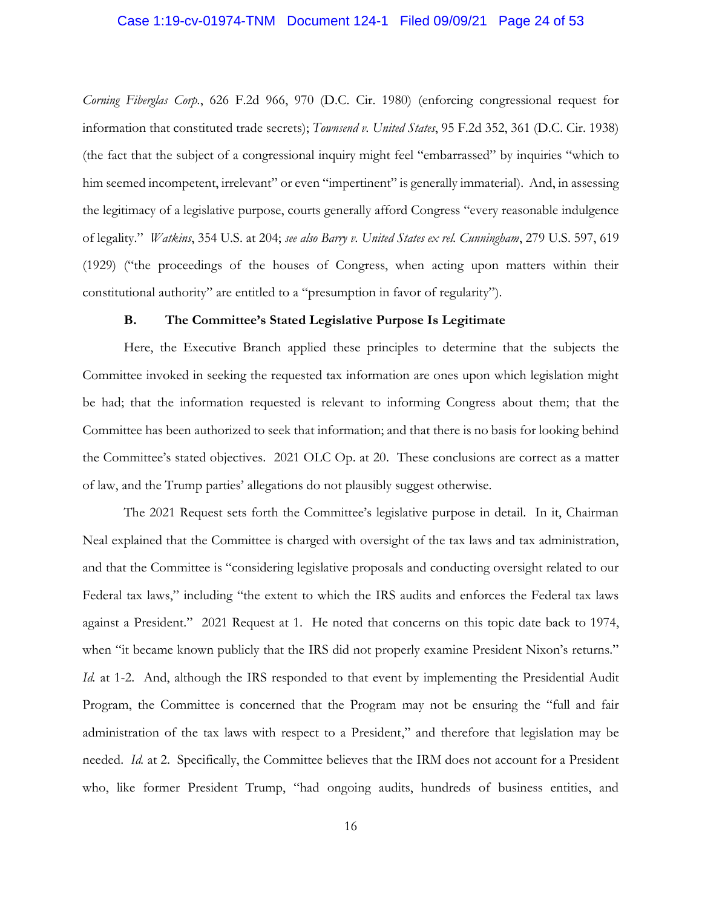*Corning Fiberglas Corp.*, 626 F.2d 966, 970 (D.C. Cir. 1980) (enforcing congressional request for information that constituted trade secrets); *Townsend v. United States*, 95 F.2d 352, 361 (D.C. Cir. 1938) (the fact that the subject of a congressional inquiry might feel "embarrassed" by inquiries "which to him seemed incompetent, irrelevant" or even "impertinent" is generally immaterial). And, in assessing the legitimacy of a legislative purpose, courts generally afford Congress "every reasonable indulgence of legality." *Watkins*, 354 U.S. at 204; *see also Barry v. United States ex rel. Cunningham*, 279 U.S. 597, 619 (1929) ("the proceedings of the houses of Congress, when acting upon matters within their constitutional authority" are entitled to a "presumption in favor of regularity").

**B. The Committee's Stated Legislative Purpose Is Legitimate**

Here, the Executive Branch applied these principles to determine that the subjects the Committee invoked in seeking the requested tax information are ones upon which legislation might be had; that the information requested is relevant to informing Congress about them; that the Committee has been authorized to seek that information; and that there is no basis for looking behind the Committee's stated objectives. 2021 OLC Op. at 20. These conclusions are correct as a matter of law, and the Trump parties' allegations do not plausibly suggest otherwise.

The 2021 Request sets forth the Committee's legislative purpose in detail. In it, Chairman Neal explained that the Committee is charged with oversight of the tax laws and tax administration, and that the Committee is "considering legislative proposals and conducting oversight related to our Federal tax laws," including "the extent to which the IRS audits and enforces the Federal tax laws against a President." 2021 Request at 1. He noted that concerns on this topic date back to 1974, when "it became known publicly that the IRS did not properly examine President Nixon's returns." *Id.* at 1-2. And, although the IRS responded to that event by implementing the Presidential Audit Program, the Committee is concerned that the Program may not be ensuring the "full and fair administration of the tax laws with respect to a President," and therefore that legislation may be needed. *Id.* at 2. Specifically, the Committee believes that the IRM does not account for a President who, like former President Trump, "had ongoing audits, hundreds of business entities, and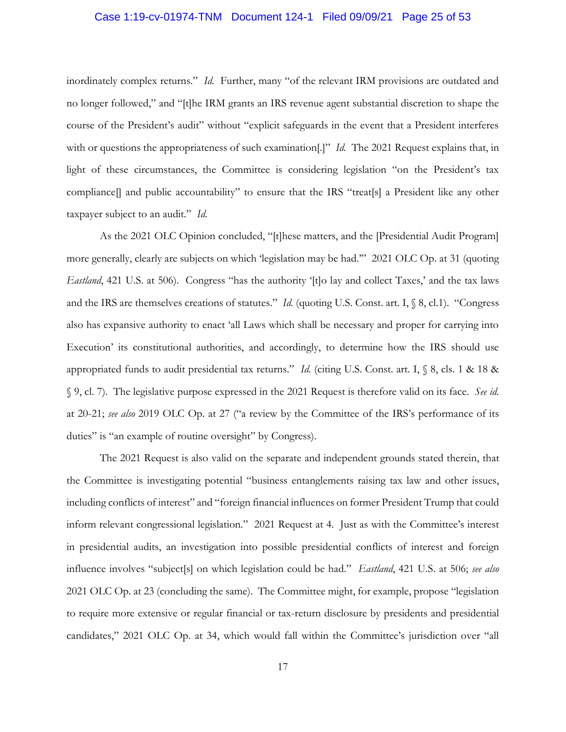inordinately complex returns." *Id.* Further, many "of the relevant IRM provisions are outdated and no longer followed," and "[t]he IRM grants an IRS revenue agent substantial discretion to shape the course of the President's audit" without "explicit safeguards in the event that a President interferes with or questions the appropriateness of such examination[.]" *Id.* The 2021 Request explains that, in light of these circumstances, the Committee is considering legislation "on the President's tax compliance[] and public accountability" to ensure that the IRS "treat[s] a President like any other taxpayer subject to an audit." *Id.*

As the 2021 OLC Opinion concluded, "[t]hese matters, and the [Presidential Audit Program] more generally, clearly are subjects on which 'legislation may be had.'" 2021 OLC Op. at 31 (quoting *Eastland*, 421 U.S. at 506). Congress "has the authority '[t]o lay and collect Taxes,' and the tax laws and the IRS are themselves creations of statutes." *Id.* (quoting U.S. Const. art. I, § 8, cl.1). "Congress also has expansive authority to enact 'all Laws which shall be necessary and proper for carrying into Execution' its constitutional authorities, and accordingly, to determine how the IRS should use appropriated funds to audit presidential tax returns." *Id.* (citing U.S. Const. art. I, § 8, cls. 1 & 18 & § 9, cl. 7). The legislative purpose expressed in the 2021 Request is therefore valid on its face. *See id.* at 20-21; *see also* 2019 OLC Op. at 27 ("a review by the Committee of the IRS's performance of its duties" is "an example of routine oversight" by Congress).

The 2021 Request is also valid on the separate and independent grounds stated therein, that the Committee is investigating potential "business entanglements raising tax law and other issues, including conflicts of interest" and "foreign financial influences on former President Trump that could inform relevant congressional legislation." 2021 Request at 4. Just as with the Committee's interest in presidential audits, an investigation into possible presidential conflicts of interest and foreign influence involves "subject[s] on which legislation could be had." *Eastland*, 421 U.S. at 506; *see also* 2021 OLC Op. at 23 (concluding the same). The Committee might, for example, propose "legislation to require more extensive or regular financial or tax-return disclosure by presidents and presidential candidates," 2021 OLC Op. at 34, which would fall within the Committee's jurisdiction over "all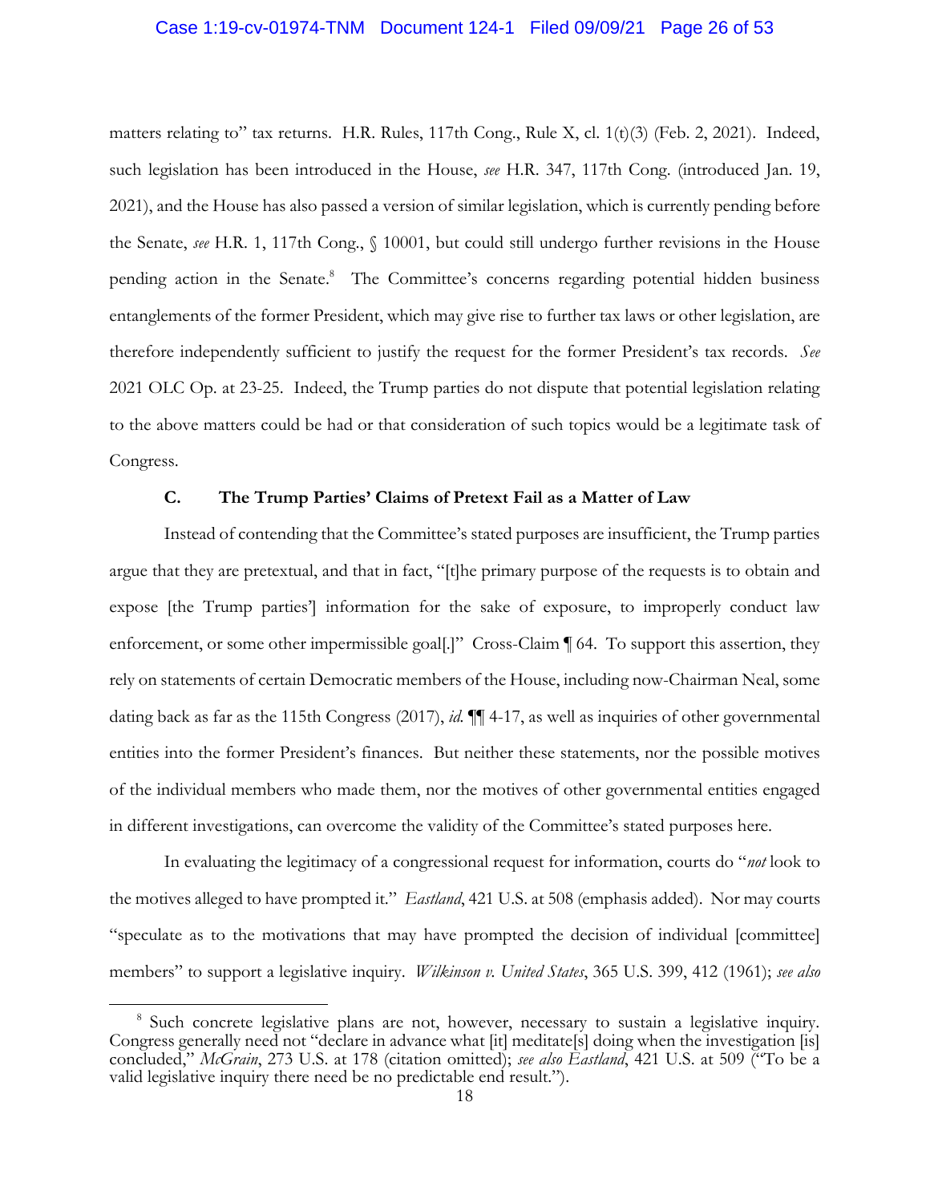matters relating to" tax returns. H.R. Rules, 117th Cong., Rule X, cl. 1(t)(3) (Feb. 2, 2021). Indeed, such legislation has been introduced in the House, *see* H.R. 347, 117th Cong. (introduced Jan. 19, 2021), and the House has also passed a version of similar legislation, which is currently pending before the Senate, *see* H.R. 1, 117th Cong., § 10001, but could still undergo further revisions in the House pending action in the Senate.[8] The Committee's concerns regarding potential hidden business entanglements of the former President, which may give rise to further tax laws or other legislation, are therefore independently sufficient to justify the request for the former President's tax records. *See* 2021 OLC Op. at 23-25. Indeed, the Trump parties do not dispute that potential legislation relating to the above matters could be had or that consideration of such topics would be a legitimate task of Congress.

### C. The Trump Parties' Claims of Pretext Fail as a Matter of Law

Instead of contending that the Committee's stated purposes are insufficient, the Trump parties argue that they are pretextual, and that in fact, "[t]he primary purpose of the requests is to obtain and expose [the Trump parties'] information for the sake of exposure, to improperly conduct law enforcement, or some other impermissible goal[.]" Cross-Claim ¶ 64. To support this assertion, they rely on statements of certain Democratic members of the House, including now-Chairman Neal, some dating back as far as the 115th Congress (2017), *id.* ¶¶ 4-17, as well as inquiries of other governmental entities into the former President's finances. But neither these statements, nor the possible motives of the individual members who made them, nor the motives of other governmental entities engaged in different investigations, can overcome the validity of the Committee's stated purposes here.

In evaluating the legitimacy of a congressional request for information, courts do "*not* look to the motives alleged to have prompted it." *Eastland*, 421 U.S. at 508 (emphasis added). Nor may courts "speculate as to the motivations that may have prompted the decision of individual [committee] members" to support a legislative inquiry. *Wilkinson v. United States*, 365 U.S. 399, 412 (1961); *see also*

---

[8] Such concrete legislative plans are not, however, necessary to sustain a legislative inquiry. Congress generally need not "declare in advance what [it] meditate[s] doing when the investigation [is] concluded," *McGrain*, 273 U.S. at 178 (citation omitted); *see also Eastland*, 421 U.S. at 509 ("To be a valid legislative inquiry there need be no predictable end result.").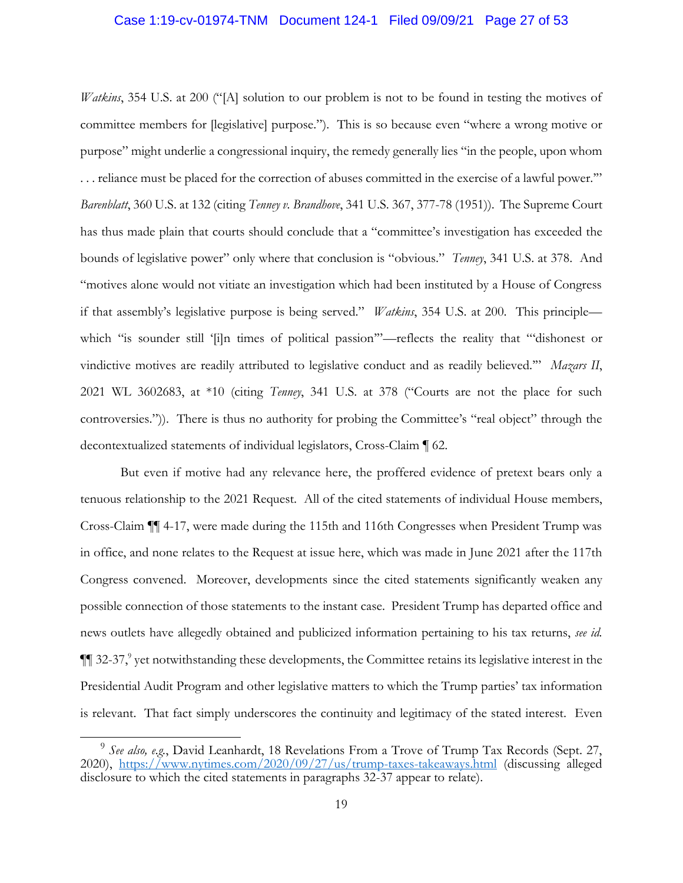*Watkins*, 354 U.S. at 200 ("[A] solution to our problem is not to be found in testing the motives of committee members for [legislative] purpose."). This is so because even "where a wrong motive or purpose" might underlie a congressional inquiry, the remedy generally lies "in the people, upon whom . . . reliance must be placed for the correction of abuses committed in the exercise of a lawful power.'" *Barenblatt*, 360 U.S. at 132 (citing *Tenney v. Brandhove*, 341 U.S. 367, 377-78 (1951)). The Supreme Court has thus made plain that courts should conclude that a "committee's investigation has exceeded the bounds of legislative power" only where that conclusion is "obvious." *Tenney*, 341 U.S. at 378. And "motives alone would not vitiate an investigation which had been instituted by a House of Congress if that assembly's legislative purpose is being served." *Watkins*, 354 U.S. at 200. This principle—which "is sounder still '[i]n times of political passion'"—reflects the reality that "'dishonest or vindictive motives are readily attributed to legislative conduct and as readily believed.'" *Mazars II*, 2021 WL 3602683, at *10 (citing *Tenney*, 341 U.S. at 378 ("Courts are not the place for such controversies.")). There is thus no authority for probing the Committee's "real object" through the decontextualized statements of individual legislators, Cross-Claim ¶ 62.

But even if motive had any relevance here, the proffered evidence of pretext bears only a tenuous relationship to the 2021 Request. All of the cited statements of individual House members, Cross-Claim ¶¶ 4-17, were made during the 115th and 116th Congresses when President Trump was in office, and none relates to the Request at issue here, which was made in June 2021 after the 117th Congress convened. Moreover, developments since the cited statements significantly weaken any possible connection of those statements to the instant case. President Trump has departed office and news outlets have allegedly obtained and publicized information pertaining to his tax returns, *see id.* ¶¶ 32-37,[9] yet notwithstanding these developments, the Committee retains its legislative interest in the Presidential Audit Program and other legislative matters to which the Trump parties' tax information is relevant. That fact simply underscores the continuity and legitimacy of the stated interest. Even

[9] *See also, e.g.*, David Leanhardt, 18 Revelations From a Trove of Trump Tax Records (Sept. 27, 2020), https://www.nytimes.com/2020/09/27/us/trump-taxes-takeaways.html (discussing alleged disclosure to which the cited statements in paragraphs 32-37 appear to relate).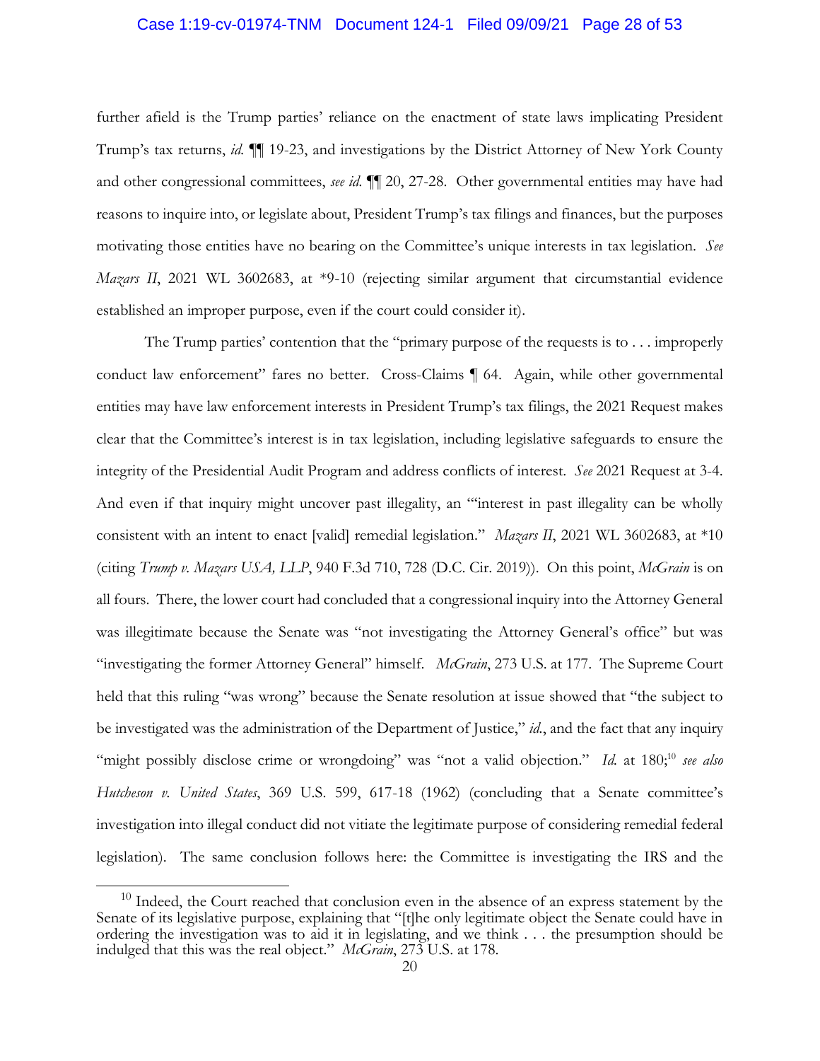further afield is the Trump parties' reliance on the enactment of state laws implicating President Trump's tax returns, *id.* ¶¶ 19-23, and investigations by the District Attorney of New York County and other congressional committees, *see id.* ¶¶ 20, 27-28. Other governmental entities may have had reasons to inquire into, or legislate about, President Trump's tax filings and finances, but the purposes motivating those entities have no bearing on the Committee's unique interests in tax legislation. *See Mazars II*, 2021 WL 3602683, at *9-10 (rejecting similar argument that circumstantial evidence established an improper purpose, even if the court could consider it).

The Trump parties' contention that the "primary purpose of the requests is to . . . improperly conduct law enforcement" fares no better. Cross-Claims ¶ 64. Again, while other governmental entities may have law enforcement interests in President Trump's tax filings, the 2021 Request makes clear that the Committee's interest is in tax legislation, including legislative safeguards to ensure the integrity of the Presidential Audit Program and address conflicts of interest. *See* 2021 Request at 3-4. And even if that inquiry might uncover past illegality, an "'interest in past illegality can be wholly consistent with an intent to enact [valid] remedial legislation." *Mazars II*, 2021 WL 3602683, at *10 (citing *Trump v. Mazars USA, LLP*, 940 F.3d 710, 728 (D.C. Cir. 2019)). On this point, *McGrain* is on all fours. There, the lower court had concluded that a congressional inquiry into the Attorney General was illegitimate because the Senate was "not investigating the Attorney General's office" but was "investigating the former Attorney General" himself. *McGrain*, 273 U.S. at 177. The Supreme Court held that this ruling "was wrong" because the Senate resolution at issue showed that "the subject to be investigated was the administration of the Department of Justice," *id.*, and the fact that any inquiry "might possibly disclose crime or wrongdoing" was "not a valid objection." *Id.* at 180;[10] *see also Hutcheson v. United States*, 369 U.S. 599, 617-18 (1962) (concluding that a Senate committee's investigation into illegal conduct did not vitiate the legitimate purpose of considering remedial federal legislation). The same conclusion follows here: the Committee is investigating the IRS and the

[10] Indeed, the Court reached that conclusion even in the absence of an express statement by the Senate of its legislative purpose, explaining that "[t]he only legitimate object the Senate could have in ordering the investigation was to aid it in legislating, and we think . . . the presumption should be indulged that this was the real object." *McGrain*, 273 U.S. at 178.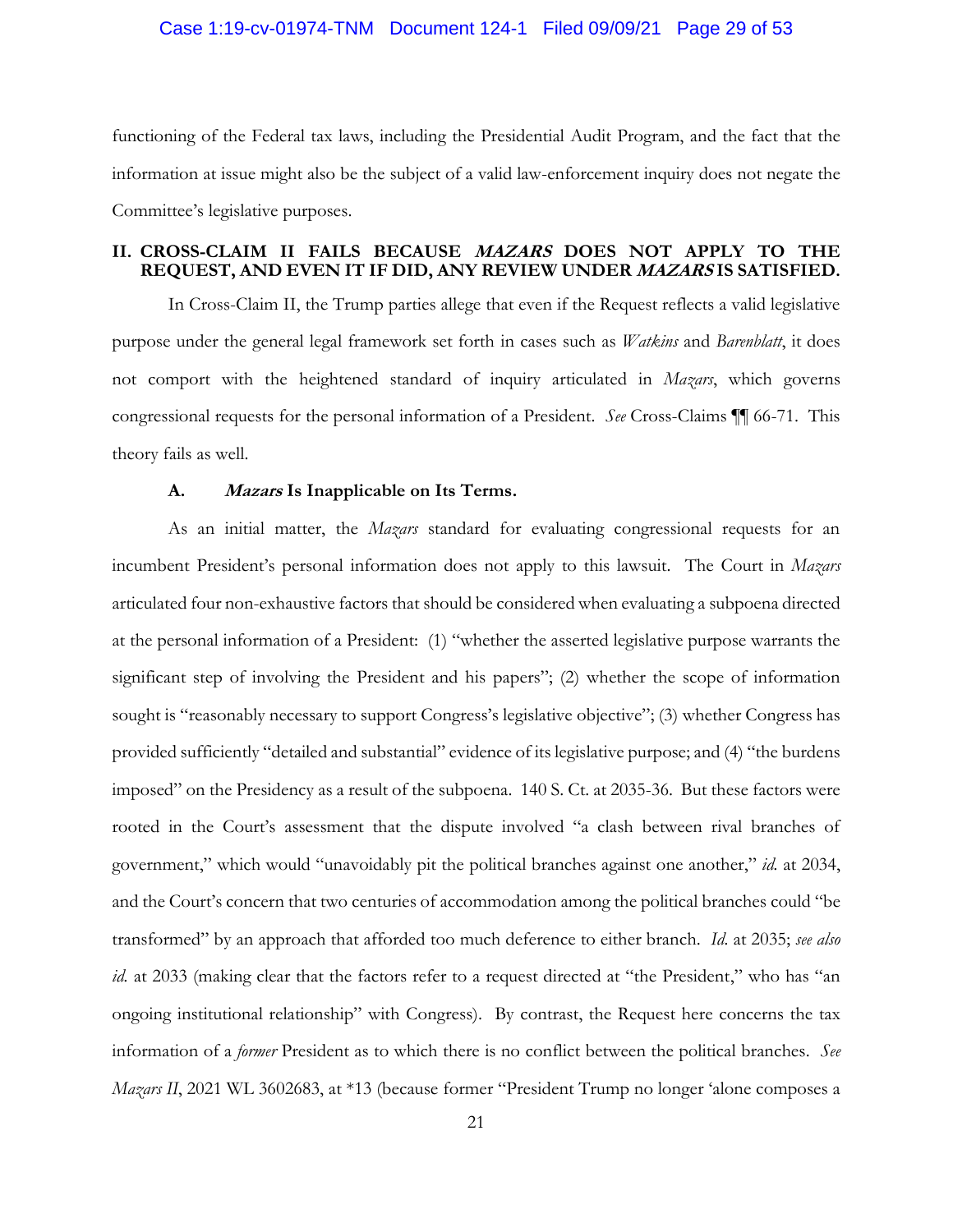functioning of the Federal tax laws, including the Presidential Audit Program, and the fact that the information at issue might also be the subject of a valid law-enforcement inquiry does not negate the Committee's legislative purposes.

## II. CROSS-CLAIM II FAILS BECAUSE *MAZARS* DOES NOT APPLY TO THE REQUEST, AND EVEN IT IF DID, ANY REVIEW UNDER *MAZARS* IS SATISFIED.

In Cross-Claim II, the Trump parties allege that even if the Request reflects a valid legislative purpose under the general legal framework set forth in cases such as *Watkins* and *Barenblatt*, it does not comport with the heightened standard of inquiry articulated in *Mazars*, which governs congressional requests for the personal information of a President. *See* Cross-Claims ¶¶ 66-71. This theory fails as well.

### A. *Mazars* Is Inapplicable on Its Terms.

As an initial matter, the *Mazars* standard for evaluating congressional requests for an incumbent President's personal information does not apply to this lawsuit. The Court in *Mazars* articulated four non-exhaustive factors that should be considered when evaluating a subpoena directed at the personal information of a President: (1) "whether the asserted legislative purpose warrants the significant step of involving the President and his papers"; (2) whether the scope of information sought is "reasonably necessary to support Congress's legislative objective"; (3) whether Congress has provided sufficiently "detailed and substantial" evidence of its legislative purpose; and (4) "the burdens imposed" on the Presidency as a result of the subpoena. 140 S. Ct. at 2035-36. But these factors were rooted in the Court's assessment that the dispute involved "a clash between rival branches of government," which would "unavoidably pit the political branches against one another," *id.* at 2034, and the Court's concern that two centuries of accommodation among the political branches could "be transformed" by an approach that afforded too much deference to either branch. *Id.* at 2035; *see also id.* at 2033 (making clear that the factors refer to a request directed at "the President," who has "an ongoing institutional relationship" with Congress). By contrast, the Request here concerns the tax information of a *former* President as to which there is no conflict between the political branches. *See Mazars II*, 2021 WL 3602683, at *13 (because former "President Trump no longer 'alone composes a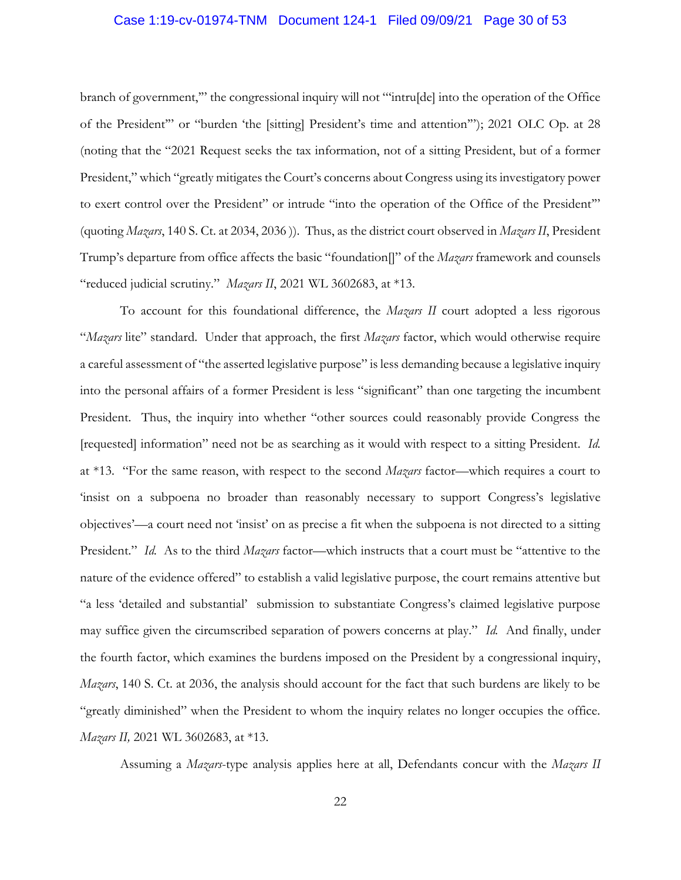branch of government,'" the congressional inquiry will not "'intru[de] into the operation of the Office of the President'" or "burden 'the [sitting] President's time and attention'"); 2021 OLC Op. at 28 (noting that the "2021 Request seeks the tax information, not of a sitting President, but of a former President," which "greatly mitigates the Court's concerns about Congress using its investigatory power to exert control over the President" or intrude "into the operation of the Office of the President'" (quoting *Mazars*, 140 S. Ct. at 2034, 2036 )). Thus, as the district court observed in *Mazars II*, President Trump's departure from office affects the basic "foundation[]" of the *Mazars* framework and counsels "reduced judicial scrutiny." *Mazars II*, 2021 WL 3602683, at *13.

To account for this foundational difference, the *Mazars II* court adopted a less rigorous "*Mazars* lite" standard. Under that approach, the first *Mazars* factor, which would otherwise require a careful assessment of "the asserted legislative purpose" is less demanding because a legislative inquiry into the personal affairs of a former President is less "significant" than one targeting the incumbent President. Thus, the inquiry into whether "other sources could reasonably provide Congress the [requested] information" need not be as searching as it would with respect to a sitting President. *Id.* at *13. "For the same reason, with respect to the second *Mazars* factor—which requires a court to 'insist on a subpoena no broader than reasonably necessary to support Congress's legislative objectives'—a court need not 'insist' on as precise a fit when the subpoena is not directed to a sitting President." *Id.* As to the third *Mazars* factor—which instructs that a court must be "attentive to the nature of the evidence offered" to establish a valid legislative purpose, the court remains attentive but "a less 'detailed and substantial' submission to substantiate Congress's claimed legislative purpose may suffice given the circumscribed separation of powers concerns at play." *Id.* And finally, under the fourth factor, which examines the burdens imposed on the President by a congressional inquiry, *Mazars*, 140 S. Ct. at 2036, the analysis should account for the fact that such burdens are likely to be "greatly diminished" when the President to whom the inquiry relates no longer occupies the office. *Mazars II,* 2021 WL 3602683, at *13.

Assuming a *Mazars*-type analysis applies here at all, Defendants concur with the *Mazars II*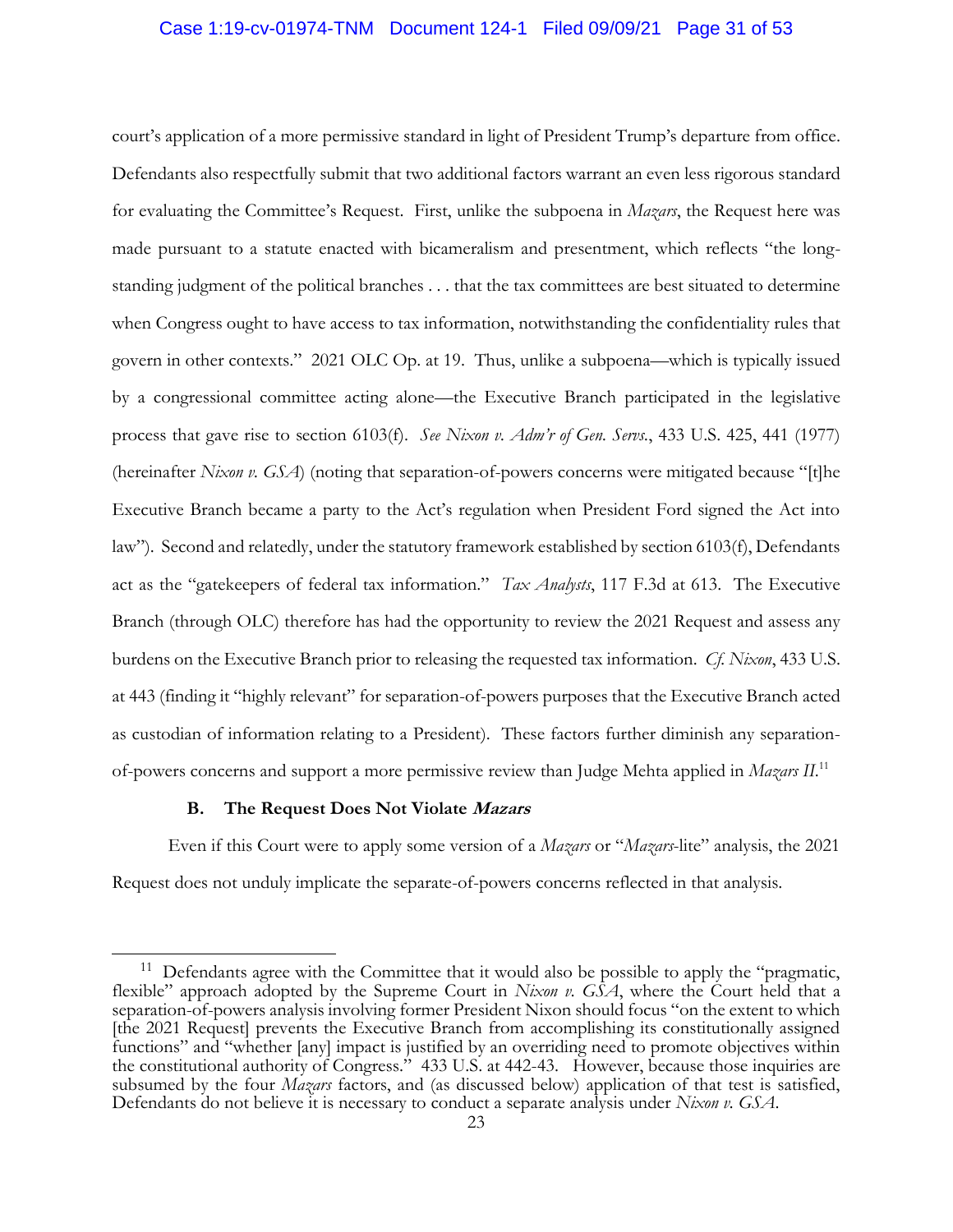court's application of a more permissive standard in light of President Trump's departure from office. Defendants also respectfully submit that two additional factors warrant an even less rigorous standard for evaluating the Committee's Request. First, unlike the subpoena in *Mazars*, the Request here was made pursuant to a statute enacted with bicameralism and presentment, which reflects "the long-standing judgment of the political branches . . . that the tax committees are best situated to determine when Congress ought to have access to tax information, notwithstanding the confidentiality rules that govern in other contexts." 2021 OLC Op. at 19. Thus, unlike a subpoena—which is typically issued by a congressional committee acting alone—the Executive Branch participated in the legislative process that gave rise to section 6103(f). *See Nixon v. Adm'r of Gen. Servs.*, 433 U.S. 425, 441 (1977) (hereinafter *Nixon v. GSA*) (noting that separation-of-powers concerns were mitigated because "[t]he Executive Branch became a party to the Act's regulation when President Ford signed the Act into law"). Second and relatedly, under the statutory framework established by section 6103(f), Defendants act as the "gatekeepers of federal tax information." *Tax Analysts*, 117 F.3d at 613. The Executive Branch (through OLC) therefore has had the opportunity to review the 2021 Request and assess any burdens on the Executive Branch prior to releasing the requested tax information. *Cf. Nixon*, 433 U.S. at 443 (finding it "highly relevant" for separation-of-powers purposes that the Executive Branch acted as custodian of information relating to a President). These factors further diminish any separation-of-powers concerns and support a more permissive review than Judge Mehta applied in *Mazars II*.[11]

### B. The Request Does Not Violate *Mazars*

Even if this Court were to apply some version of a *Mazars* or "*Mazars*-lite" analysis, the 2021 Request does not unduly implicate the separate-of-powers concerns reflected in that analysis.

---

[11] Defendants agree with the Committee that it would also be possible to apply the "pragmatic, flexible" approach adopted by the Supreme Court in *Nixon v. GSA*, where the Court held that a separation-of-powers analysis involving former President Nixon should focus "on the extent to which [the 2021 Request] prevents the Executive Branch from accomplishing its constitutionally assigned functions" and "whether [any] impact is justified by an overriding need to promote objectives within the constitutional authority of Congress." 433 U.S. at 442-43. However, because those inquiries are subsumed by the four *Mazars* factors, and (as discussed below) application of that test is satisfied, Defendants do not believe it is necessary to conduct a separate analysis under *Nixon v. GSA*.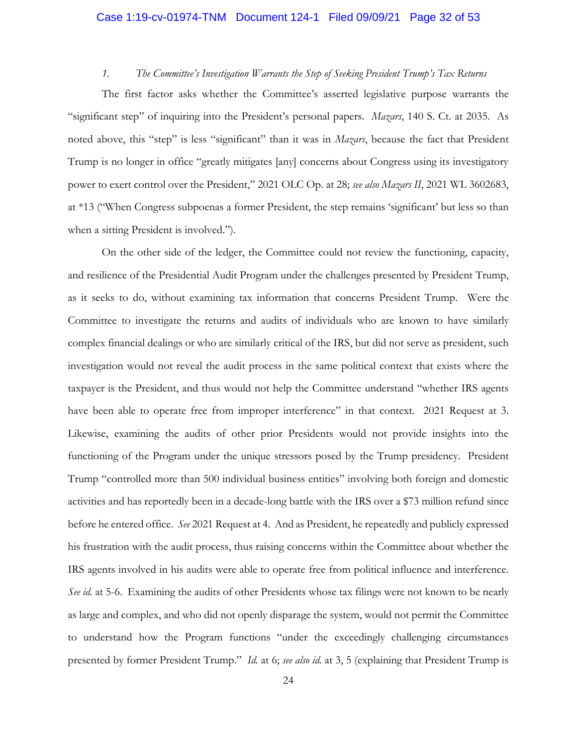### 1. *The Committee's Investigation Warrants the Step of Seeking President Trump's Tax Returns*

The first factor asks whether the Committee's asserted legislative purpose warrants the "significant step" of inquiring into the President's personal papers. *Mazars*, 140 S. Ct. at 2035. As noted above, this "step" is less "significant" than it was in *Mazars*, because the fact that President Trump is no longer in office "greatly mitigates [any] concerns about Congress using its investigatory power to exert control over the President," 2021 OLC Op. at 28; *see also Mazars II*, 2021 WL 3602683, at *13 ("When Congress subpoenas a former President, the step remains 'significant' but less so than when a sitting President is involved.").

On the other side of the ledger, the Committee could not review the functioning, capacity, and resilience of the Presidential Audit Program under the challenges presented by President Trump, as it seeks to do, without examining tax information that concerns President Trump. Were the Committee to investigate the returns and audits of individuals who are known to have similarly complex financial dealings or who are similarly critical of the IRS, but did not serve as president, such investigation would not reveal the audit process in the same political context that exists where the taxpayer is the President, and thus would not help the Committee understand "whether IRS agents have been able to operate free from improper interference" in that context. 2021 Request at 3. Likewise, examining the audits of other prior Presidents would not provide insights into the functioning of the Program under the unique stressors posed by the Trump presidency. President Trump "controlled more than 500 individual business entities" involving both foreign and domestic activities and has reportedly been in a decade-long battle with the IRS over a $73 million refund since before he entered office. *See* 2021 Request at 4. And as President, he repeatedly and publicly expressed his frustration with the audit process, thus raising concerns within the Committee about whether the IRS agents involved in his audits were able to operate free from political influence and interference. *See id.* at 5-6. Examining the audits of other Presidents whose tax filings were not known to be nearly as large and complex, and who did not openly disparage the system, would not permit the Committee to understand how the Program functions "under the exceedingly challenging circumstances presented by former President Trump." *Id.* at 6; *see also id.* at 3, 5 (explaining that President Trump is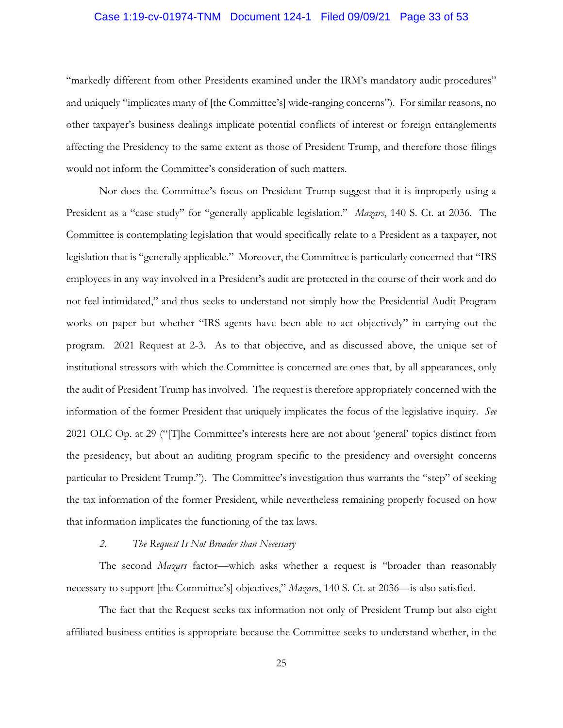"markedly different from other Presidents examined under the IRM's mandatory audit procedures" and uniquely "implicates many of [the Committee's] wide-ranging concerns"). For similar reasons, no other taxpayer's business dealings implicate potential conflicts of interest or foreign entanglements affecting the Presidency to the same extent as those of President Trump, and therefore those filings would not inform the Committee's consideration of such matters.

Nor does the Committee's focus on President Trump suggest that it is improperly using a President as a "case study" for "generally applicable legislation." *Mazars*, 140 S. Ct. at 2036. The Committee is contemplating legislation that would specifically relate to a President as a taxpayer, not legislation that is "generally applicable." Moreover, the Committee is particularly concerned that "IRS employees in any way involved in a President's audit are protected in the course of their work and do not feel intimidated," and thus seeks to understand not simply how the Presidential Audit Program works on paper but whether "IRS agents have been able to act objectively" in carrying out the program. 2021 Request at 2-3. As to that objective, and as discussed above, the unique set of institutional stressors with which the Committee is concerned are ones that, by all appearances, only the audit of President Trump has involved. The request is therefore appropriately concerned with the information of the former President that uniquely implicates the focus of the legislative inquiry. *See* 2021 OLC Op. at 29 ("[T]he Committee's interests here are not about 'general' topics distinct from the presidency, but about an auditing program specific to the presidency and oversight concerns particular to President Trump."). The Committee's investigation thus warrants the "step" of seeking the tax information of the former President, while nevertheless remaining properly focused on how that information implicates the functioning of the tax laws.

### *2. The Request Is Not Broader than Necessary*

The second *Mazars* factor—which asks whether a request is "broader than reasonably necessary to support [the Committee's] objectives," *Mazars*, 140 S. Ct. at 2036—is also satisfied.

The fact that the Request seeks tax information not only of President Trump but also eight affiliated business entities is appropriate because the Committee seeks to understand whether, in the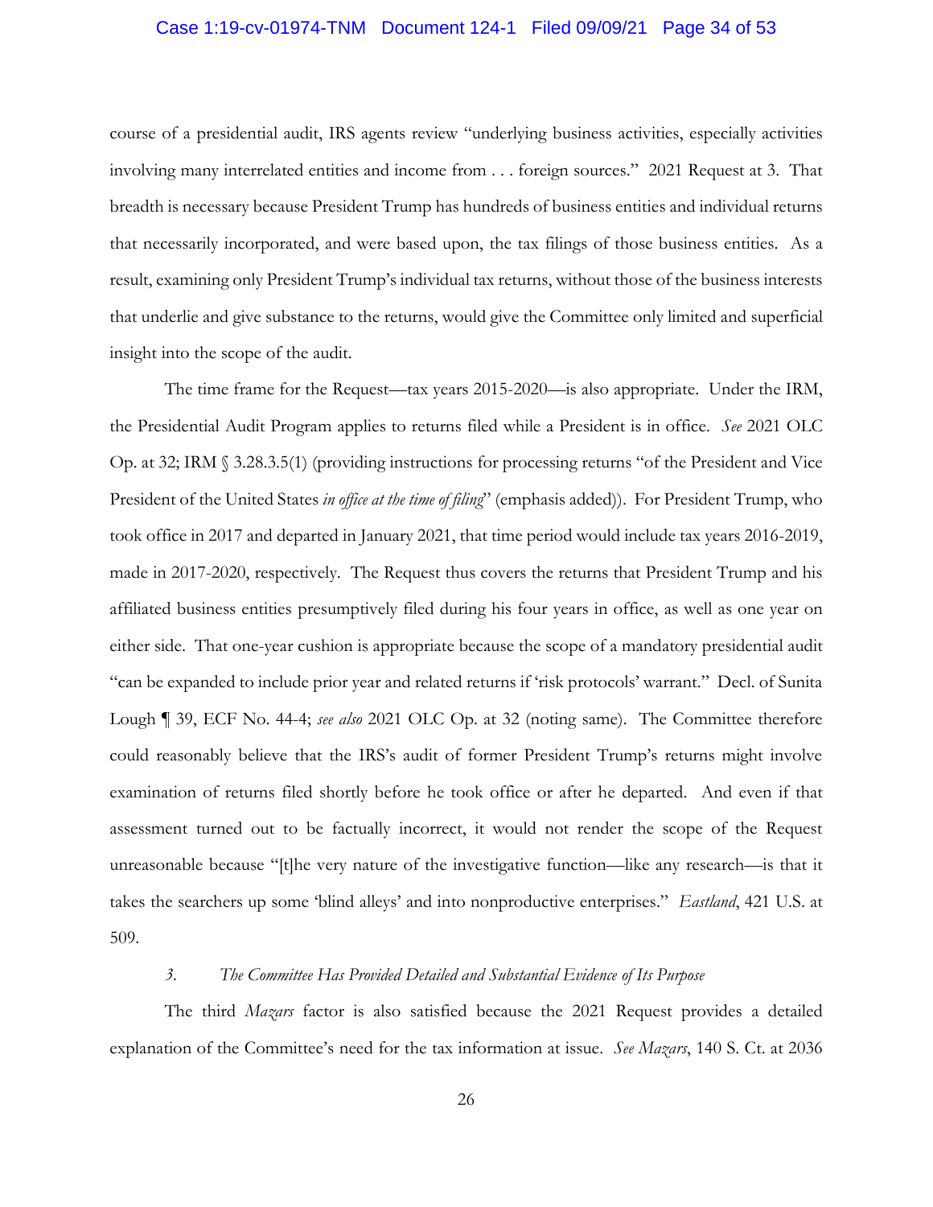course of a presidential audit, IRS agents review "underlying business activities, especially activities involving many interrelated entities and income from . . . foreign sources." 2021 Request at 3. That breadth is necessary because President Trump has hundreds of business entities and individual returns that necessarily incorporated, and were based upon, the tax filings of those business entities. As a result, examining only President Trump's individual tax returns, without those of the business interests that underlie and give substance to the returns, would give the Committee only limited and superficial insight into the scope of the audit.

The time frame for the Request—tax years 2015-2020—is also appropriate. Under the IRM, the Presidential Audit Program applies to returns filed while a President is in office. *See* 2021 OLC Op. at 32; IRM § 3.28.3.5(1) (providing instructions for processing returns "of the President and Vice President of the United States *in office at the time of filing*" (emphasis added)). For President Trump, who took office in 2017 and departed in January 2021, that time period would include tax years 2016-2019, made in 2017-2020, respectively. The Request thus covers the returns that President Trump and his affiliated business entities presumptively filed during his four years in office, as well as one year on either side. That one-year cushion is appropriate because the scope of a mandatory presidential audit "can be expanded to include prior year and related returns if 'risk protocols' warrant." Decl. of Sunita Lough ¶ 39, ECF No. 44-4; *see also* 2021 OLC Op. at 32 (noting same). The Committee therefore could reasonably believe that the IRS's audit of former President Trump's returns might involve examination of returns filed shortly before he took office or after he departed. And even if that assessment turned out to be factually incorrect, it would not render the scope of the Request unreasonable because "[t]he very nature of the investigative function—like any research—is that it takes the searchers up some 'blind alleys' and into nonproductive enterprises." *Eastland*, 421 U.S. at 509.

### *3. The Committee Has Provided Detailed and Substantial Evidence of Its Purpose*

The third *Mazars* factor is also satisfied because the 2021 Request provides a detailed explanation of the Committee's need for the tax information at issue. *See Mazars*, 140 S. Ct. at 2036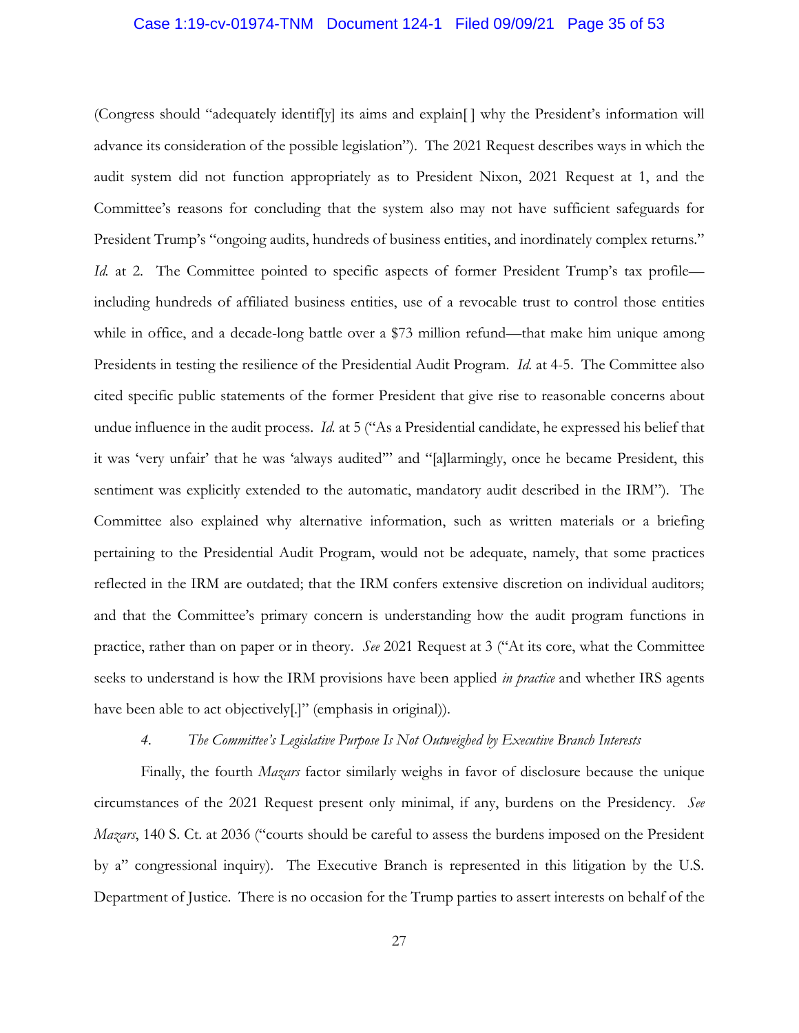(Congress should "adequately identif[y] its aims and explain[ ] why the President's information will advance its consideration of the possible legislation"). The 2021 Request describes ways in which the audit system did not function appropriately as to President Nixon, 2021 Request at 1, and the Committee's reasons for concluding that the system also may not have sufficient safeguards for President Trump's "ongoing audits, hundreds of business entities, and inordinately complex returns." *Id.* at 2. The Committee pointed to specific aspects of former President Trump's tax profile—including hundreds of affiliated business entities, use of a revocable trust to control those entities while in office, and a decade-long battle over a $73 million refund—that make him unique among Presidents in testing the resilience of the Presidential Audit Program. *Id.* at 4-5. The Committee also cited specific public statements of the former President that give rise to reasonable concerns about undue influence in the audit process. *Id.* at 5 ("As a Presidential candidate, he expressed his belief that it was 'very unfair' that he was 'always audited'" and "[a]larmingly, once he became President, this sentiment was explicitly extended to the automatic, mandatory audit described in the IRM"). The Committee also explained why alternative information, such as written materials or a briefing pertaining to the Presidential Audit Program, would not be adequate, namely, that some practices reflected in the IRM are outdated; that the IRM confers extensive discretion on individual auditors; and that the Committee's primary concern is understanding how the audit program functions in practice, rather than on paper or in theory. *See* 2021 Request at 3 ("At its core, what the Committee seeks to understand is how the IRM provisions have been applied *in practice* and whether IRS agents have been able to act objectively[.]" (emphasis in original)).

#### 4. *The Committee's Legislative Purpose Is Not Outweighed by Executive Branch Interests*

Finally, the fourth *Mazars* factor similarly weighs in favor of disclosure because the unique circumstances of the 2021 Request present only minimal, if any, burdens on the Presidency. *See Mazars*, 140 S. Ct. at 2036 ("courts should be careful to assess the burdens imposed on the President by a" congressional inquiry). The Executive Branch is represented in this litigation by the U.S. Department of Justice. There is no occasion for the Trump parties to assert interests on behalf of the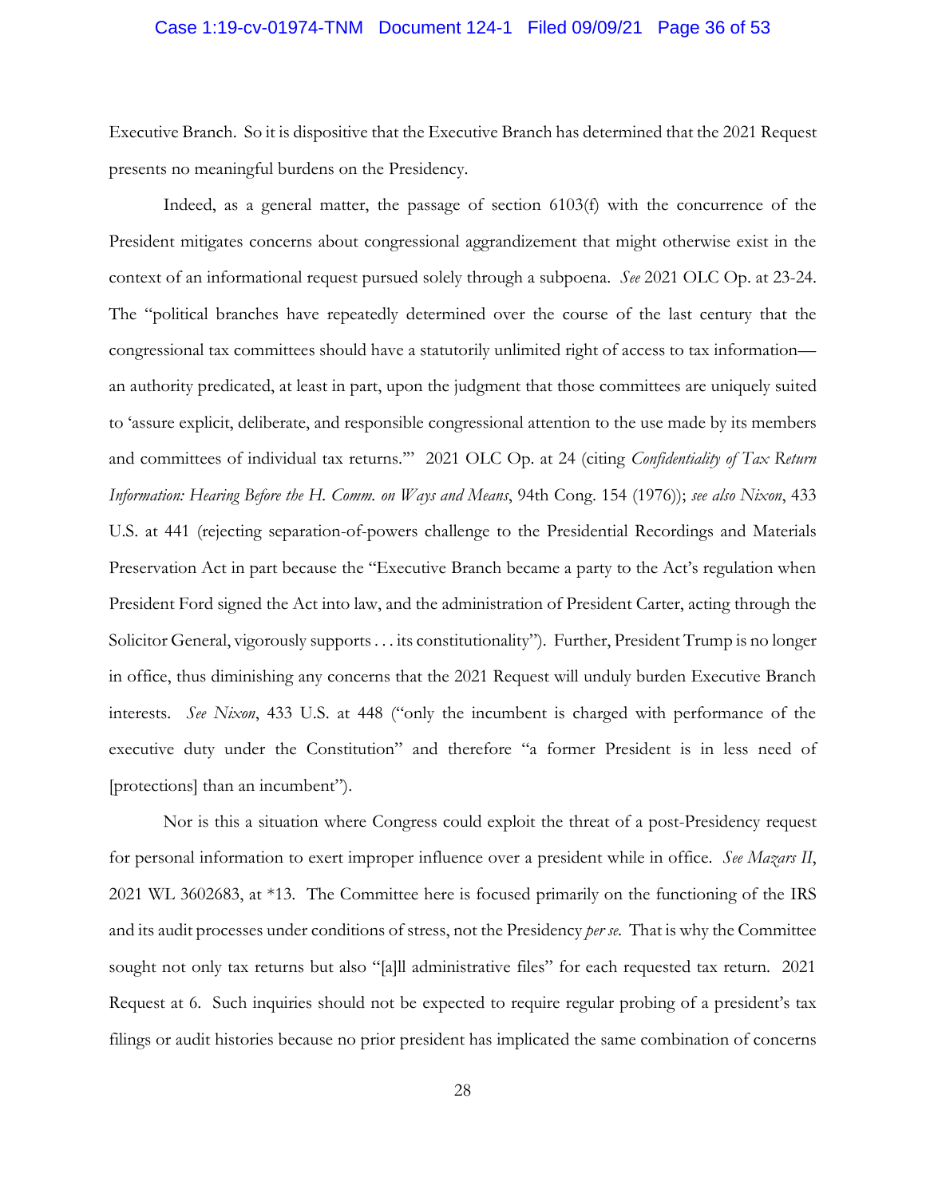Executive Branch. So it is dispositive that the Executive Branch has determined that the 2021 Request presents no meaningful burdens on the Presidency.

Indeed, as a general matter, the passage of section 6103(f) with the concurrence of the President mitigates concerns about congressional aggrandizement that might otherwise exist in the context of an informational request pursued solely through a subpoena. *See* 2021 OLC Op. at 23-24. The "political branches have repeatedly determined over the course of the last century that the congressional tax committees should have a statutorily unlimited right of access to tax information—an authority predicated, at least in part, upon the judgment that those committees are uniquely suited to 'assure explicit, deliberate, and responsible congressional attention to the use made by its members and committees of individual tax returns.'" 2021 OLC Op. at 24 (citing *Confidentiality of Tax Return Information: Hearing Before the H. Comm. on Ways and Means*, 94th Cong. 154 (1976)); *see also Nixon*, 433 U.S. at 441 (rejecting separation-of-powers challenge to the Presidential Recordings and Materials Preservation Act in part because the "Executive Branch became a party to the Act's regulation when President Ford signed the Act into law, and the administration of President Carter, acting through the Solicitor General, vigorously supports . . . its constitutionality"). Further, President Trump is no longer in office, thus diminishing any concerns that the 2021 Request will unduly burden Executive Branch interests. *See Nixon*, 433 U.S. at 448 ("only the incumbent is charged with performance of the executive duty under the Constitution" and therefore "a former President is in less need of [protections] than an incumbent").

Nor is this a situation where Congress could exploit the threat of a post-Presidency request for personal information to exert improper influence over a president while in office. *See Mazars II*, 2021 WL 3602683, at *13. The Committee here is focused primarily on the functioning of the IRS and its audit processes under conditions of stress, not the Presidency *per se*. That is why the Committee sought not only tax returns but also "[a]ll administrative files" for each requested tax return. 2021 Request at 6. Such inquiries should not be expected to require regular probing of a president's tax filings or audit histories because no prior president has implicated the same combination of concerns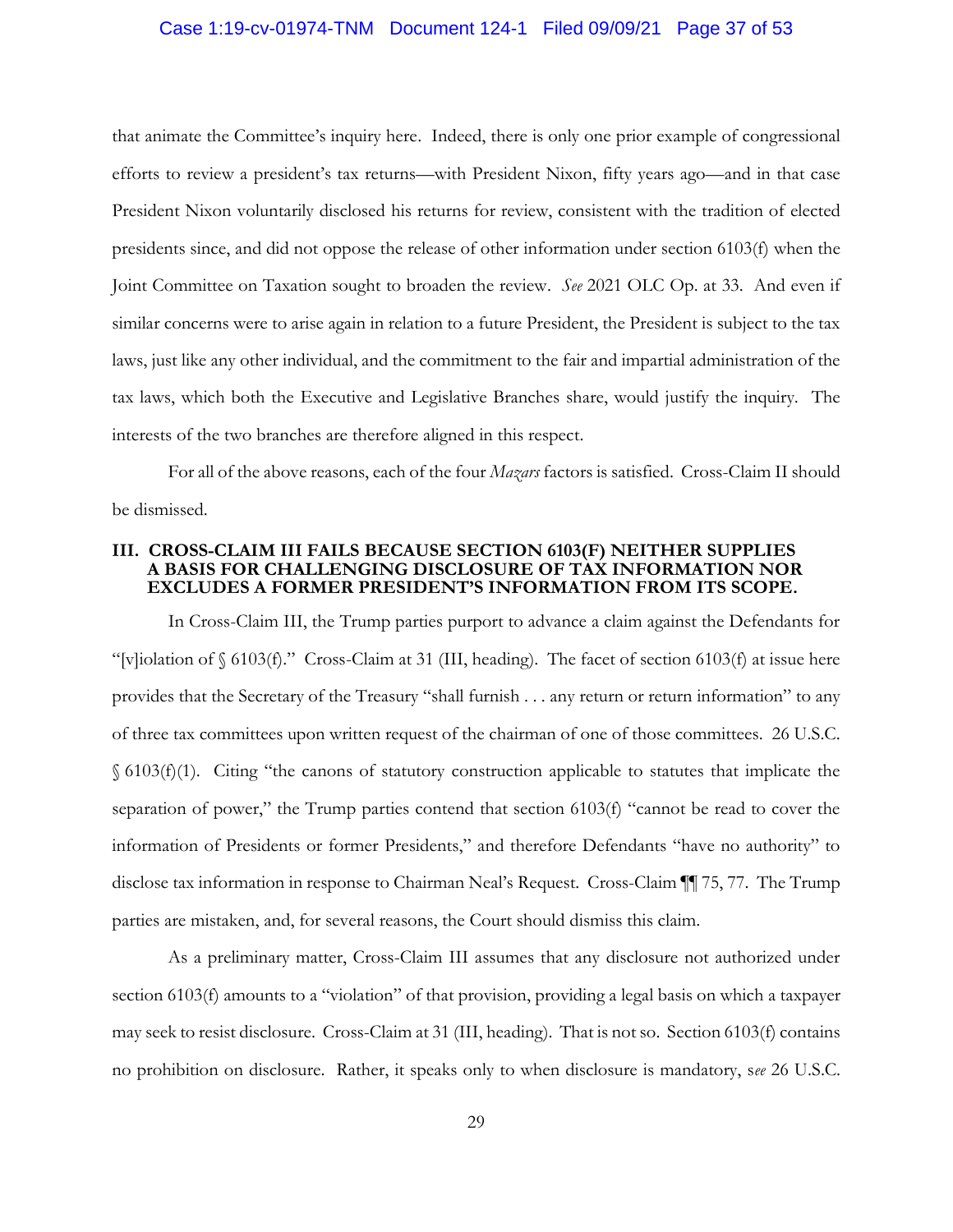that animate the Committee's inquiry here. Indeed, there is only one prior example of congressional efforts to review a president's tax returns—with President Nixon, fifty years ago—and in that case President Nixon voluntarily disclosed his returns for review, consistent with the tradition of elected presidents since, and did not oppose the release of other information under section 6103(f) when the Joint Committee on Taxation sought to broaden the review. *See* 2021 OLC Op. at 33. And even if similar concerns were to arise again in relation to a future President, the President is subject to the tax laws, just like any other individual, and the commitment to the fair and impartial administration of the tax laws, which both the Executive and Legislative Branches share, would justify the inquiry. The interests of the two branches are therefore aligned in this respect.

For all of the above reasons, each of the four *Mazars* factors is satisfied. Cross-Claim II should be dismissed.

## III. CROSS-CLAIM III FAILS BECAUSE SECTION 6103(F) NEITHER SUPPLIES A BASIS FOR CHALLENGING DISCLOSURE OF TAX INFORMATION NOR EXCLUDES A FORMER PRESIDENT'S INFORMATION FROM ITS SCOPE.

In Cross-Claim III, the Trump parties purport to advance a claim against the Defendants for "[v]iolation of § 6103(f)." Cross-Claim at 31 (III, heading). The facet of section 6103(f) at issue here provides that the Secretary of the Treasury "shall furnish . . . any return or return information" to any of three tax committees upon written request of the chairman of one of those committees. 26 U.S.C. § 6103(f)(1). Citing "the canons of statutory construction applicable to statutes that implicate the separation of power," the Trump parties contend that section 6103(f) "cannot be read to cover the information of Presidents or former Presidents," and therefore Defendants "have no authority" to disclose tax information in response to Chairman Neal's Request. Cross-Claim ¶¶ 75, 77. The Trump parties are mistaken, and, for several reasons, the Court should dismiss this claim.

As a preliminary matter, Cross-Claim III assumes that any disclosure not authorized under section 6103(f) amounts to a "violation" of that provision, providing a legal basis on which a taxpayer may seek to resist disclosure. Cross-Claim at 31 (III, heading). That is not so. Section 6103(f) contains no prohibition on disclosure. Rather, it speaks only to when disclosure is mandatory, s*ee* 26 U.S.C.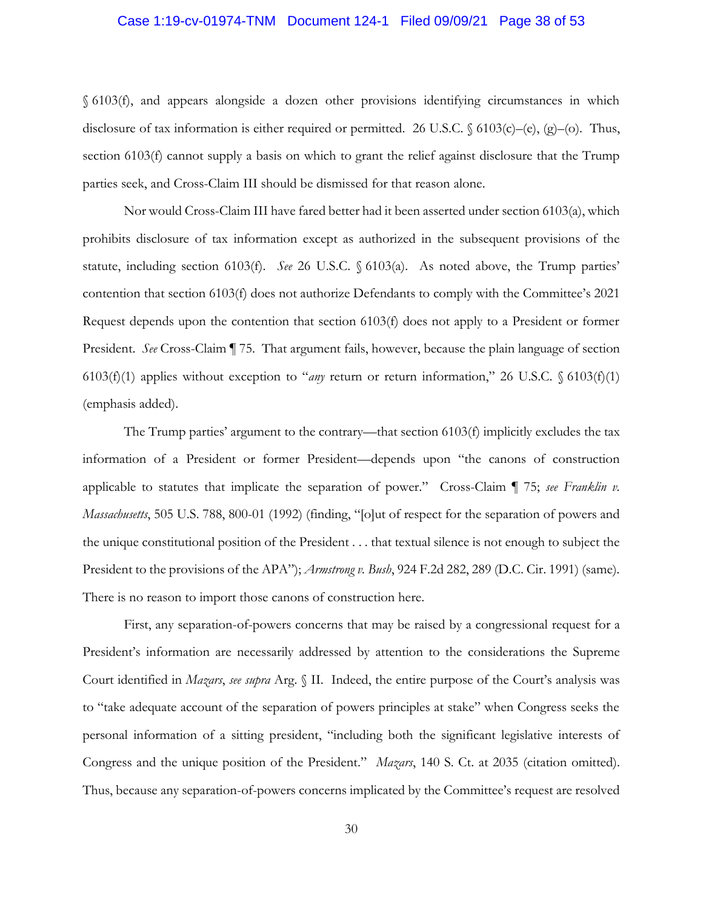§ 6103(f), and appears alongside a dozen other provisions identifying circumstances in which disclosure of tax information is either required or permitted. 26 U.S.C. § 6103(c)–(e), (g)–(o). Thus, section 6103(f) cannot supply a basis on which to grant the relief against disclosure that the Trump parties seek, and Cross-Claim III should be dismissed for that reason alone.

Nor would Cross-Claim III have fared better had it been asserted under section 6103(a), which prohibits disclosure of tax information except as authorized in the subsequent provisions of the statute, including section 6103(f). *See* 26 U.S.C. § 6103(a). As noted above, the Trump parties' contention that section 6103(f) does not authorize Defendants to comply with the Committee's 2021 Request depends upon the contention that section 6103(f) does not apply to a President or former President. *See* Cross-Claim ¶ 75. That argument fails, however, because the plain language of section 6103(f)(1) applies without exception to "*any* return or return information," 26 U.S.C. § 6103(f)(1) (emphasis added).

The Trump parties' argument to the contrary—that section 6103(f) implicitly excludes the tax information of a President or former President—depends upon "the canons of construction applicable to statutes that implicate the separation of power." Cross-Claim ¶ 75; *see Franklin v. Massachusetts*, 505 U.S. 788, 800-01 (1992) (finding, "[o]ut of respect for the separation of powers and the unique constitutional position of the President . . . that textual silence is not enough to subject the President to the provisions of the APA"); *Armstrong v. Bush*, 924 F.2d 282, 289 (D.C. Cir. 1991) (same). There is no reason to import those canons of construction here.

First, any separation-of-powers concerns that may be raised by a congressional request for a President's information are necessarily addressed by attention to the considerations the Supreme Court identified in *Mazars*, *see supra* Arg. § II. Indeed, the entire purpose of the Court's analysis was to "take adequate account of the separation of powers principles at stake" when Congress seeks the personal information of a sitting president, "including both the significant legislative interests of Congress and the unique position of the President." *Mazars*, 140 S. Ct. at 2035 (citation omitted). Thus, because any separation-of-powers concerns implicated by the Committee's request are resolved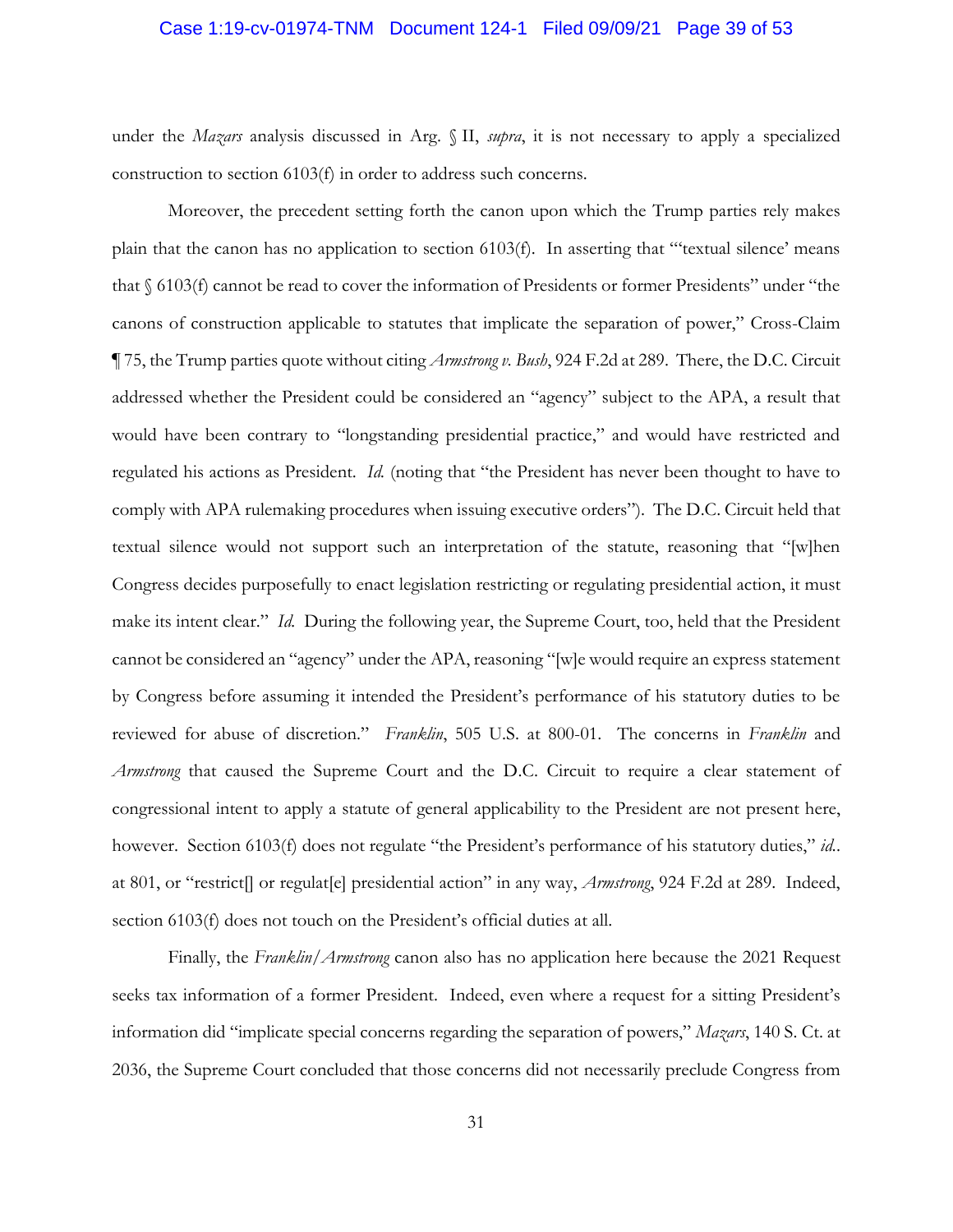under the *Mazars* analysis discussed in Arg. § II, *supra*, it is not necessary to apply a specialized construction to section 6103(f) in order to address such concerns.

Moreover, the precedent setting forth the canon upon which the Trump parties rely makes plain that the canon has no application to section 6103(f). In asserting that "'textual silence' means that § 6103(f) cannot be read to cover the information of Presidents or former Presidents" under "the canons of construction applicable to statutes that implicate the separation of power," Cross-Claim ¶ 75, the Trump parties quote without citing *Armstrong v. Bush*, 924 F.2d at 289. There, the D.C. Circuit addressed whether the President could be considered an "agency" subject to the APA, a result that would have been contrary to "longstanding presidential practice," and would have restricted and regulated his actions as President. *Id.* (noting that "the President has never been thought to have to comply with APA rulemaking procedures when issuing executive orders"). The D.C. Circuit held that textual silence would not support such an interpretation of the statute, reasoning that "[w]hen Congress decides purposefully to enact legislation restricting or regulating presidential action, it must make its intent clear." *Id.* During the following year, the Supreme Court, too, held that the President cannot be considered an "agency" under the APA, reasoning "[w]e would require an express statement by Congress before assuming it intended the President's performance of his statutory duties to be reviewed for abuse of discretion." *Franklin*, 505 U.S. at 800-01. The concerns in *Franklin* and *Armstrong* that caused the Supreme Court and the D.C. Circuit to require a clear statement of congressional intent to apply a statute of general applicability to the President are not present here, however. Section 6103(f) does not regulate "the President's performance of his statutory duties," *id.*. at 801, or "restrict[] or regulat[e] presidential action" in any way, *Armstrong*, 924 F.2d at 289. Indeed, section 6103(f) does not touch on the President's official duties at all.

Finally, the *Franklin*/*Armstrong* canon also has no application here because the 2021 Request seeks tax information of a former President. Indeed, even where a request for a sitting President's information did "implicate special concerns regarding the separation of powers," *Mazars*, 140 S. Ct. at 2036, the Supreme Court concluded that those concerns did not necessarily preclude Congress from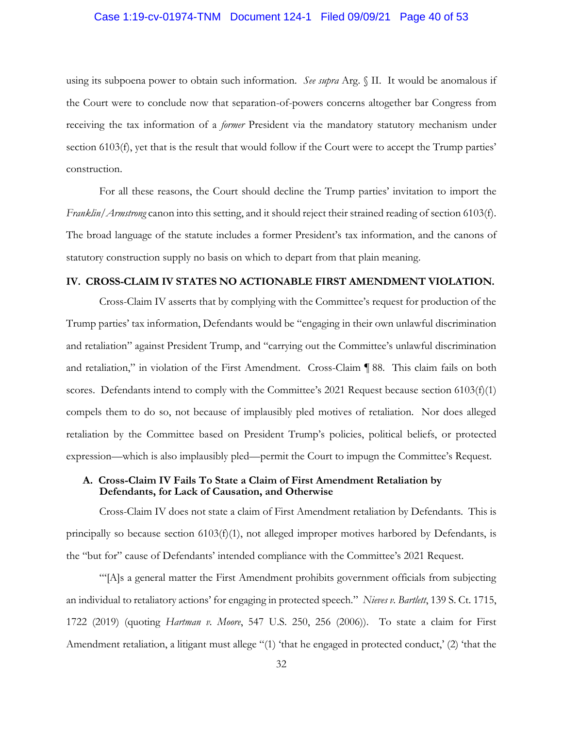using its subpoena power to obtain such information. *See supra* Arg. § II. It would be anomalous if the Court were to conclude now that separation-of-powers concerns altogether bar Congress from receiving the tax information of a *former* President via the mandatory statutory mechanism under section 6103(f), yet that is the result that would follow if the Court were to accept the Trump parties' construction.

For all these reasons, the Court should decline the Trump parties' invitation to import the *Franklin/Armstrong* canon into this setting, and it should reject their strained reading of section 6103(f). The broad language of the statute includes a former President's tax information, and the canons of statutory construction supply no basis on which to depart from that plain meaning.

## IV. CROSS-CLAIM IV STATES NO ACTIONABLE FIRST AMENDMENT VIOLATION.

Cross-Claim IV asserts that by complying with the Committee's request for production of the Trump parties' tax information, Defendants would be "engaging in their own unlawful discrimination and retaliation" against President Trump, and "carrying out the Committee's unlawful discrimination and retaliation," in violation of the First Amendment. Cross-Claim ¶ 88. This claim fails on both scores. Defendants intend to comply with the Committee's 2021 Request because section 6103(f)(1) compels them to do so, not because of implausibly pled motives of retaliation. Nor does alleged retaliation by the Committee based on President Trump's policies, political beliefs, or protected expression—which is also implausibly pled—permit the Court to impugn the Committee's Request.

### A. Cross-Claim IV Fails To State a Claim of First Amendment Retaliation by Defendants, for Lack of Causation, and Otherwise

Cross-Claim IV does not state a claim of First Amendment retaliation by Defendants. This is principally so because section 6103(f)(1), not alleged improper motives harbored by Defendants, is the "but for" cause of Defendants' intended compliance with the Committee's 2021 Request.

"'[A]s a general matter the First Amendment prohibits government officials from subjecting an individual to retaliatory actions' for engaging in protected speech." *Nieves v. Bartlett*, 139 S. Ct. 1715, 1722 (2019) (quoting *Hartman v. Moore*, 547 U.S. 250, 256 (2006)). To state a claim for First Amendment retaliation, a litigant must allege "(1) 'that he engaged in protected conduct,' (2) 'that the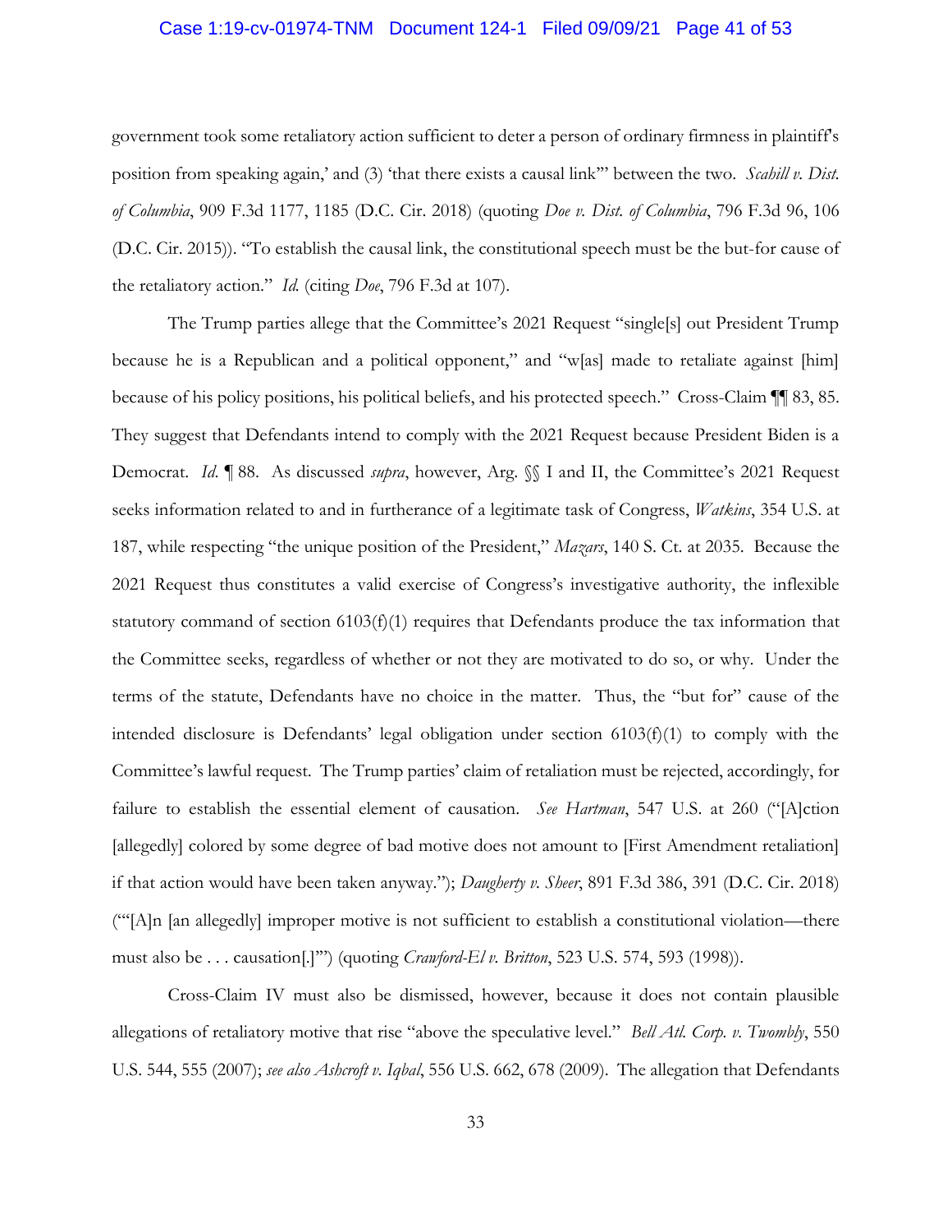government took some retaliatory action sufficient to deter a person of ordinary firmness in plaintiff's position from speaking again,' and (3) 'that there exists a causal link'" between the two. *Scahill v. Dist. of Columbia*, 909 F.3d 1177, 1185 (D.C. Cir. 2018) (quoting *Doe v. Dist. of Columbia*, 796 F.3d 96, 106 (D.C. Cir. 2015)). "To establish the causal link, the constitutional speech must be the but-for cause of the retaliatory action." *Id.* (citing *Doe*, 796 F.3d at 107).

The Trump parties allege that the Committee's 2021 Request "single[s] out President Trump because he is a Republican and a political opponent," and "w[as] made to retaliate against [him] because of his policy positions, his political beliefs, and his protected speech." Cross-Claim ¶¶ 83, 85. They suggest that Defendants intend to comply with the 2021 Request because President Biden is a Democrat. *Id.* ¶ 88. As discussed *supra*, however, Arg. §§ I and II, the Committee's 2021 Request seeks information related to and in furtherance of a legitimate task of Congress, *Watkins*, 354 U.S. at 187, while respecting "the unique position of the President," *Mazars*, 140 S. Ct. at 2035. Because the 2021 Request thus constitutes a valid exercise of Congress's investigative authority, the inflexible statutory command of section 6103(f)(1) requires that Defendants produce the tax information that the Committee seeks, regardless of whether or not they are motivated to do so, or why. Under the terms of the statute, Defendants have no choice in the matter. Thus, the "but for" cause of the intended disclosure is Defendants' legal obligation under section 6103(f)(1) to comply with the Committee's lawful request. The Trump parties' claim of retaliation must be rejected, accordingly, for failure to establish the essential element of causation. *See Hartman*, 547 U.S. at 260 ("[A]ction [allegedly] colored by some degree of bad motive does not amount to [First Amendment retaliation] if that action would have been taken anyway."); *Daugherty v. Sheer*, 891 F.3d 386, 391 (D.C. Cir. 2018) ("'[A]n [an allegedly] improper motive is not sufficient to establish a constitutional violation—there must also be . . . causation[.]'") (quoting *Crawford-El v. Britton*, 523 U.S. 574, 593 (1998)).

Cross-Claim IV must also be dismissed, however, because it does not contain plausible allegations of retaliatory motive that rise "above the speculative level." *Bell Atl. Corp. v. Twombly*, 550 U.S. 544, 555 (2007); *see also Ashcroft v. Iqbal*, 556 U.S. 662, 678 (2009). The allegation that Defendants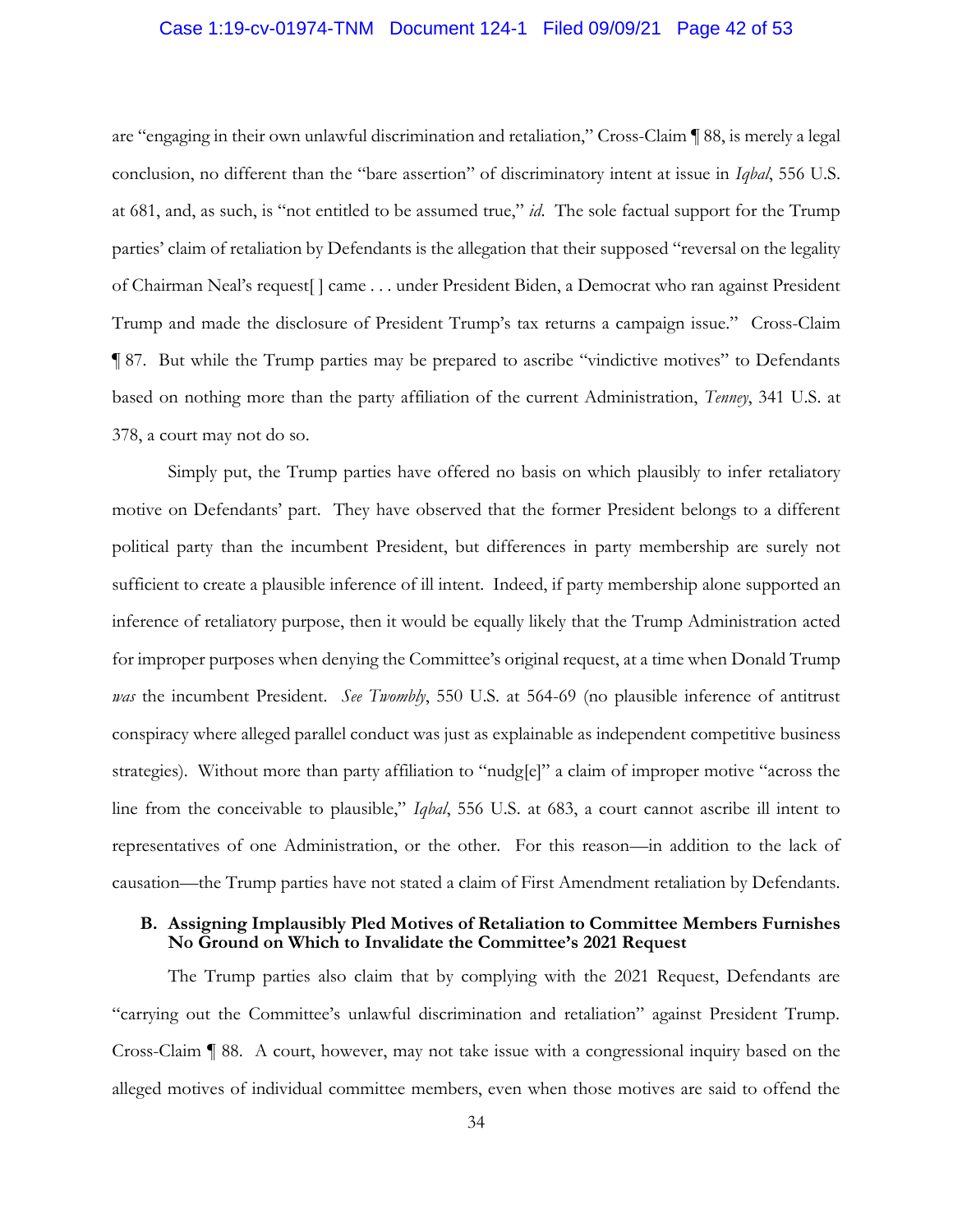are "engaging in their own unlawful discrimination and retaliation," Cross-Claim ¶ 88, is merely a legal conclusion, no different than the "bare assertion" of discriminatory intent at issue in *Iqbal*, 556 U.S. at 681, and, as such, is "not entitled to be assumed true," *id.* The sole factual support for the Trump parties' claim of retaliation by Defendants is the allegation that their supposed "reversal on the legality of Chairman Neal's request[ ] came . . . under President Biden, a Democrat who ran against President Trump and made the disclosure of President Trump's tax returns a campaign issue." Cross-Claim ¶ 87. But while the Trump parties may be prepared to ascribe "vindictive motives" to Defendants based on nothing more than the party affiliation of the current Administration, *Tenney*, 341 U.S. at 378, a court may not do so.

Simply put, the Trump parties have offered no basis on which plausibly to infer retaliatory motive on Defendants' part. They have observed that the former President belongs to a different political party than the incumbent President, but differences in party membership are surely not sufficient to create a plausible inference of ill intent. Indeed, if party membership alone supported an inference of retaliatory purpose, then it would be equally likely that the Trump Administration acted for improper purposes when denying the Committee's original request, at a time when Donald Trump *was* the incumbent President. *See Twombly*, 550 U.S. at 564-69 (no plausible inference of antitrust conspiracy where alleged parallel conduct was just as explainable as independent competitive business strategies). Without more than party affiliation to "nudg[e]" a claim of improper motive "across the line from the conceivable to plausible," *Iqbal*, 556 U.S. at 683, a court cannot ascribe ill intent to representatives of one Administration, or the other. For this reason—in addition to the lack of causation—the Trump parties have not stated a claim of First Amendment retaliation by Defendants.

### B. Assigning Implausibly Pled Motives of Retaliation to Committee Members Furnishes No Ground on Which to Invalidate the Committee's 2021 Request

The Trump parties also claim that by complying with the 2021 Request, Defendants are "carrying out the Committee's unlawful discrimination and retaliation" against President Trump. Cross-Claim ¶ 88. A court, however, may not take issue with a congressional inquiry based on the alleged motives of individual committee members, even when those motives are said to offend the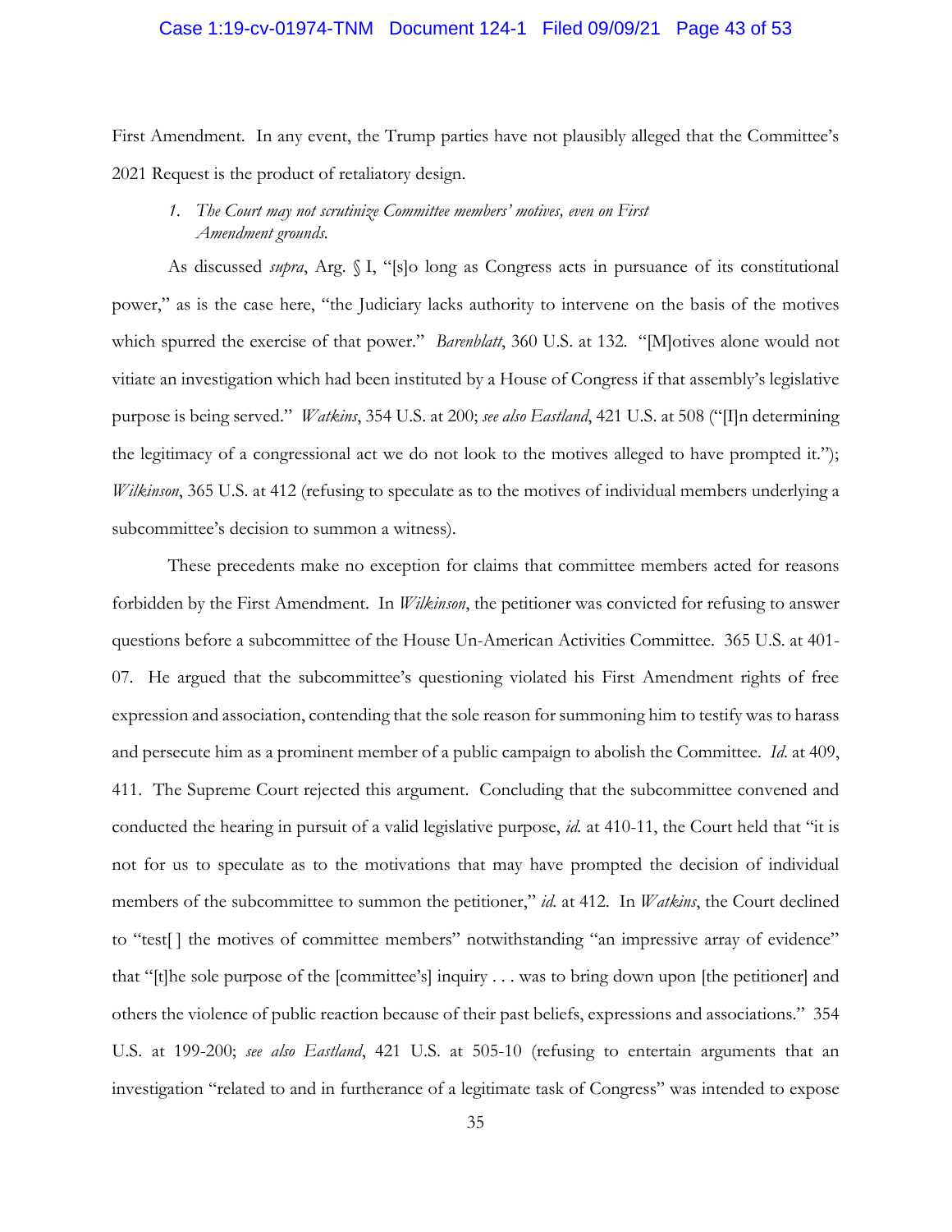First Amendment. In any event, the Trump parties have not plausibly alleged that the Committee's 2021 Request is the product of retaliatory design.

1. *The Court may not scrutinize Committee members' motives, even on First Amendment grounds.*

As discussed *supra*, Arg. § I, "[s]o long as Congress acts in pursuance of its constitutional power," as is the case here, "the Judiciary lacks authority to intervene on the basis of the motives which spurred the exercise of that power." *Barenblatt*, 360 U.S. at 132. "[M]otives alone would not vitiate an investigation which had been instituted by a House of Congress if that assembly's legislative purpose is being served." *Watkins*, 354 U.S. at 200; *see also Eastland*, 421 U.S. at 508 ("[I]n determining the legitimacy of a congressional act we do not look to the motives alleged to have prompted it."); *Wilkinson*, 365 U.S. at 412 (refusing to speculate as to the motives of individual members underlying a subcommittee's decision to summon a witness).

These precedents make no exception for claims that committee members acted for reasons forbidden by the First Amendment. In *Wilkinson*, the petitioner was convicted for refusing to answer questions before a subcommittee of the House Un-American Activities Committee. 365 U.S. at 401-07. He argued that the subcommittee's questioning violated his First Amendment rights of free expression and association, contending that the sole reason for summoning him to testify was to harass and persecute him as a prominent member of a public campaign to abolish the Committee. *Id.* at 409, 411. The Supreme Court rejected this argument. Concluding that the subcommittee convened and conducted the hearing in pursuit of a valid legislative purpose, *id.* at 410-11, the Court held that "it is not for us to speculate as to the motivations that may have prompted the decision of individual members of the subcommittee to summon the petitioner," *id.* at 412. In *Watkins*, the Court declined to "test[ ] the motives of committee members" notwithstanding "an impressive array of evidence" that "[t]he sole purpose of the [committee's] inquiry . . . was to bring down upon [the petitioner] and others the violence of public reaction because of their past beliefs, expressions and associations." 354 U.S. at 199-200; *see also Eastland*, 421 U.S. at 505-10 (refusing to entertain arguments that an investigation "related to and in furtherance of a legitimate task of Congress" was intended to expose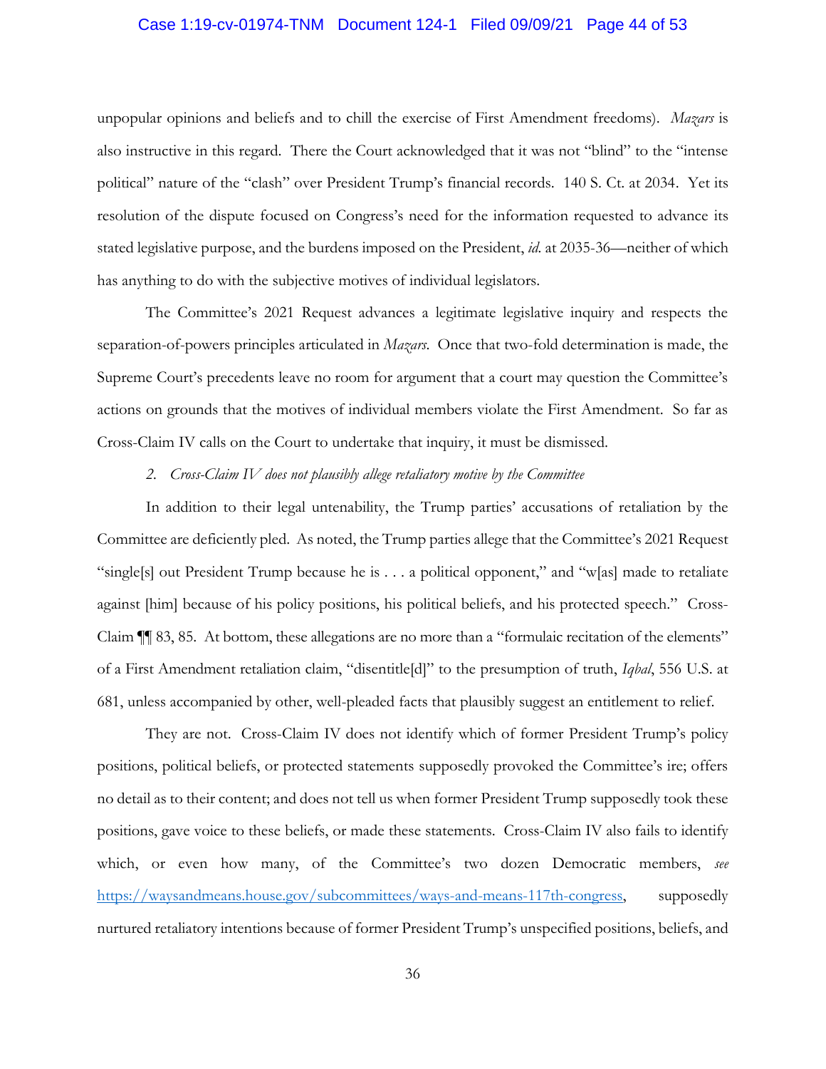unpopular opinions and beliefs and to chill the exercise of First Amendment freedoms). *Mazars* is also instructive in this regard. There the Court acknowledged that it was not "blind" to the "intense political" nature of the "clash" over President Trump's financial records. 140 S. Ct. at 2034. Yet its resolution of the dispute focused on Congress's need for the information requested to advance its stated legislative purpose, and the burdens imposed on the President, *id.* at 2035-36—neither of which has anything to do with the subjective motives of individual legislators.

The Committee's 2021 Request advances a legitimate legislative inquiry and respects the separation-of-powers principles articulated in *Mazars*. Once that two-fold determination is made, the Supreme Court's precedents leave no room for argument that a court may question the Committee's actions on grounds that the motives of individual members violate the First Amendment. So far as Cross-Claim IV calls on the Court to undertake that inquiry, it must be dismissed.

*2. Cross-Claim IV does not plausibly allege retaliatory motive by the Committee*

In addition to their legal untenability, the Trump parties' accusations of retaliation by the Committee are deficiently pled. As noted, the Trump parties allege that the Committee's 2021 Request "single[s] out President Trump because he is . . . a political opponent," and "w[as] made to retaliate against [him] because of his policy positions, his political beliefs, and his protected speech." Cross-Claim ¶¶ 83, 85. At bottom, these allegations are no more than a "formulaic recitation of the elements" of a First Amendment retaliation claim, "disentitle[d]" to the presumption of truth, *Iqbal*, 556 U.S. at 681, unless accompanied by other, well-pleaded facts that plausibly suggest an entitlement to relief.

They are not. Cross-Claim IV does not identify which of former President Trump's policy positions, political beliefs, or protected statements supposedly provoked the Committee's ire; offers no detail as to their content; and does not tell us when former President Trump supposedly took these positions, gave voice to these beliefs, or made these statements. Cross-Claim IV also fails to identify which, or even how many, of the Committee's two dozen Democratic members, *see* https://waysandmeans.house.gov/subcommittees/ways-and-means-117th-congress, supposedly nurtured retaliatory intentions because of former President Trump's unspecified positions, beliefs, and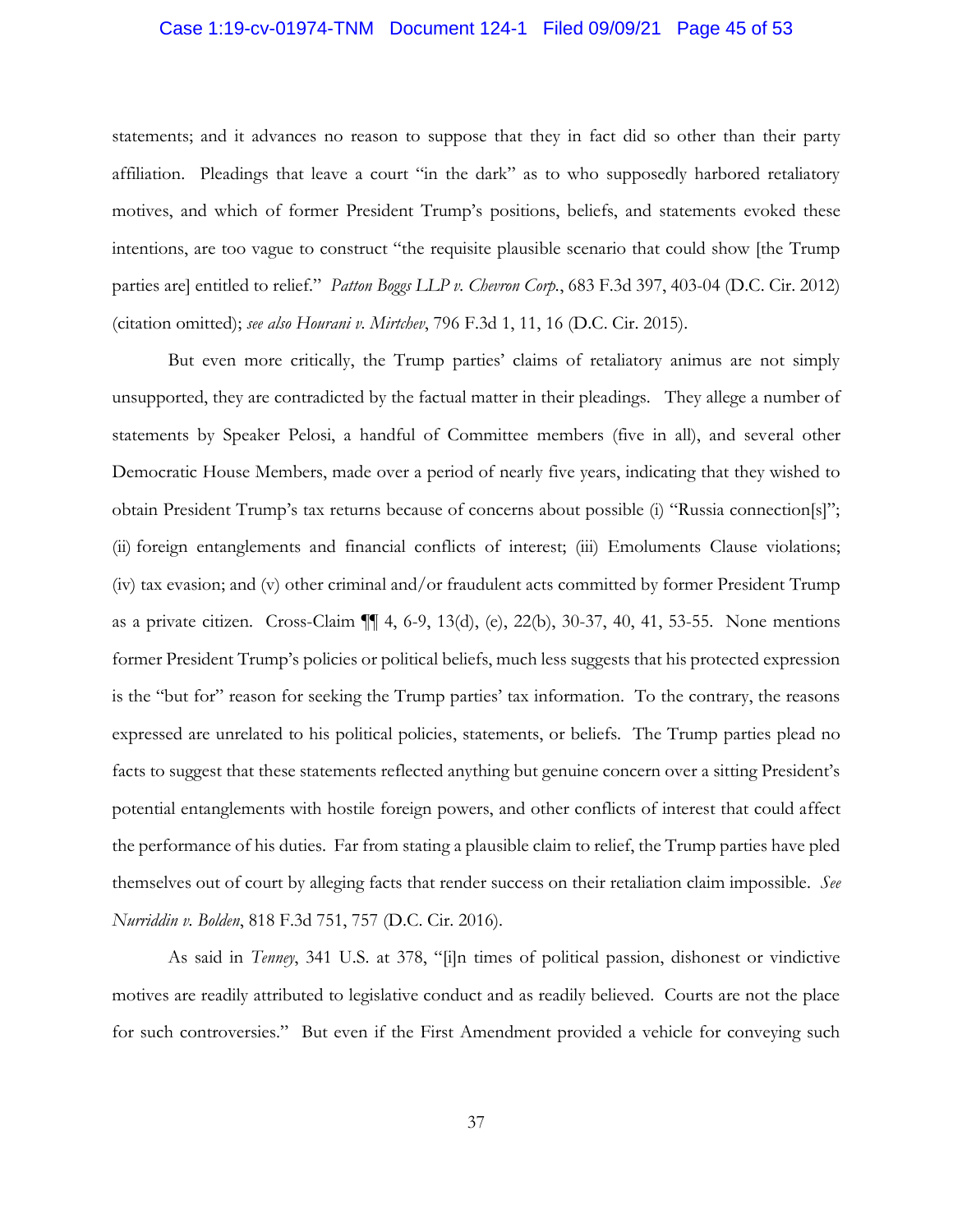statements; and it advances no reason to suppose that they in fact did so other than their party affiliation. Pleadings that leave a court "in the dark" as to who supposedly harbored retaliatory motives, and which of former President Trump's positions, beliefs, and statements evoked these intentions, are too vague to construct "the requisite plausible scenario that could show [the Trump parties are] entitled to relief." *Patton Boggs LLP v. Chevron Corp.*, 683 F.3d 397, 403-04 (D.C. Cir. 2012) (citation omitted); *see also Hourani v. Mirtchev*, 796 F.3d 1, 11, 16 (D.C. Cir. 2015).

But even more critically, the Trump parties' claims of retaliatory animus are not simply unsupported, they are contradicted by the factual matter in their pleadings. They allege a number of statements by Speaker Pelosi, a handful of Committee members (five in all), and several other Democratic House Members, made over a period of nearly five years, indicating that they wished to obtain President Trump's tax returns because of concerns about possible (i) "Russia connection[s]"; (ii) foreign entanglements and financial conflicts of interest; (iii) Emoluments Clause violations; (iv) tax evasion; and (v) other criminal and/or fraudulent acts committed by former President Trump as a private citizen. Cross-Claim ¶¶ 4, 6-9, 13(d), (e), 22(b), 30-37, 40, 41, 53-55. None mentions former President Trump's policies or political beliefs, much less suggests that his protected expression is the "but for" reason for seeking the Trump parties' tax information. To the contrary, the reasons expressed are unrelated to his political policies, statements, or beliefs. The Trump parties plead no facts to suggest that these statements reflected anything but genuine concern over a sitting President's potential entanglements with hostile foreign powers, and other conflicts of interest that could affect the performance of his duties. Far from stating a plausible claim to relief, the Trump parties have pled themselves out of court by alleging facts that render success on their retaliation claim impossible. *See Nurriddin v. Bolden*, 818 F.3d 751, 757 (D.C. Cir. 2016).

As said in *Tenney*, 341 U.S. at 378, "[i]n times of political passion, dishonest or vindictive motives are readily attributed to legislative conduct and as readily believed. Courts are not the place for such controversies." But even if the First Amendment provided a vehicle for conveying such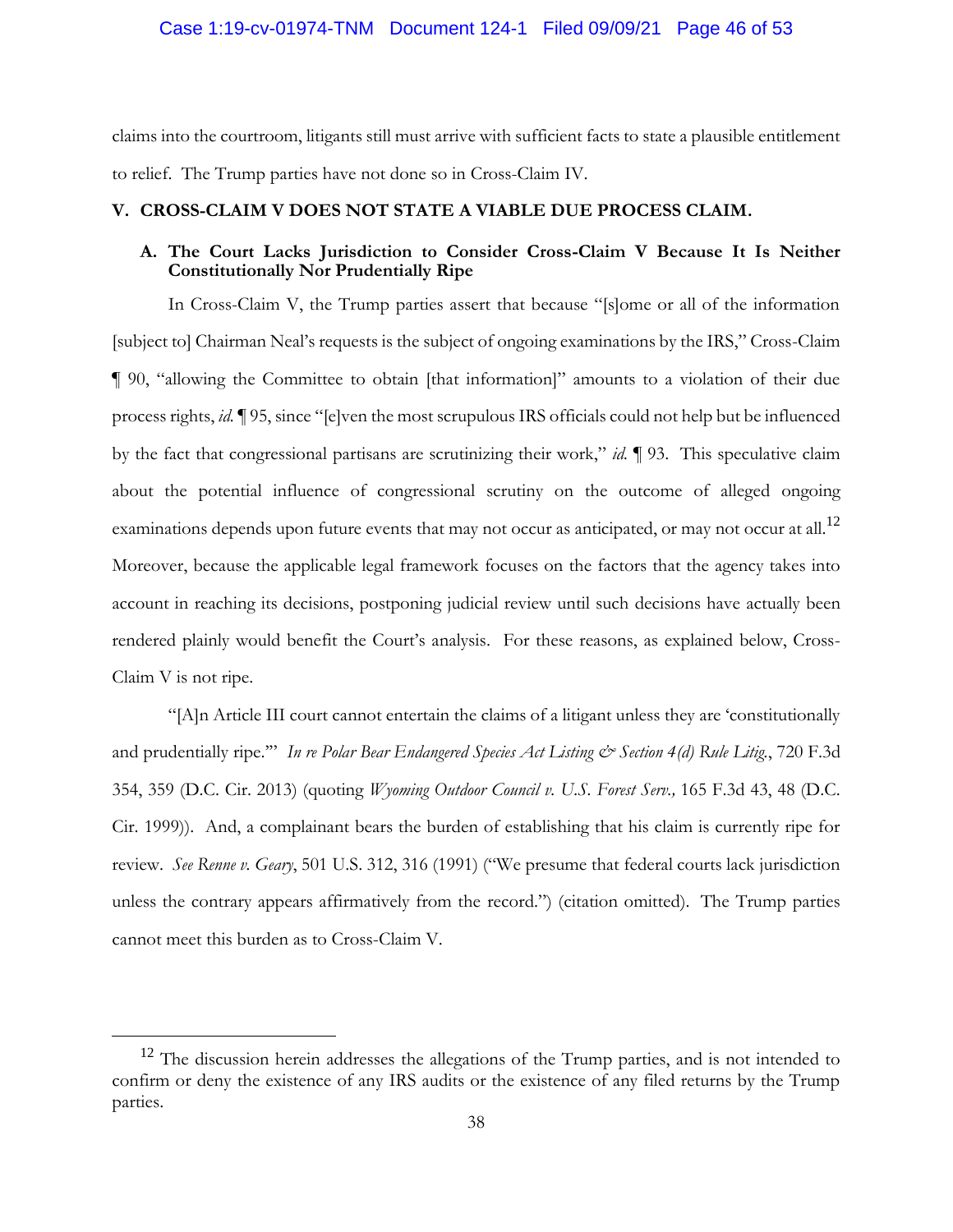claims into the courtroom, litigants still must arrive with sufficient facts to state a plausible entitlement to relief. The Trump parties have not done so in Cross-Claim IV.

## V. CROSS-CLAIM V DOES NOT STATE A VIABLE DUE PROCESS CLAIM.

### A. The Court Lacks Jurisdiction to Consider Cross-Claim V Because It Is Neither Constitutionally Nor Prudentially Ripe

In Cross-Claim V, the Trump parties assert that because "[s]ome or all of the information [subject to] Chairman Neal's requests is the subject of ongoing examinations by the IRS," Cross-Claim ¶ 90, "allowing the Committee to obtain [that information]" amounts to a violation of their due process rights, *id.* ¶ 95, since "[e]ven the most scrupulous IRS officials could not help but be influenced by the fact that congressional partisans are scrutinizing their work," *id.* ¶ 93. This speculative claim about the potential influence of congressional scrutiny on the outcome of alleged ongoing examinations depends upon future events that may not occur as anticipated, or may not occur at all.[12] Moreover, because the applicable legal framework focuses on the factors that the agency takes into account in reaching its decisions, postponing judicial review until such decisions have actually been rendered plainly would benefit the Court's analysis. For these reasons, as explained below, Cross-Claim V is not ripe.

"[A]n Article III court cannot entertain the claims of a litigant unless they are 'constitutionally and prudentially ripe.'" *In re Polar Bear Endangered Species Act Listing & Section 4(d) Rule Litig.*, 720 F.3d 354, 359 (D.C. Cir. 2013) (quoting *Wyoming Outdoor Council v. U.S. Forest Serv.,* 165 F.3d 43, 48 (D.C. Cir. 1999)). And, a complainant bears the burden of establishing that his claim is currently ripe for review. *See Renne v. Geary*, 501 U.S. 312, 316 (1991) ("We presume that federal courts lack jurisdiction unless the contrary appears affirmatively from the record.") (citation omitted). The Trump parties cannot meet this burden as to Cross-Claim V.

---

[12] The discussion herein addresses the allegations of the Trump parties, and is not intended to confirm or deny the existence of any IRS audits or the existence of any filed returns by the Trump parties.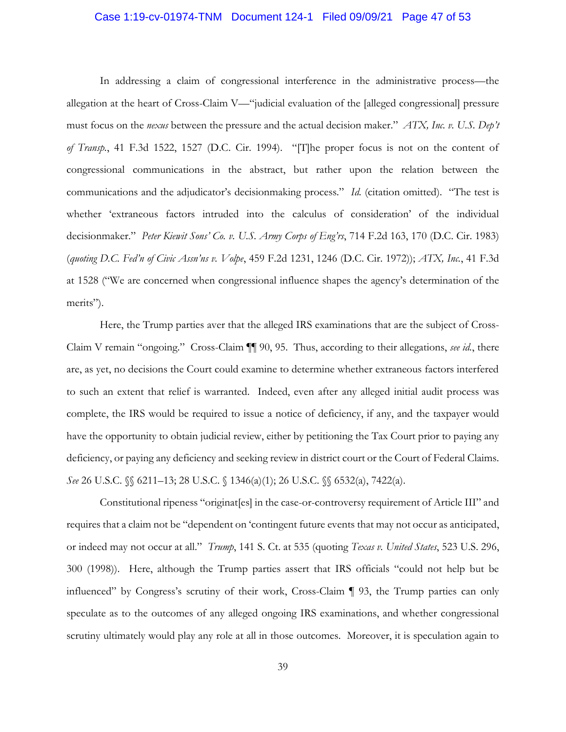In addressing a claim of congressional interference in the administrative process—the allegation at the heart of Cross-Claim V—"judicial evaluation of the [alleged congressional] pressure must focus on the *nexus* between the pressure and the actual decision maker." *ATX, Inc. v. U.S. Dep't of Transp.*, 41 F.3d 1522, 1527 (D.C. Cir. 1994). "[T]he proper focus is not on the content of congressional communications in the abstract, but rather upon the relation between the communications and the adjudicator's decisionmaking process." *Id.* (citation omitted). "The test is whether 'extraneous factors intruded into the calculus of consideration' of the individual decisionmaker." *Peter Kiewit Sons' Co. v. U.S. Army Corps of Eng'rs*, 714 F.2d 163, 170 (D.C. Cir. 1983) (*quoting D.C. Fed'n of Civic Ass'ns v. Volpe*, 459 F.2d 1231, 1246 (D.C. Cir. 1972)); *ATX, Inc.*, 41 F.3d at 1528 ("We are concerned when congressional influence shapes the agency's determination of the merits").

Here, the Trump parties aver that the alleged IRS examinations that are the subject of Cross-Claim V remain "ongoing." Cross-Claim ¶¶ 90, 95. Thus, according to their allegations, *see id.*, there are, as yet, no decisions the Court could examine to determine whether extraneous factors interfered to such an extent that relief is warranted. Indeed, even after any alleged initial audit process was complete, the IRS would be required to issue a notice of deficiency, if any, and the taxpayer would have the opportunity to obtain judicial review, either by petitioning the Tax Court prior to paying any deficiency, or paying any deficiency and seeking review in district court or the Court of Federal Claims. *See* 26 U.S.C. §§ 6211–13; 28 U.S.C. § 1346(a)(1); 26 U.S.C. §§ 6532(a), 7422(a).

Constitutional ripeness "originat[es] in the case-or-controversy requirement of Article III" and requires that a claim not be "dependent on 'contingent future events that may not occur as anticipated, or indeed may not occur at all." *Trump*, 141 S. Ct. at 535 (quoting *Texas v. United States*, 523 U.S. 296, 300 (1998)). Here, although the Trump parties assert that IRS officials "could not help but be influenced" by Congress's scrutiny of their work, Cross-Claim ¶ 93, the Trump parties can only speculate as to the outcomes of any alleged ongoing IRS examinations, and whether congressional scrutiny ultimately would play any role at all in those outcomes. Moreover, it is speculation again to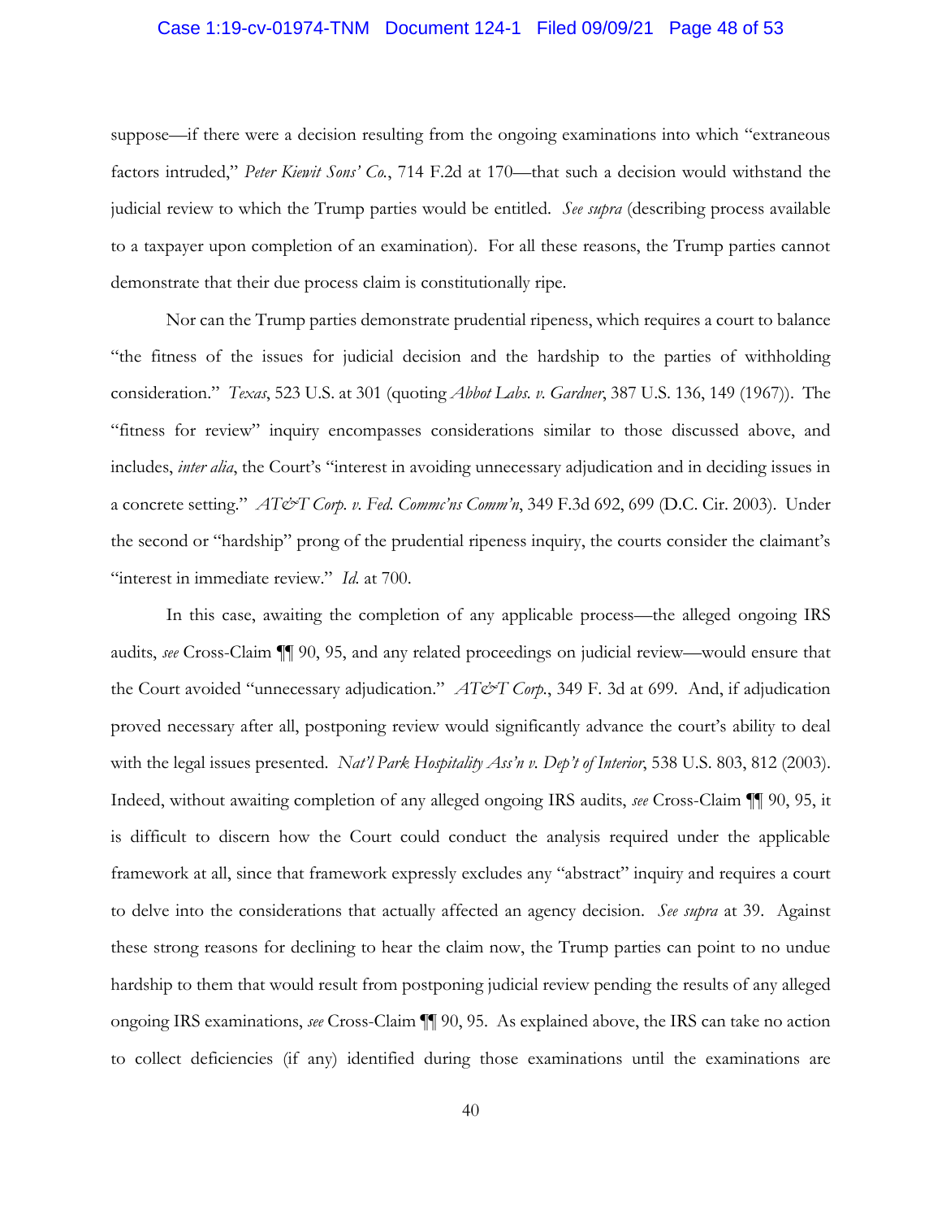suppose—if there were a decision resulting from the ongoing examinations into which "extraneous factors intruded," *Peter Kiewit Sons' Co.*, 714 F.2d at 170—that such a decision would withstand the judicial review to which the Trump parties would be entitled. *See supra* (describing process available to a taxpayer upon completion of an examination). For all these reasons, the Trump parties cannot demonstrate that their due process claim is constitutionally ripe.

Nor can the Trump parties demonstrate prudential ripeness, which requires a court to balance "the fitness of the issues for judicial decision and the hardship to the parties of withholding consideration." *Texas*, 523 U.S. at 301 (quoting *Abbot Labs. v. Gardner*, 387 U.S. 136, 149 (1967)). The "fitness for review" inquiry encompasses considerations similar to those discussed above, and includes, *inter alia*, the Court's "interest in avoiding unnecessary adjudication and in deciding issues in a concrete setting." *AT&T Corp. v. Fed. Commc'ns Comm'n*, 349 F.3d 692, 699 (D.C. Cir. 2003). Under the second or "hardship" prong of the prudential ripeness inquiry, the courts consider the claimant's "interest in immediate review." *Id.* at 700.

In this case, awaiting the completion of any applicable process—the alleged ongoing IRS audits, *see* Cross-Claim ¶¶ 90, 95, and any related proceedings on judicial review—would ensure that the Court avoided "unnecessary adjudication." *AT&T Corp.*, 349 F. 3d at 699. And, if adjudication proved necessary after all, postponing review would significantly advance the court's ability to deal with the legal issues presented. *Nat'l Park Hospitality Ass'n v. Dep't of Interior*, 538 U.S. 803, 812 (2003). Indeed, without awaiting completion of any alleged ongoing IRS audits, *see* Cross-Claim ¶¶ 90, 95, it is difficult to discern how the Court could conduct the analysis required under the applicable framework at all, since that framework expressly excludes any "abstract" inquiry and requires a court to delve into the considerations that actually affected an agency decision. *See supra* at 39. Against these strong reasons for declining to hear the claim now, the Trump parties can point to no undue hardship to them that would result from postponing judicial review pending the results of any alleged ongoing IRS examinations, *see* Cross-Claim ¶¶ 90, 95. As explained above, the IRS can take no action to collect deficiencies (if any) identified during those examinations until the examinations are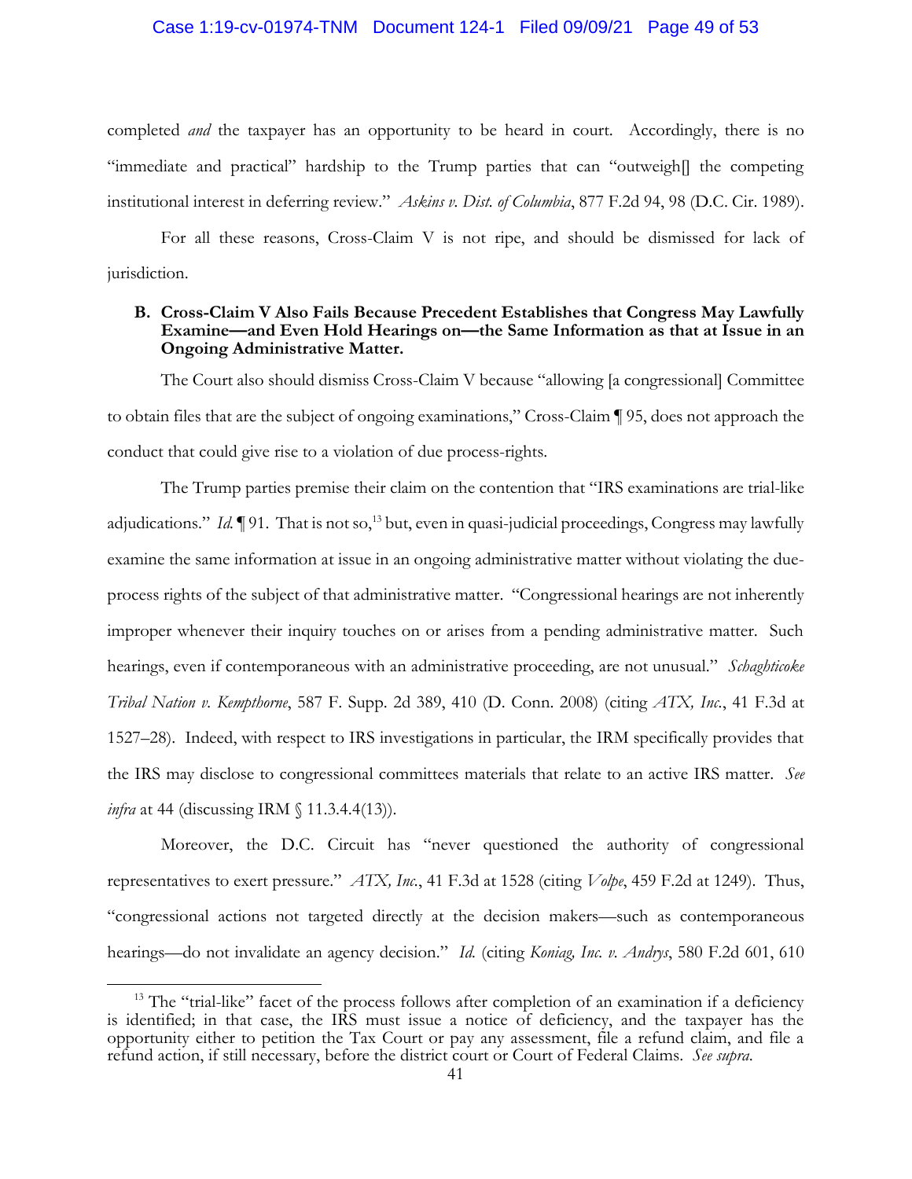completed *and* the taxpayer has an opportunity to be heard in court. Accordingly, there is no "immediate and practical" hardship to the Trump parties that can "outweigh[] the competing institutional interest in deferring review." *Askins v. Dist. of Columbia*, 877 F.2d 94, 98 (D.C. Cir. 1989).

For all these reasons, Cross-Claim V is not ripe, and should be dismissed for lack of jurisdiction.

**B. Cross-Claim V Also Fails Because Precedent Establishes that Congress May Lawfully Examine—and Even Hold Hearings on—the Same Information as that at Issue in an Ongoing Administrative Matter.**

The Court also should dismiss Cross-Claim V because "allowing [a congressional] Committee to obtain files that are the subject of ongoing examinations," Cross-Claim ¶ 95, does not approach the conduct that could give rise to a violation of due process-rights.

The Trump parties premise their claim on the contention that "IRS examinations are trial-like adjudications." *Id.* ¶ 91. That is not so,[13] but, even in quasi-judicial proceedings, Congress may lawfully examine the same information at issue in an ongoing administrative matter without violating the due-process rights of the subject of that administrative matter. "Congressional hearings are not inherently improper whenever their inquiry touches on or arises from a pending administrative matter. Such hearings, even if contemporaneous with an administrative proceeding, are not unusual." *Schaghticoke Tribal Nation v. Kempthorne*, 587 F. Supp. 2d 389, 410 (D. Conn. 2008) (citing *ATX, Inc.*, 41 F.3d at 1527–28). Indeed, with respect to IRS investigations in particular, the IRM specifically provides that the IRS may disclose to congressional committees materials that relate to an active IRS matter. *See infra* at 44 (discussing IRM § 11.3.4.4(13)).

Moreover, the D.C. Circuit has "never questioned the authority of congressional representatives to exert pressure." *ATX, Inc.*, 41 F.3d at 1528 (citing *Volpe*, 459 F.2d at 1249). Thus, "congressional actions not targeted directly at the decision makers—such as contemporaneous hearings—do not invalidate an agency decision." *Id.* (citing *Koniag, Inc. v. Andrus*, 580 F.2d 601, 610

[13] The "trial-like" facet of the process follows after completion of an examination if a deficiency is identified; in that case, the IRS must issue a notice of deficiency, and the taxpayer has the opportunity either to petition the Tax Court or pay any assessment, file a refund claim, and file a refund action, if still necessary, before the district court or Court of Federal Claims. *See supra*.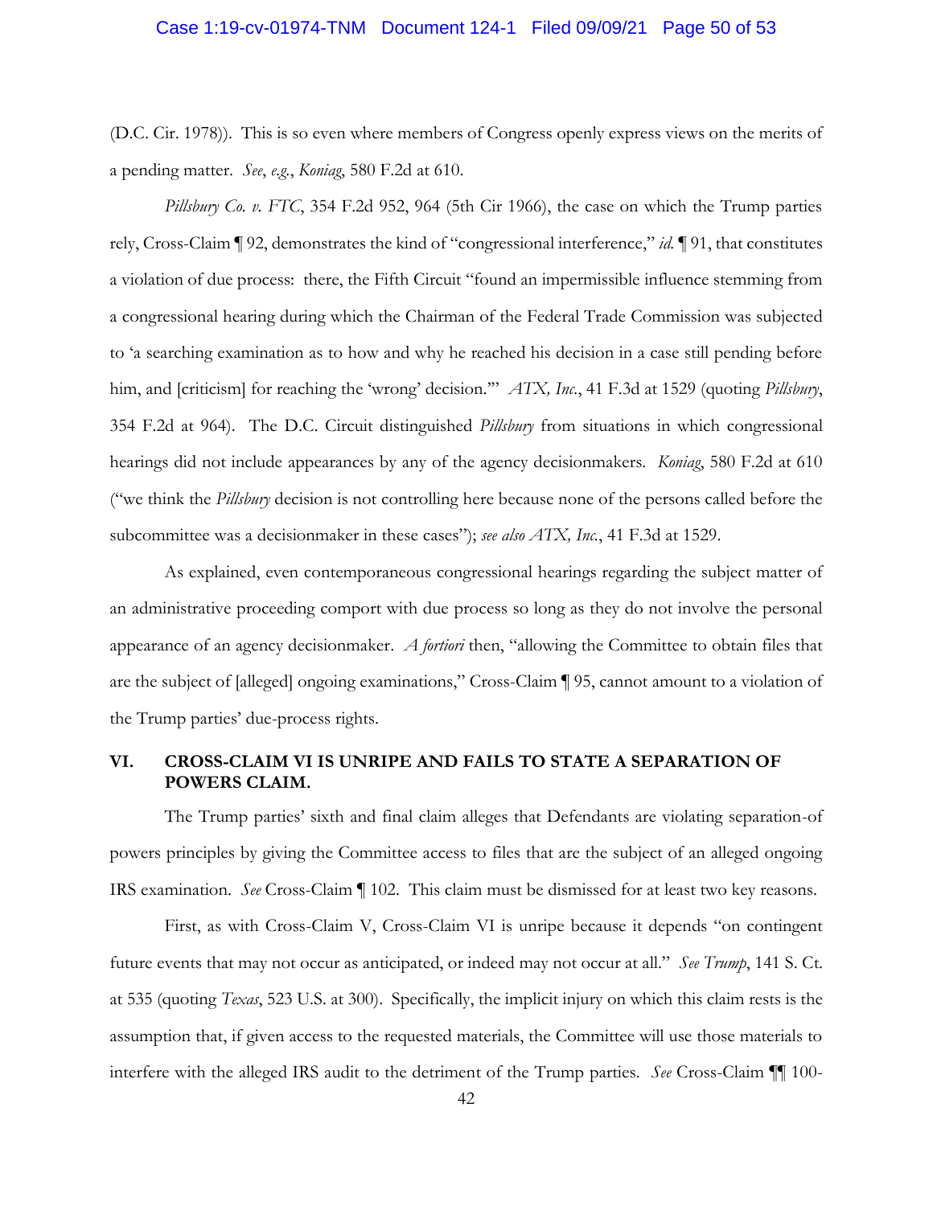(D.C. Cir. 1978)). This is so even where members of Congress openly express views on the merits of a pending matter. *See*, *e.g.*, *Koniag*, 580 F.2d at 610.

*Pillsbury Co. v. FTC*, 354 F.2d 952, 964 (5th Cir 1966), the case on which the Trump parties rely, Cross-Claim ¶ 92, demonstrates the kind of "congressional interference," *id.* ¶ 91, that constitutes a violation of due process: there, the Fifth Circuit "found an impermissible influence stemming from a congressional hearing during which the Chairman of the Federal Trade Commission was subjected to 'a searching examination as to how and why he reached his decision in a case still pending before him, and [criticism] for reaching the 'wrong' decision.'" *ATX, Inc.*, 41 F.3d at 1529 (quoting *Pillsbury*, 354 F.2d at 964). The D.C. Circuit distinguished *Pillsbury* from situations in which congressional hearings did not include appearances by any of the agency decisionmakers. *Koniag*, 580 F.2d at 610 ("we think the *Pillsbury* decision is not controlling here because none of the persons called before the subcommittee was a decisionmaker in these cases"); *see also ATX, Inc.*, 41 F.3d at 1529.

As explained, even contemporaneous congressional hearings regarding the subject matter of an administrative proceeding comport with due process so long as they do not involve the personal appearance of an agency decisionmaker. *A fortiori* then, "allowing the Committee to obtain files that are the subject of [alleged] ongoing examinations," Cross-Claim ¶ 95, cannot amount to a violation of the Trump parties' due-process rights.

## VI. CROSS-CLAIM VI IS UNRIPE AND FAILS TO STATE A SEPARATION OF POWERS CLAIM.

The Trump parties' sixth and final claim alleges that Defendants are violating separation-of powers principles by giving the Committee access to files that are the subject of an alleged ongoing IRS examination. *See* Cross-Claim ¶ 102. This claim must be dismissed for at least two key reasons.

First, as with Cross-Claim V, Cross-Claim VI is unripe because it depends "on contingent future events that may not occur as anticipated, or indeed may not occur at all." *See Trump*, 141 S. Ct. at 535 (quoting *Texas*, 523 U.S. at 300). Specifically, the implicit injury on which this claim rests is the assumption that, if given access to the requested materials, the Committee will use those materials to interfere with the alleged IRS audit to the detriment of the Trump parties. *See* Cross-Claim ¶¶ 100-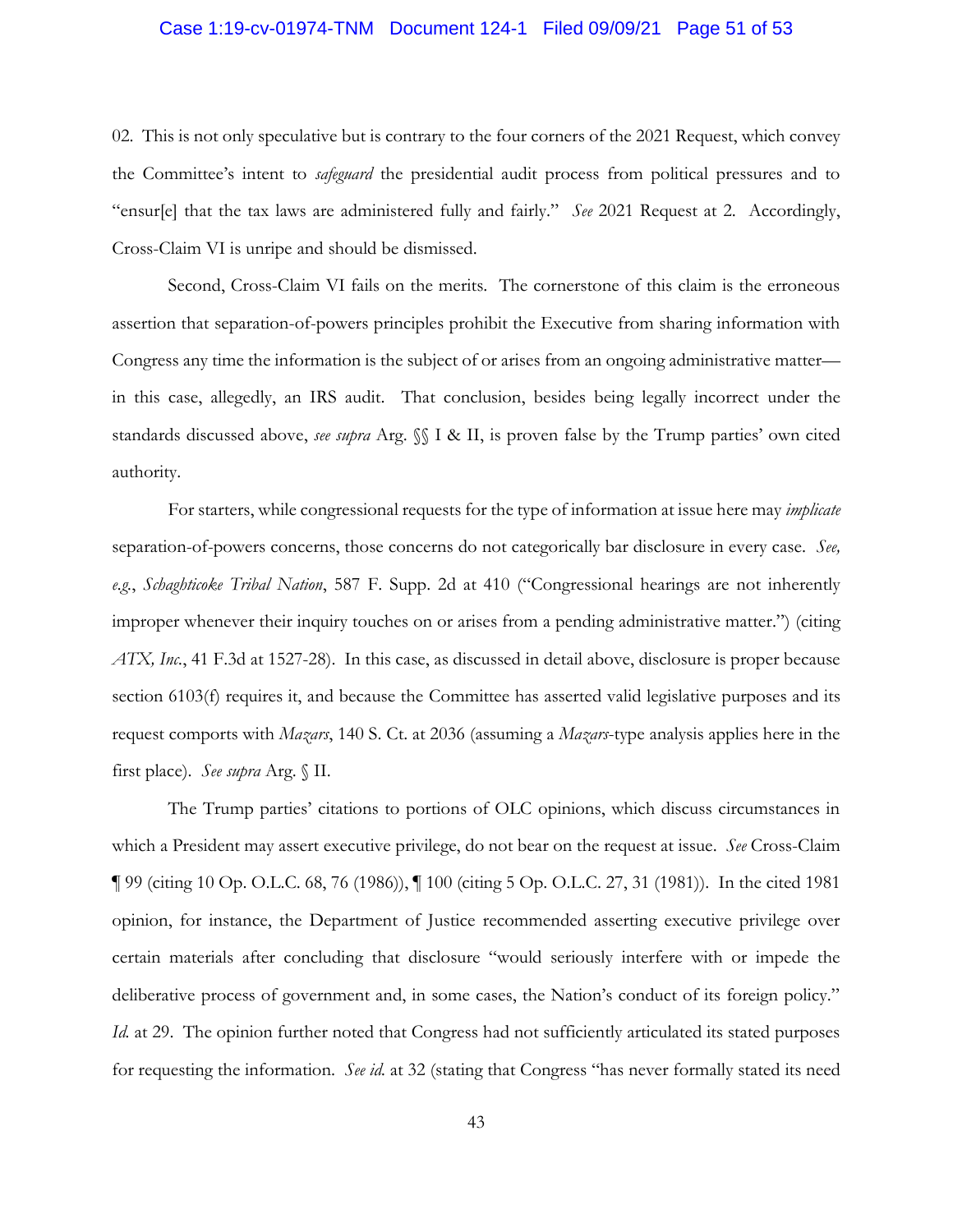02. This is not only speculative but is contrary to the four corners of the 2021 Request, which convey the Committee's intent to *safeguard* the presidential audit process from political pressures and to "ensur[e] that the tax laws are administered fully and fairly." *See* 2021 Request at 2. Accordingly, Cross-Claim VI is unripe and should be dismissed.

Second, Cross-Claim VI fails on the merits. The cornerstone of this claim is the erroneous assertion that separation-of-powers principles prohibit the Executive from sharing information with Congress any time the information is the subject of or arises from an ongoing administrative matter—in this case, allegedly, an IRS audit. That conclusion, besides being legally incorrect under the standards discussed above, *see supra* Arg. §§ I & II, is proven false by the Trump parties' own cited authority.

For starters, while congressional requests for the type of information at issue here may *implicate* separation-of-powers concerns, those concerns do not categorically bar disclosure in every case. *See, e.g.*, *Schaghticoke Tribal Nation*, 587 F. Supp. 2d at 410 ("Congressional hearings are not inherently improper whenever their inquiry touches on or arises from a pending administrative matter.") (citing *ATX, Inc.*, 41 F.3d at 1527-28). In this case, as discussed in detail above, disclosure is proper because section 6103(f) requires it, and because the Committee has asserted valid legislative purposes and its request comports with *Mazars*, 140 S. Ct. at 2036 (assuming a *Mazars*-type analysis applies here in the first place). *See supra* Arg. § II.

The Trump parties' citations to portions of OLC opinions, which discuss circumstances in which a President may assert executive privilege, do not bear on the request at issue. *See* Cross-Claim ¶ 99 (citing 10 Op. O.L.C. 68, 76 (1986)), ¶ 100 (citing 5 Op. O.L.C. 27, 31 (1981)). In the cited 1981 opinion, for instance, the Department of Justice recommended asserting executive privilege over certain materials after concluding that disclosure "would seriously interfere with or impede the deliberative process of government and, in some cases, the Nation's conduct of its foreign policy." *Id.* at 29. The opinion further noted that Congress had not sufficiently articulated its stated purposes for requesting the information. *See id.* at 32 (stating that Congress "has never formally stated its need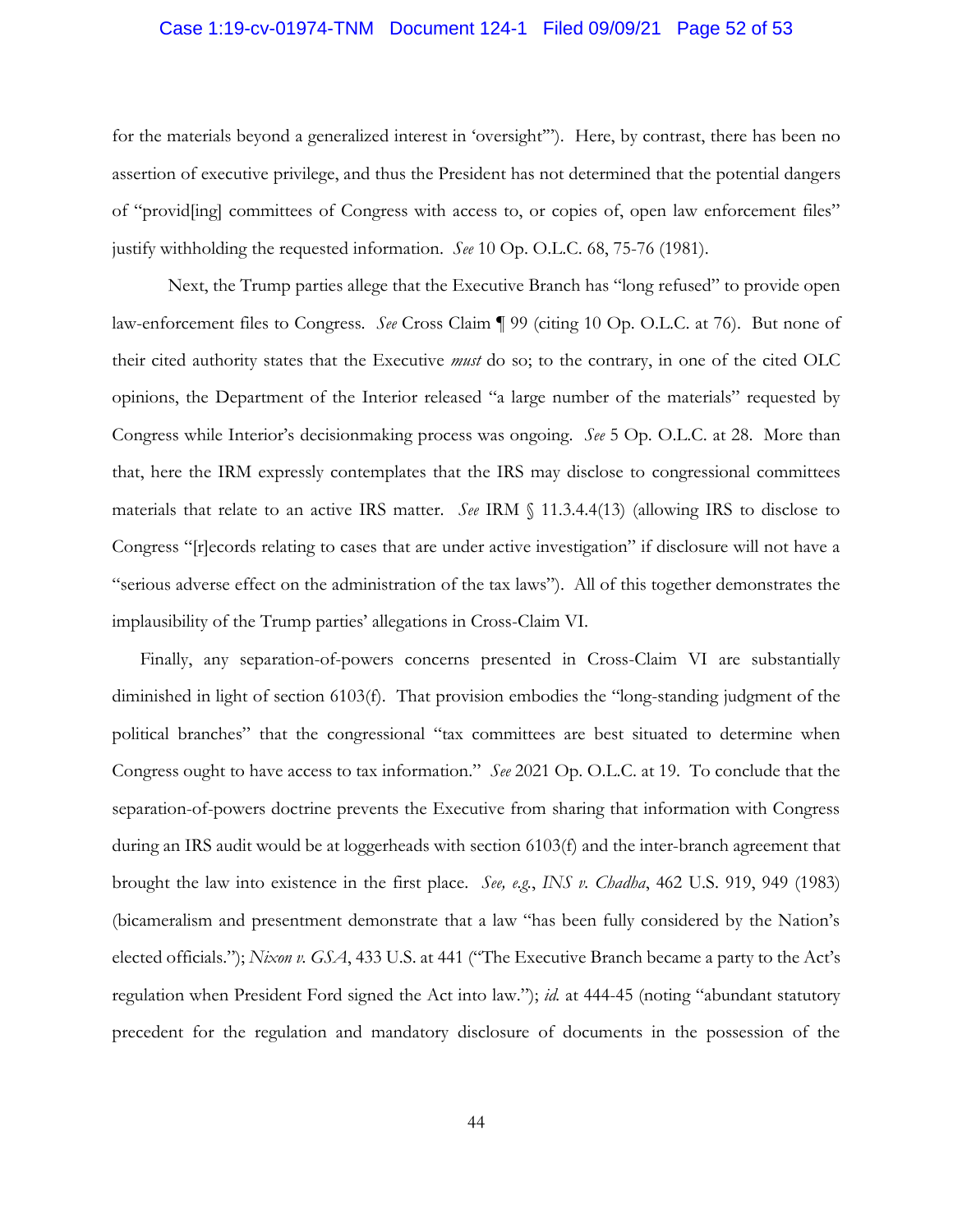for the materials beyond a generalized interest in 'oversight'"). Here, by contrast, there has been no assertion of executive privilege, and thus the President has not determined that the potential dangers of "provid[ing] committees of Congress with access to, or copies of, open law enforcement files" justify withholding the requested information. *See* 10 Op. O.L.C. 68, 75-76 (1981).

Next, the Trump parties allege that the Executive Branch has "long refused" to provide open law-enforcement files to Congress. *See* Cross Claim ¶ 99 (citing 10 Op. O.L.C. at 76). But none of their cited authority states that the Executive *must* do so; to the contrary, in one of the cited OLC opinions, the Department of the Interior released "a large number of the materials" requested by Congress while Interior's decisionmaking process was ongoing. *See* 5 Op. O.L.C. at 28. More than that, here the IRM expressly contemplates that the IRS may disclose to congressional committees materials that relate to an active IRS matter. *See* IRM § 11.3.4.4(13) (allowing IRS to disclose to Congress "[r]ecords relating to cases that are under active investigation" if disclosure will not have a "serious adverse effect on the administration of the tax laws"). All of this together demonstrates the implausibility of the Trump parties' allegations in Cross-Claim VI.

Finally, any separation-of-powers concerns presented in Cross-Claim VI are substantially diminished in light of section 6103(f). That provision embodies the "long-standing judgment of the political branches" that the congressional "tax committees are best situated to determine when Congress ought to have access to tax information." *See* 2021 Op. O.L.C. at 19. To conclude that the separation-of-powers doctrine prevents the Executive from sharing that information with Congress during an IRS audit would be at loggerheads with section 6103(f) and the inter-branch agreement that brought the law into existence in the first place. *See, e.g.*, *INS v. Chadha*, 462 U.S. 919, 949 (1983) (bicameralism and presentment demonstrate that a law "has been fully considered by the Nation's elected officials."); *Nixon v. GSA*, 433 U.S. at 441 ("The Executive Branch became a party to the Act's regulation when President Ford signed the Act into law."); *id.* at 444-45 (noting "abundant statutory precedent for the regulation and mandatory disclosure of documents in the possession of the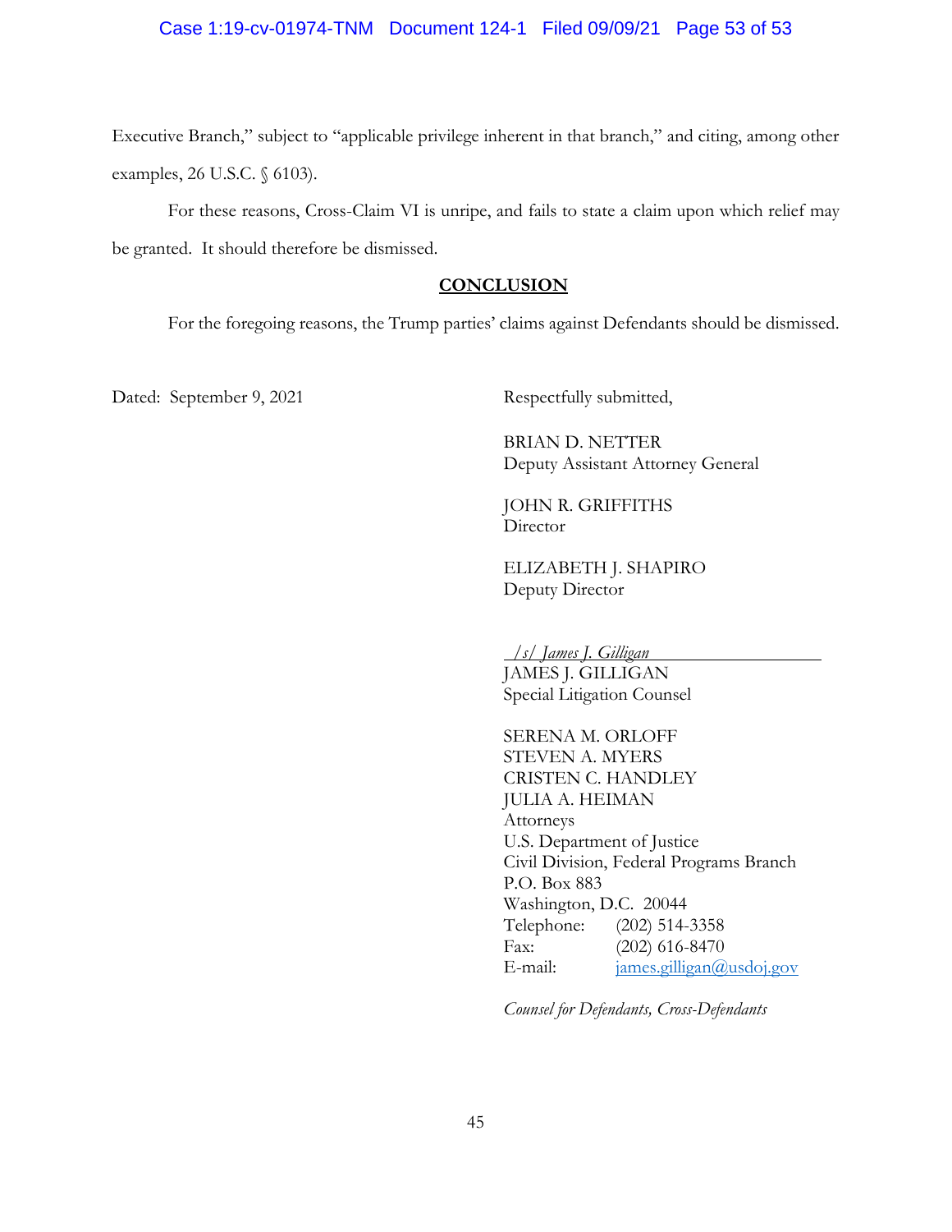Executive Branch," subject to "applicable privilege inherent in that branch," and citing, among other examples, 26 U.S.C. § 6103).

For these reasons, Cross-Claim VI is unripe, and fails to state a claim upon which relief may be granted. It should therefore be dismissed.

## CONCLUSION

For the foregoing reasons, the Trump parties' claims against Defendants should be dismissed.

Dated: September 9, 2021

Respectfully submitted,

BRIAN D. NETTER
Deputy Assistant Attorney General

JOHN R. GRIFFITHS
Director

ELIZABETH J. SHAPIRO
Deputy Director

*/s/ James J. Gilligan*
JAMES J. GILLIGAN
Special Litigation Counsel

SERENA M. ORLOFF
STEVEN A. MYERS
CRISTEN C. HANDLEY
JULIA A. HEIMAN
Attorneys
U.S. Department of Justice
Civil Division, Federal Programs Branch
P.O. Box 883
Washington, D.C. 20044
Telephone: (202) 514-3358
Fax: (202) 616-8470
E-mail: james.gilligan@usdoj.gov

*Counsel for Defendants, Cross-Defendants*